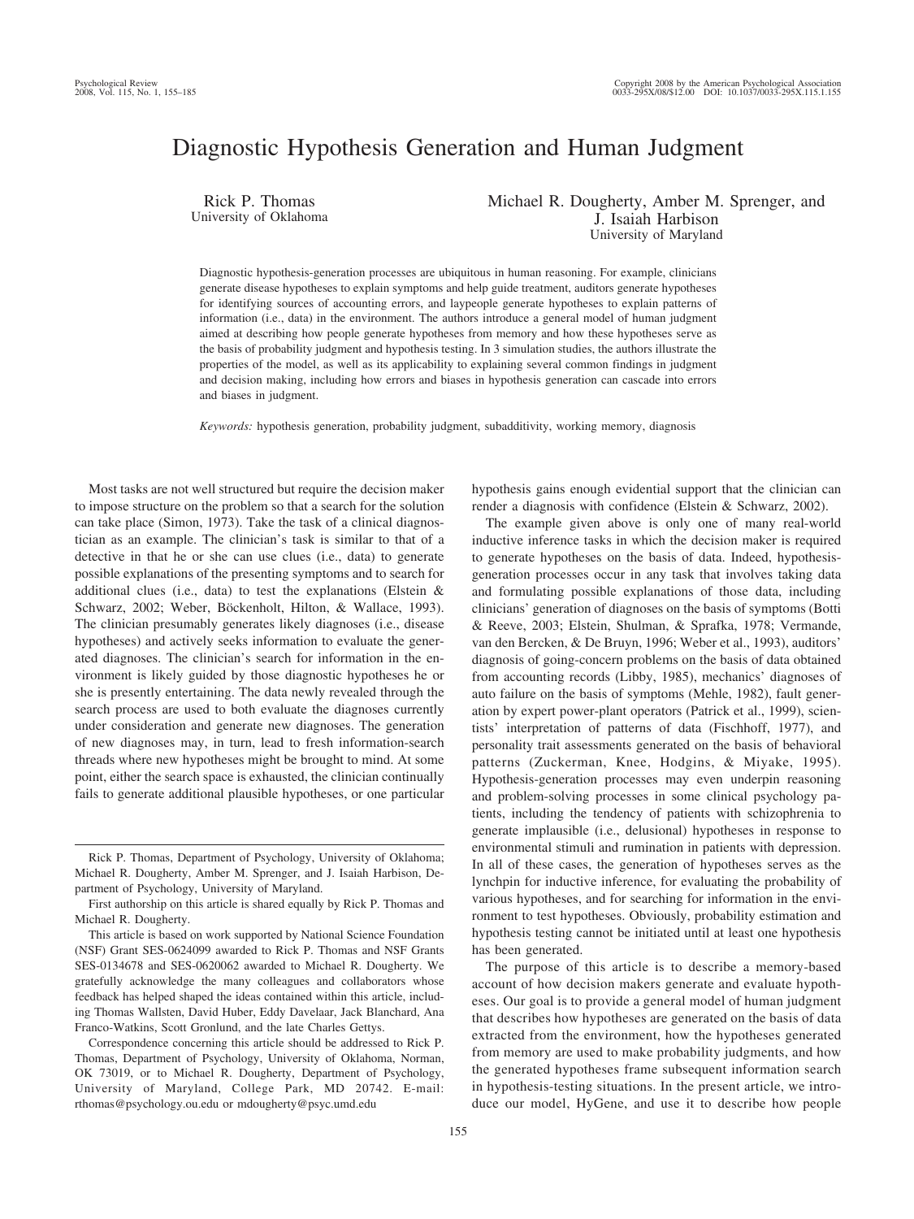# Diagnostic Hypothesis Generation and Human Judgment

Rick P. Thomas
University of Oklahoma

Michael R. Dougherty, Amber M. Sprenger, and J. Isaiah Harbison
University of Maryland

Diagnostic hypothesis-generation processes are ubiquitous in human reasoning. For example, clinicians generate disease hypotheses to explain symptoms and help guide treatment, auditors generate hypotheses for identifying sources of accounting errors, and laypeople generate hypotheses to explain patterns of information (i.e., data) in the environment. The authors introduce a general model of human judgment aimed at describing how people generate hypotheses from memory and how these hypotheses serve as the basis of probability judgment and hypothesis testing. In 3 simulation studies, the authors illustrate the properties of the model, as well as its applicability to explaining several common findings in judgment and decision making, including how errors and biases in hypothesis generation can cascade into errors and biases in judgment.

*Keywords:* hypothesis generation, probability judgment, subadditivity, working memory, diagnosis

Most tasks are not well structured but require the decision maker to impose structure on the problem so that a search for the solution can take place (Simon, 1973). Take the task of a clinical diagnostician as an example. The clinician's task is similar to that of a detective in that he or she can use clues (i.e., data) to generate possible explanations of the presenting symptoms and to search for additional clues (i.e., data) to test the explanations (Elstein & Schwarz, 2002; Weber, Böckenholt, Hilton, & Wallace, 1993). The clinician presumably generates likely diagnoses (i.e., disease hypotheses) and actively seeks information to evaluate the generated diagnoses. The clinician's search for information in the environment is likely guided by those diagnostic hypotheses he or she is presently entertaining. The data newly revealed through the search process are used to both evaluate the diagnoses currently under consideration and generate new diagnoses. The generation of new diagnoses may, in turn, lead to fresh information-search threads where new hypotheses might be brought to mind. At some point, either the search space is exhausted, the clinician continually fails to generate additional plausible hypotheses, or one particular hypothesis gains enough evidential support that the clinician can render a diagnosis with confidence (Elstein & Schwarz, 2002).

The example given above is only one of many real-world inductive inference tasks in which the decision maker is required to generate hypotheses on the basis of data. Indeed, hypothesis-generation processes occur in any task that involves taking data and formulating possible explanations of those data, including clinicians' generation of diagnoses on the basis of symptoms (Botti & Reeve, 2003; Elstein, Shulman, & Sprafka, 1978; Vermande, van den Bercken, & De Bruyn, 1996; Weber et al., 1993), auditors' diagnosis of going-concern problems on the basis of data obtained from accounting records (Libby, 1985), mechanics' diagnoses of auto failure on the basis of symptoms (Mehle, 1982), fault generation by expert power-plant operators (Patrick et al., 1999), scientists' interpretation of patterns of data (Fischhoff, 1977), and personality trait assessments generated on the basis of behavioral patterns (Zuckerman, Knee, Hodgins, & Miyake, 1995). Hypothesis-generation processes may even underpin reasoning and problem-solving processes in some clinical psychology patients, including the tendency of patients with schizophrenia to generate implausible (i.e., delusional) hypotheses in response to environmental stimuli and rumination in patients with depression. In all of these cases, the generation of hypotheses serves as the lynchpin for inductive inference, for evaluating the probability of various hypotheses, and for searching for information in the environment to test hypotheses. Obviously, probability estimation and hypothesis testing cannot be initiated until at least one hypothesis has been generated.

The purpose of this article is to describe a memory-based account of how decision makers generate and evaluate hypotheses. Our goal is to provide a general model of human judgment that describes how hypotheses are generated on the basis of data extracted from the environment, how the hypotheses generated from memory are used to make probability judgments, and how the generated hypotheses frame subsequent information search in hypothesis-testing situations. In the present article, we introduce our model, HyGene, and use it to describe how people

---

Rick P. Thomas, Department of Psychology, University of Oklahoma; Michael R. Dougherty, Amber M. Sprenger, and J. Isaiah Harbison, Department of Psychology, University of Maryland.

First authorship on this article is shared equally by Rick P. Thomas and Michael R. Dougherty.

This article is based on work supported by National Science Foundation (NSF) Grant SES-0624099 awarded to Rick P. Thomas and NSF Grants SES-0134678 and SES-0620062 awarded to Michael R. Dougherty. We gratefully acknowledge the many colleagues and collaborators whose feedback has helped shaped the ideas contained within this article, including Thomas Wallsten, David Huber, Eddy Davelaar, Jack Blanchard, Ana Franco-Watkins, Scott Gronlund, and the late Charles Gettys.

Correspondence concerning this article should be addressed to Rick P. Thomas, Department of Psychology, University of Oklahoma, Norman, OK 73019, or to Michael R. Dougherty, Department of Psychology, University of Maryland, College Park, MD 20742. E-mail: rthomas@psychology.ou.edu or mdougherty@psyc.umd.edu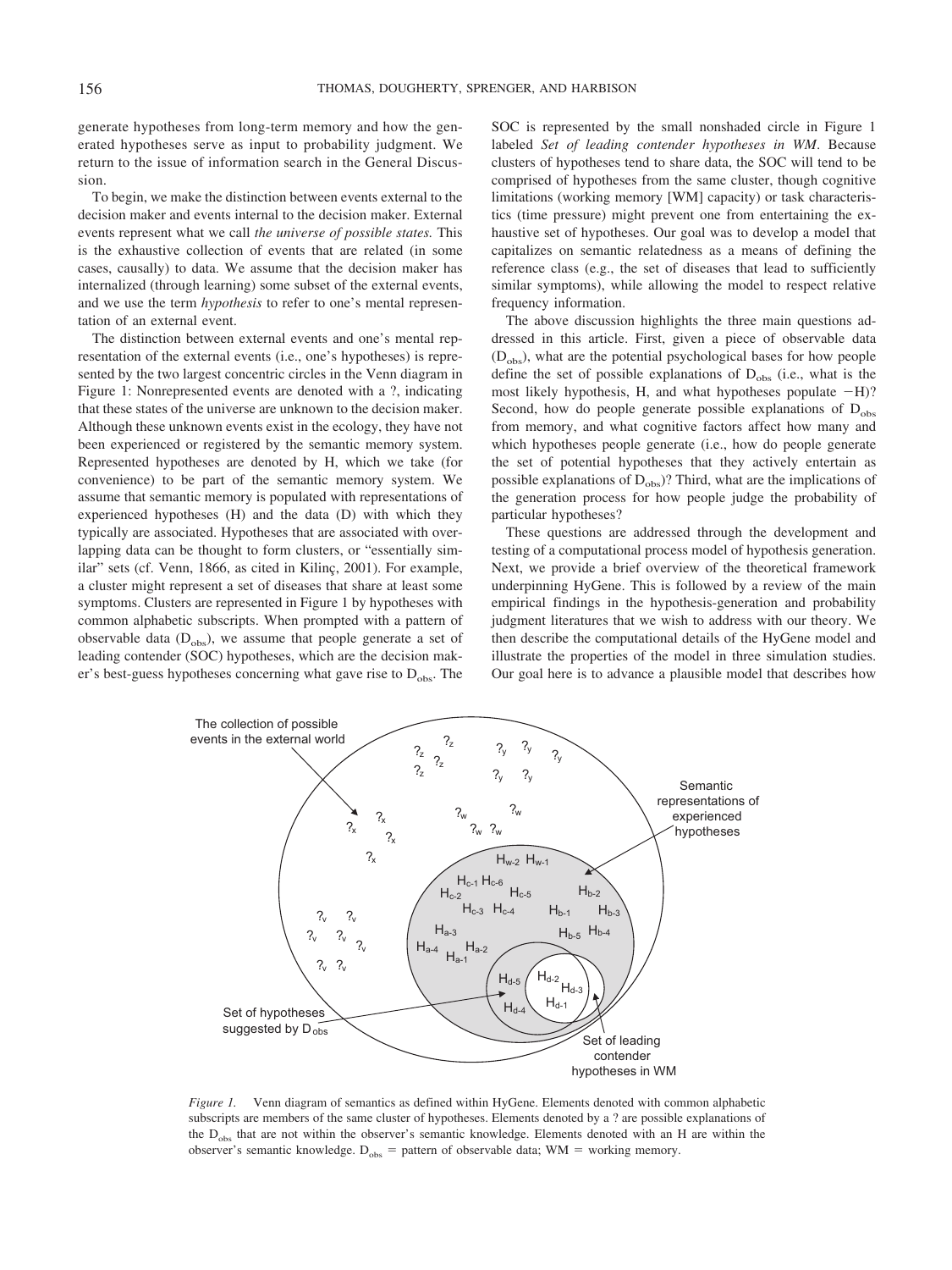generate hypotheses from long-term memory and how the generated hypotheses serve as input to probability judgment. We return to the issue of information search in the General Discussion.

To begin, we make the distinction between events external to the decision maker and events internal to the decision maker. External events represent what we call *the universe of possible states.* This is the exhaustive collection of events that are related (in some cases, causally) to data. We assume that the decision maker has internalized (through learning) some subset of the external events, and we use the term *hypothesis* to refer to one's mental representation of an external event.

The distinction between external events and one's mental representation of the external events (i.e., one's hypotheses) is represented by the two largest concentric circles in the Venn diagram in Figure 1: Nonrepresented events are denoted with a ?, indicating that these states of the universe are unknown to the decision maker. Although these unknown events exist in the ecology, they have not been experienced or registered by the semantic memory system. Represented hypotheses are denoted by H, which we take (for convenience) to be part of the semantic memory system. We assume that semantic memory is populated with representations of experienced hypotheses (H) and the data (D) with which they typically are associated. Hypotheses that are associated with overlapping data can be thought to form clusters, or "essentially similar" sets (cf. Venn, 1866, as cited in Kilinç, 2001). For example, a cluster might represent a set of diseases that share at least some symptoms. Clusters are represented in Figure 1 by hypotheses with common alphabetic subscripts. When prompted with a pattern of observable data ($D_{obs}$), we assume that people generate a set of leading contender (SOC) hypotheses, which are the decision maker's best-guess hypotheses concerning what gave rise to $D_{obs}$. The SOC is represented by the small nonshaded circle in Figure 1 labeled *Set of leading contender hypotheses in WM*. Because clusters of hypotheses tend to share data, the SOC will tend to be comprised of hypotheses from the same cluster, though cognitive limitations (working memory [WM] capacity) or task characteristics (time pressure) might prevent one from entertaining the exhaustive set of hypotheses. Our goal was to develop a model that capitalizes on semantic relatedness as a means of defining the reference class (e.g., the set of diseases that lead to sufficiently similar symptoms), while allowing the model to respect relative frequency information.

The above discussion highlights the three main questions addressed in this article. First, given a piece of observable data ($D_{obs}$), what are the potential psychological bases for how people define the set of possible explanations of $D_{obs}$ (i.e., what is the most likely hypothesis, H, and what hypotheses populate $-$H)? Second, how do people generate possible explanations of $D_{obs}$ from memory, and what cognitive factors affect how many and which hypotheses people generate (i.e., how do people generate the set of potential hypotheses that they actively entertain as possible explanations of $D_{obs}$)? Third, what are the implications of the generation process for how people judge the probability of particular hypotheses?

These questions are addressed through the development and testing of a computational process model of hypothesis generation. Next, we provide a brief overview of the theoretical framework underpinning HyGene. This is followed by a review of the main empirical findings in the hypothesis-generation and probability judgment literatures that we wish to address with our theory. We then describe the computational details of the HyGene model and illustrate the properties of the model in three simulation studies. Our goal here is to advance a plausible model that describes how

*Figure 1.* Venn diagram of semantics as defined within HyGene. Elements denoted with common alphabetic subscripts are members of the same cluster of hypotheses. Elements denoted by a ? are possible explanations of the $D_{obs}$ that are not within the observer's semantic knowledge. Elements denoted with an H are within the observer's semantic knowledge. $D_{obs}$ = pattern of observable data; WM = working memory.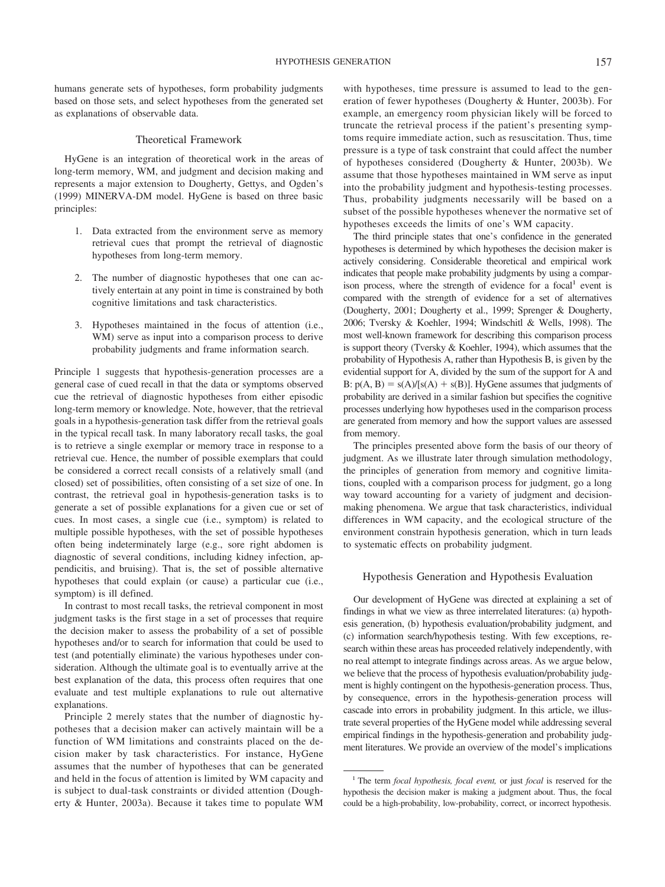humans generate sets of hypotheses, form probability judgments based on those sets, and select hypotheses from the generated set as explanations of observable data.

## Theoretical Framework

HyGene is an integration of theoretical work in the areas of long-term memory, WM, and judgment and decision making and represents a major extension to Dougherty, Gettys, and Ogden's (1999) MINERVA-DM model. HyGene is based on three basic principles:

1. Data extracted from the environment serve as memory retrieval cues that prompt the retrieval of diagnostic hypotheses from long-term memory.

2. The number of diagnostic hypotheses that one can actively entertain at any point in time is constrained by both cognitive limitations and task characteristics.

3. Hypotheses maintained in the focus of attention (i.e., WM) serve as input into a comparison process to derive probability judgments and frame information search.

Principle 1 suggests that hypothesis-generation processes are a general case of cued recall in that the data or symptoms observed cue the retrieval of diagnostic hypotheses from either episodic long-term memory or knowledge. Note, however, that the retrieval goals in a hypothesis-generation task differ from the retrieval goals in the typical recall task. In many laboratory recall tasks, the goal is to retrieve a single exemplar or memory trace in response to a retrieval cue. Hence, the number of possible exemplars that could be considered a correct recall consists of a relatively small (and closed) set of possibilities, often consisting of a set size of one. In contrast, the retrieval goal in hypothesis-generation tasks is to generate a set of possible explanations for a given cue or set of cues. In most cases, a single cue (i.e., symptom) is related to multiple possible hypotheses, with the set of possible hypotheses often being indeterminately large (e.g., sore right abdomen is diagnostic of several conditions, including kidney infection, appendicitis, and bruising). That is, the set of possible alternative hypotheses that could explain (or cause) a particular cue (i.e., symptom) is ill defined.

In contrast to most recall tasks, the retrieval component in most judgment tasks is the first stage in a set of processes that require the decision maker to assess the probability of a set of possible hypotheses and/or to search for information that could be used to test (and potentially eliminate) the various hypotheses under consideration. Although the ultimate goal is to eventually arrive at the best explanation of the data, this process often requires that one evaluate and test multiple explanations to rule out alternative explanations.

Principle 2 merely states that the number of diagnostic hypotheses that a decision maker can actively maintain will be a function of WM limitations and constraints placed on the decision maker by task characteristics. For instance, HyGene assumes that the number of hypotheses that can be generated and held in the focus of attention is limited by WM capacity and is subject to dual-task constraints or divided attention (Dougherty & Hunter, 2003a). Because it takes time to populate WM with hypotheses, time pressure is assumed to lead to the generation of fewer hypotheses (Dougherty & Hunter, 2003b). For example, an emergency room physician likely will be forced to truncate the retrieval process if the patient's presenting symptoms require immediate action, such as resuscitation. Thus, time pressure is a type of task constraint that could affect the number of hypotheses considered (Dougherty & Hunter, 2003b). We assume that those hypotheses maintained in WM serve as input into the probability judgment and hypothesis-testing processes. Thus, probability judgments necessarily will be based on a subset of the possible hypotheses whenever the normative set of hypotheses exceeds the limits of one's WM capacity.

The third principle states that one's confidence in the generated hypotheses is determined by which hypotheses the decision maker is actively considering. Considerable theoretical and empirical work indicates that people make probability judgments by using a comparison process, where the strength of evidence for a focal[1] event is compared with the strength of evidence for a set of alternatives (Dougherty, 2001; Dougherty et al., 1999; Sprenger & Dougherty, 2006; Tversky & Koehler, 1994; Windschitl & Wells, 1998). The most well-known framework for describing this comparison process is support theory (Tversky & Koehler, 1994), which assumes that the probability of Hypothesis A, rather than Hypothesis B, is given by the evidential support for A, divided by the sum of the support for A and B: $p(A, B) = s(A)/[s(A) + s(B)]$. HyGene assumes that judgments of probability are derived in a similar fashion but specifies the cognitive processes underlying how hypotheses used in the comparison process are generated from memory and how the support values are assessed from memory.

The principles presented above form the basis of our theory of judgment. As we illustrate later through simulation methodology, the principles of generation from memory and cognitive limitations, coupled with a comparison process for judgment, go a long way toward accounting for a variety of judgment and decision-making phenomena. We argue that task characteristics, individual differences in WM capacity, and the ecological structure of the environment constrain hypothesis generation, which in turn leads to systematic effects on probability judgment.

## Hypothesis Generation and Hypothesis Evaluation

Our development of HyGene was directed at explaining a set of findings in what we view as three interrelated literatures: (a) hypothesis generation, (b) hypothesis evaluation/probability judgment, and (c) information search/hypothesis testing. With few exceptions, research within these areas has proceeded relatively independently, with no real attempt to integrate findings across areas. As we argue below, we believe that the process of hypothesis evaluation/probability judgment is highly contingent on the hypothesis-generation process. Thus, by consequence, errors in the hypothesis-generation process will cascade into errors in probability judgment. In this article, we illustrate several properties of the HyGene model while addressing several empirical findings in the hypothesis-generation and probability judgment literatures. We provide an overview of the model's implications

[1] The term *focal hypothesis, focal event,* or just *focal* is reserved for the hypothesis the decision maker is making a judgment about. Thus, the focal could be a high-probability, low-probability, correct, or incorrect hypothesis.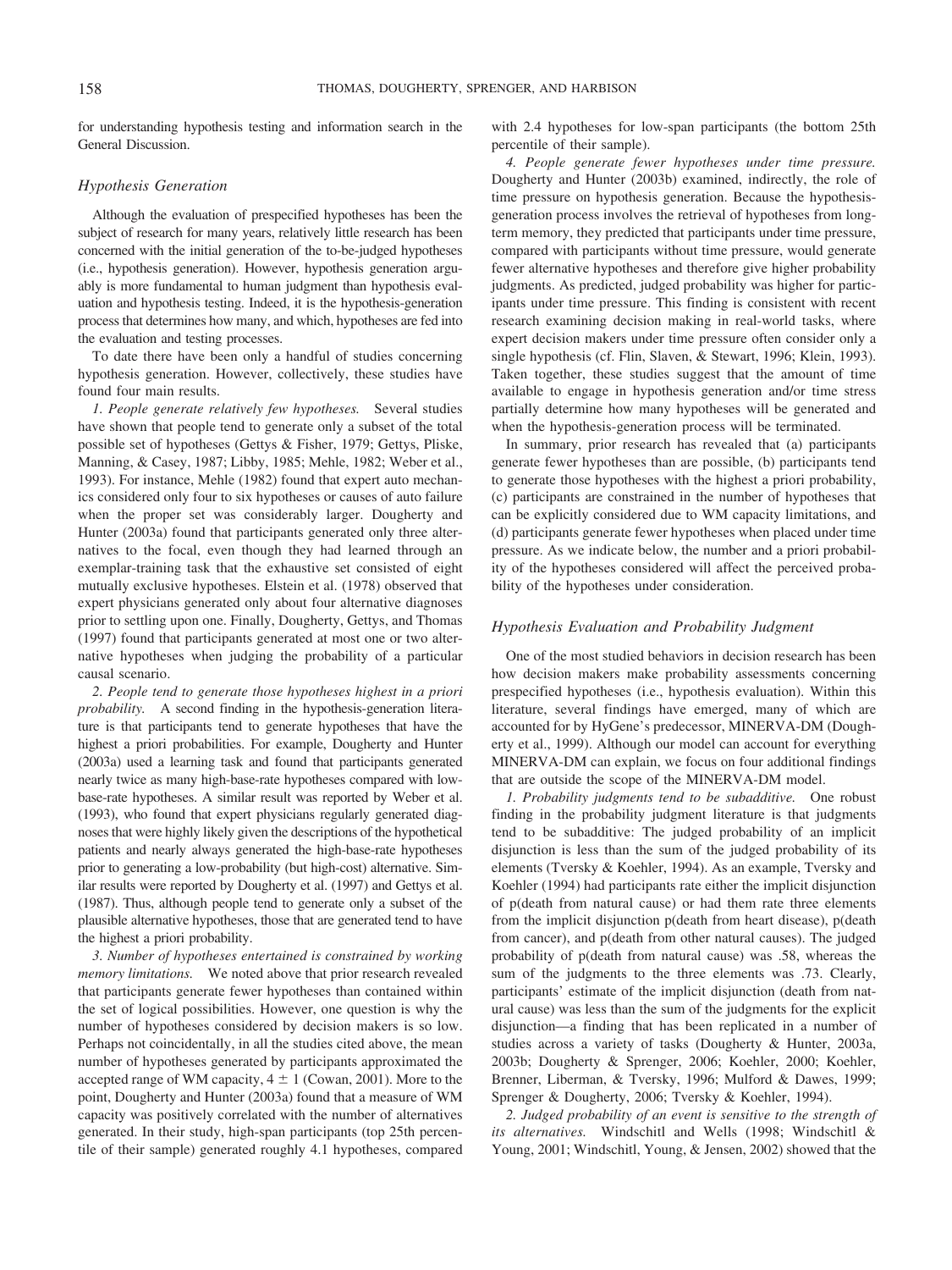for understanding hypothesis testing and information search in the General Discussion.

### Hypothesis Generation

Although the evaluation of prespecified hypotheses has been the subject of research for many years, relatively little research has been concerned with the initial generation of the to-be-judged hypotheses (i.e., hypothesis generation). However, hypothesis generation arguably is more fundamental to human judgment than hypothesis evaluation and hypothesis testing. Indeed, it is the hypothesis-generation process that determines how many, and which, hypotheses are fed into the evaluation and testing processes.

To date there have been only a handful of studies concerning hypothesis generation. However, collectively, these studies have found four main results.

*1. People generate relatively few hypotheses.* Several studies have shown that people tend to generate only a subset of the total possible set of hypotheses (Gettys & Fisher, 1979; Gettys, Pliske, Manning, & Casey, 1987; Libby, 1985; Mehle, 1982; Weber et al., 1993). For instance, Mehle (1982) found that expert auto mechanics considered only four to six hypotheses or causes of auto failure when the proper set was considerably larger. Dougherty and Hunter (2003a) found that participants generated only three alternatives to the focal, even though they had learned through an exemplar-training task that the exhaustive set consisted of eight mutually exclusive hypotheses. Elstein et al. (1978) observed that expert physicians generated only about four alternative diagnoses prior to settling upon one. Finally, Dougherty, Gettys, and Thomas (1997) found that participants generated at most one or two alternative hypotheses when judging the probability of a particular causal scenario.

*2. People tend to generate those hypotheses highest in a priori probability.* A second finding in the hypothesis-generation literature is that participants tend to generate hypotheses that have the highest a priori probabilities. For example, Dougherty and Hunter (2003a) used a learning task and found that participants generated nearly twice as many high-base-rate hypotheses compared with low-base-rate hypotheses. A similar result was reported by Weber et al. (1993), who found that expert physicians regularly generated diagnoses that were highly likely given the descriptions of the hypothetical patients and nearly always generated the high-base-rate hypotheses prior to generating a low-probability (but high-cost) alternative. Similar results were reported by Dougherty et al. (1997) and Gettys et al. (1987). Thus, although people tend to generate only a subset of the plausible alternative hypotheses, those that are generated tend to have the highest a priori probability.

*3. Number of hypotheses entertained is constrained by working memory limitations.* We noted above that prior research revealed that participants generate fewer hypotheses than contained within the set of logical possibilities. However, one question is why the number of hypotheses considered by decision makers is so low. Perhaps not coincidentally, in all the studies cited above, the mean number of hypotheses generated by participants approximated the accepted range of WM capacity, $4 \pm 1$ (Cowan, 2001). More to the point, Dougherty and Hunter (2003a) found that a measure of WM capacity was positively correlated with the number of alternatives generated. In their study, high-span participants (top 25th percentile of their sample) generated roughly 4.1 hypotheses, compared with 2.4 hypotheses for low-span participants (the bottom 25th percentile of their sample).

*4. People generate fewer hypotheses under time pressure.* Dougherty and Hunter (2003b) examined, indirectly, the role of time pressure on hypothesis generation. Because the hypothesis-generation process involves the retrieval of hypotheses from long-term memory, they predicted that participants under time pressure, compared with participants without time pressure, would generate fewer alternative hypotheses and therefore give higher probability judgments. As predicted, judged probability was higher for participants under time pressure. This finding is consistent with recent research examining decision making in real-world tasks, where expert decision makers under time pressure often consider only a single hypothesis (cf. Flin, Slaven, & Stewart, 1996; Klein, 1993). Taken together, these studies suggest that the amount of time available to engage in hypothesis generation and/or time stress partially determine how many hypotheses will be generated and when the hypothesis-generation process will be terminated.

In summary, prior research has revealed that (a) participants generate fewer hypotheses than are possible, (b) participants tend to generate those hypotheses with the highest a priori probability, (c) participants are constrained in the number of hypotheses that can be explicitly considered due to WM capacity limitations, and (d) participants generate fewer hypotheses when placed under time pressure. As we indicate below, the number and a priori probability of the hypotheses considered will affect the perceived probability of the hypotheses under consideration.

### Hypothesis Evaluation and Probability Judgment

One of the most studied behaviors in decision research has been how decision makers make probability assessments concerning prespecified hypotheses (i.e., hypothesis evaluation). Within this literature, several findings have emerged, many of which are accounted for by HyGene's predecessor, MINERVA-DM (Dougherty et al., 1999). Although our model can account for everything MINERVA-DM can explain, we focus on four additional findings that are outside the scope of the MINERVA-DM model.

*1. Probability judgments tend to be subadditive.* One robust finding in the probability judgment literature is that judgments tend to be subadditive: The judged probability of an implicit disjunction is less than the sum of the judged probability of its elements (Tversky & Koehler, 1994). As an example, Tversky and Koehler (1994) had participants rate either the implicit disjunction of p(death from natural cause) or had them rate three elements from the implicit disjunction p(death from heart disease), p(death from cancer), and p(death from other natural causes). The judged probability of p(death from natural cause) was .58, whereas the sum of the judgments to the three elements was .73. Clearly, participants' estimate of the implicit disjunction (death from natural cause) was less than the sum of the judgments for the explicit disjunction—a finding that has been replicated in a number of studies across a variety of tasks (Dougherty & Hunter, 2003a, 2003b; Dougherty & Sprenger, 2006; Koehler, 2000; Koehler, Brenner, Liberman, & Tversky, 1996; Mulford & Dawes, 1999; Sprenger & Dougherty, 2006; Tversky & Koehler, 1994).

*2. Judged probability of an event is sensitive to the strength of its alternatives.* Windschitl and Wells (1998; Windschitl & Young, 2001; Windschitl, Young, & Jensen, 2002) showed that the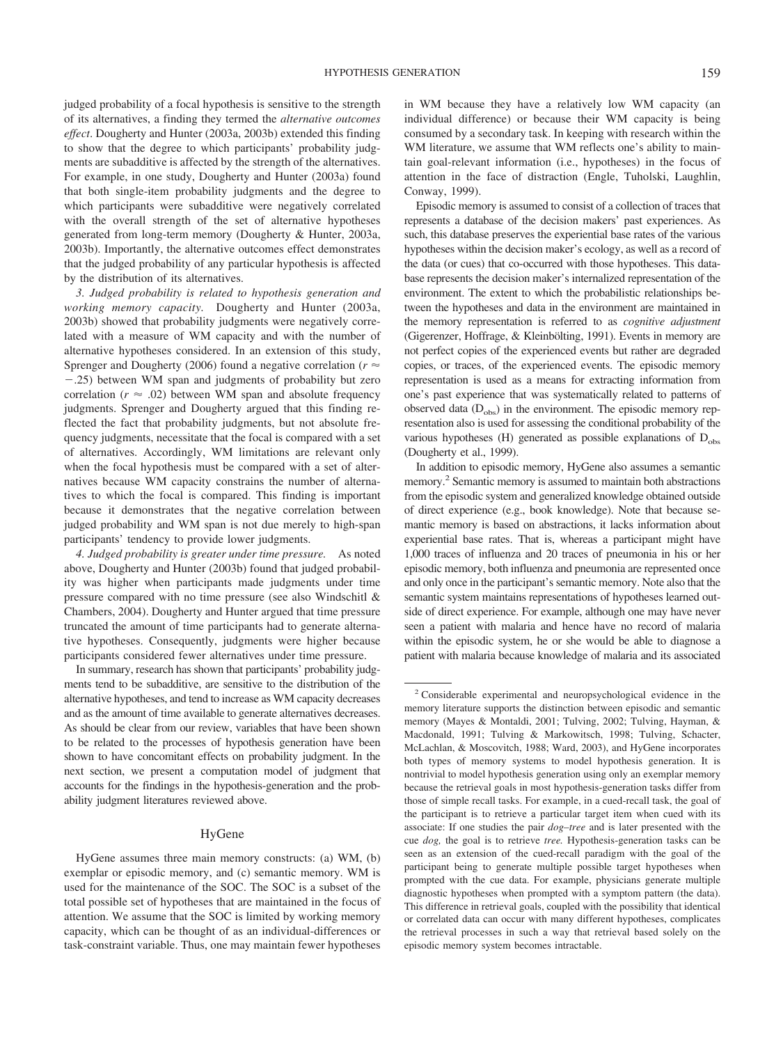judged probability of a focal hypothesis is sensitive to the strength of its alternatives, a finding they termed the *alternative outcomes effect*. Dougherty and Hunter (2003a, 2003b) extended this finding to show that the degree to which participants' probability judgments are subadditive is affected by the strength of the alternatives. For example, in one study, Dougherty and Hunter (2003a) found that both single-item probability judgments and the degree to which participants were subadditive were negatively correlated with the overall strength of the set of alternative hypotheses generated from long-term memory (Dougherty & Hunter, 2003a, 2003b). Importantly, the alternative outcomes effect demonstrates that the judged probability of any particular hypothesis is affected by the distribution of its alternatives.

*3. Judged probability is related to hypothesis generation and working memory capacity.* Dougherty and Hunter (2003a, 2003b) showed that probability judgments were negatively correlated with a measure of WM capacity and with the number of alternative hypotheses considered. In an extension of this study, Sprenger and Dougherty (2006) found a negative correlation ($r \approx -.25$) between WM span and judgments of probability but zero correlation ($r \approx .02$) between WM span and absolute frequency judgments. Sprenger and Dougherty argued that this finding reflected the fact that probability judgments, but not absolute frequency judgments, necessitate that the focal is compared with a set of alternatives. Accordingly, WM limitations are relevant only when the focal hypothesis must be compared with a set of alternatives because WM capacity constrains the number of alternatives to which the focal is compared. This finding is important because it demonstrates that the negative correlation between judged probability and WM span is not due merely to high-span participants' tendency to provide lower judgments.

*4. Judged probability is greater under time pressure.* As noted above, Dougherty and Hunter (2003b) found that judged probability was higher when participants made judgments under time pressure compared with no time pressure (see also Windschitl & Chambers, 2004). Dougherty and Hunter argued that time pressure truncated the amount of time participants had to generate alternative hypotheses. Consequently, judgments were higher because participants considered fewer alternatives under time pressure.

In summary, research has shown that participants' probability judgments tend to be subadditive, are sensitive to the distribution of the alternative hypotheses, and tend to increase as WM capacity decreases and as the amount of time available to generate alternatives decreases. As should be clear from our review, variables that have been shown to be related to the processes of hypothesis generation have been shown to have concomitant effects on probability judgment. In the next section, we present a computation model of judgment that accounts for the findings in the hypothesis-generation and the probability judgment literatures reviewed above.

## HyGene

HyGene assumes three main memory constructs: (a) WM, (b) exemplar or episodic memory, and (c) semantic memory. WM is used for the maintenance of the SOC. The SOC is a subset of the total possible set of hypotheses that are maintained in the focus of attention. We assume that the SOC is limited by working memory capacity, which can be thought of as an individual-differences or task-constraint variable. Thus, one may maintain fewer hypotheses in WM because they have a relatively low WM capacity (an individual difference) or because their WM capacity is being consumed by a secondary task. In keeping with research within the WM literature, we assume that WM reflects one's ability to maintain goal-relevant information (i.e., hypotheses) in the focus of attention in the face of distraction (Engle, Tuholski, Laughlin, Conway, 1999).

Episodic memory is assumed to consist of a collection of traces that represents a database of the decision makers' past experiences. As such, this database preserves the experiential base rates of the various hypotheses within the decision maker's ecology, as well as a record of the data (or cues) that co-occurred with those hypotheses. This database represents the decision maker's internalized representation of the environment. The extent to which the probabilistic relationships between the hypotheses and data in the environment are maintained in the memory representation is referred to as *cognitive adjustment* (Gigerenzer, Hoffrage, & Kleinbölting, 1991). Events in memory are not perfect copies of the experienced events but rather are degraded copies, or traces, of the experienced events. The episodic memory representation is used as a means for extracting information from one's past experience that was systematically related to patterns of observed data ($D_{obs}$) in the environment. The episodic memory representation also is used for assessing the conditional probability of the various hypotheses (H) generated as possible explanations of $D_{obs}$ (Dougherty et al., 1999).

In addition to episodic memory, HyGene also assumes a semantic memory.[2] Semantic memory is assumed to maintain both abstractions from the episodic system and generalized knowledge obtained outside of direct experience (e.g., book knowledge). Note that because semantic memory is based on abstractions, it lacks information about experiential base rates. That is, whereas a participant might have 1,000 traces of influenza and 20 traces of pneumonia in his or her episodic memory, both influenza and pneumonia are represented once and only once in the participant's semantic memory. Note also that the semantic system maintains representations of hypotheses learned outside of direct experience. For example, although one may have never seen a patient with malaria and hence have no record of malaria within the episodic system, he or she would be able to diagnose a patient with malaria because knowledge of malaria and its associated

[2] Considerable experimental and neuropsychological evidence in the memory literature supports the distinction between episodic and semantic memory (Mayes & Montaldi, 2001; Tulving, 2002; Tulving, Hayman, & Macdonald, 1991; Tulving & Markowitsch, 1998; Tulving, Schacter, McLachlan, & Moscovitch, 1988; Ward, 2003), and HyGene incorporates both types of memory systems to model hypothesis generation. It is nontrivial to model hypothesis generation using only an exemplar memory because the retrieval goals in most hypothesis-generation tasks differ from those of simple recall tasks. For example, in a cued-recall task, the goal of the participant is to retrieve a particular target item when cued with its associate: If one studies the pair *dog–tree* and is later presented with the cue *dog,* the goal is to retrieve *tree.* Hypothesis-generation tasks can be seen as an extension of the cued-recall paradigm with the goal of the participant being to generate multiple possible target hypotheses when prompted with the cue data. For example, physicians generate multiple diagnostic hypotheses when prompted with a symptom pattern (the data). This difference in retrieval goals, coupled with the possibility that identical or correlated data can occur with many different hypotheses, complicates the retrieval processes in such a way that retrieval based solely on the episodic memory system becomes intractable.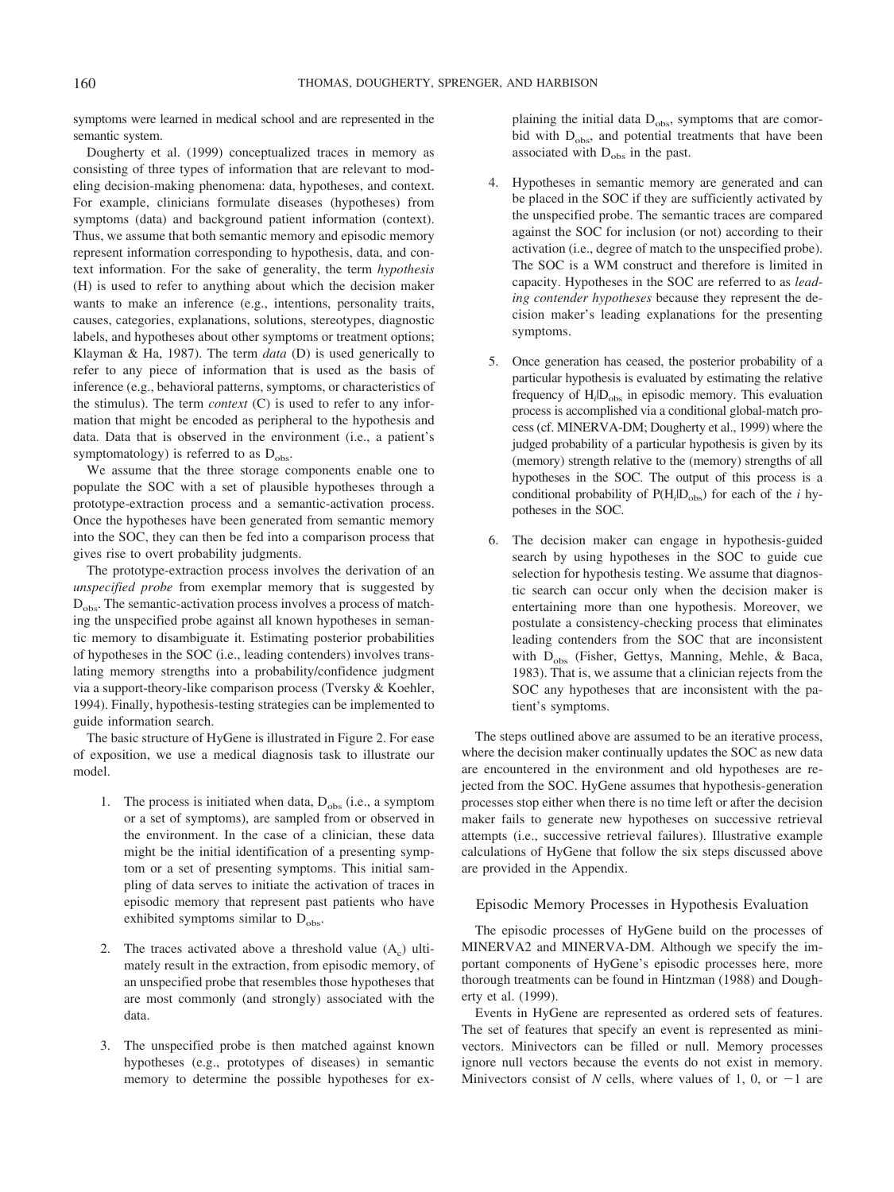symptoms were learned in medical school and are represented in the semantic system.

Dougherty et al. (1999) conceptualized traces in memory as consisting of three types of information that are relevant to modeling decision-making phenomena: data, hypotheses, and context. For example, clinicians formulate diseases (hypotheses) from symptoms (data) and background patient information (context). Thus, we assume that both semantic memory and episodic memory represent information corresponding to hypothesis, data, and context information. For the sake of generality, the term *hypothesis* (H) is used to refer to anything about which the decision maker wants to make an inference (e.g., intentions, personality traits, causes, categories, explanations, solutions, stereotypes, diagnostic labels, and hypotheses about other symptoms or treatment options; Klayman & Ha, 1987). The term *data* (D) is used generically to refer to any piece of information that is used as the basis of inference (e.g., behavioral patterns, symptoms, or characteristics of the stimulus). The term *context* (C) is used to refer to any information that might be encoded as peripheral to the hypothesis and data. Data that is observed in the environment (i.e., a patient's symptomatology) is referred to as $D_{obs}$.

We assume that the three storage components enable one to populate the SOC with a set of plausible hypotheses through a prototype-extraction process and a semantic-activation process. Once the hypotheses have been generated from semantic memory into the SOC, they can then be fed into a comparison process that gives rise to overt probability judgments.

The prototype-extraction process involves the derivation of an *unspecified probe* from exemplar memory that is suggested by $D_{obs}$. The semantic-activation process involves a process of matching the unspecified probe against all known hypotheses in semantic memory to disambiguate it. Estimating posterior probabilities of hypotheses in the SOC (i.e., leading contenders) involves translating memory strengths into a probability/confidence judgment via a support-theory-like comparison process (Tversky & Koehler, 1994). Finally, hypothesis-testing strategies can be implemented to guide information search.

The basic structure of HyGene is illustrated in Figure 2. For ease of exposition, we use a medical diagnosis task to illustrate our model.

1. The process is initiated when data, $D_{obs}$ (i.e., a symptom or a set of symptoms), are sampled from or observed in the environment. In the case of a clinician, these data might be the initial identification of a presenting symptom or a set of presenting symptoms. This initial sampling of data serves to initiate the activation of traces in episodic memory that represent past patients who have exhibited symptoms similar to $D_{obs}$.

2. The traces activated above a threshold value ($A_c$) ultimately result in the extraction, from episodic memory, of an unspecified probe that resembles those hypotheses that are most commonly (and strongly) associated with the data.

3. The unspecified probe is then matched against known hypotheses (e.g., prototypes of diseases) in semantic memory to determine the possible hypotheses for explaining the initial data $D_{obs}$, symptoms that are comorbid with $D_{obs}$, and potential treatments that have been associated with $D_{obs}$ in the past.

4. Hypotheses in semantic memory are generated and can be placed in the SOC if they are sufficiently activated by the unspecified probe. The semantic traces are compared against the SOC for inclusion (or not) according to their activation (i.e., degree of match to the unspecified probe). The SOC is a WM construct and therefore is limited in capacity. Hypotheses in the SOC are referred to as *leading contender hypotheses* because they represent the decision maker's leading explanations for the presenting symptoms.

5. Once generation has ceased, the posterior probability of a particular hypothesis is evaluated by estimating the relative frequency of $H_i|D_{obs}$ in episodic memory. This evaluation process is accomplished via a conditional global-match process (cf. MINERVA-DM; Dougherty et al., 1999) where the judged probability of a particular hypothesis is given by its (memory) strength relative to the (memory) strengths of all hypotheses in the SOC. The output of this process is a conditional probability of $P(H_i|D_{obs})$ for each of the *i* hypotheses in the SOC.

6. The decision maker can engage in hypothesis-guided search by using hypotheses in the SOC to guide cue selection for hypothesis testing. We assume that diagnostic search can occur only when the decision maker is entertaining more than one hypothesis. Moreover, we postulate a consistency-checking process that eliminates leading contenders from the SOC that are inconsistent with $D_{obs}$ (Fisher, Gettys, Manning, Mehle, & Baca, 1983). That is, we assume that a clinician rejects from the SOC any hypotheses that are inconsistent with the patient's symptoms.

The steps outlined above are assumed to be an iterative process, where the decision maker continually updates the SOC as new data are encountered in the environment and old hypotheses are rejected from the SOC. HyGene assumes that hypothesis-generation processes stop either when there is no time left or after the decision maker fails to generate new hypotheses on successive retrieval attempts (i.e., successive retrieval failures). Illustrative example calculations of HyGene that follow the six steps discussed above are provided in the Appendix.

## Episodic Memory Processes in Hypothesis Evaluation

The episodic processes of HyGene build on the processes of MINERVA2 and MINERVA-DM. Although we specify the important components of HyGene's episodic processes here, more thorough treatments can be found in Hintzman (1988) and Dougherty et al. (1999).

Events in HyGene are represented as ordered sets of features. The set of features that specify an event is represented as minivectors. Minivectors can be filled or null. Memory processes ignore null vectors because the events do not exist in memory. Minivectors consist of *N* cells, where values of 1, 0, or −1 are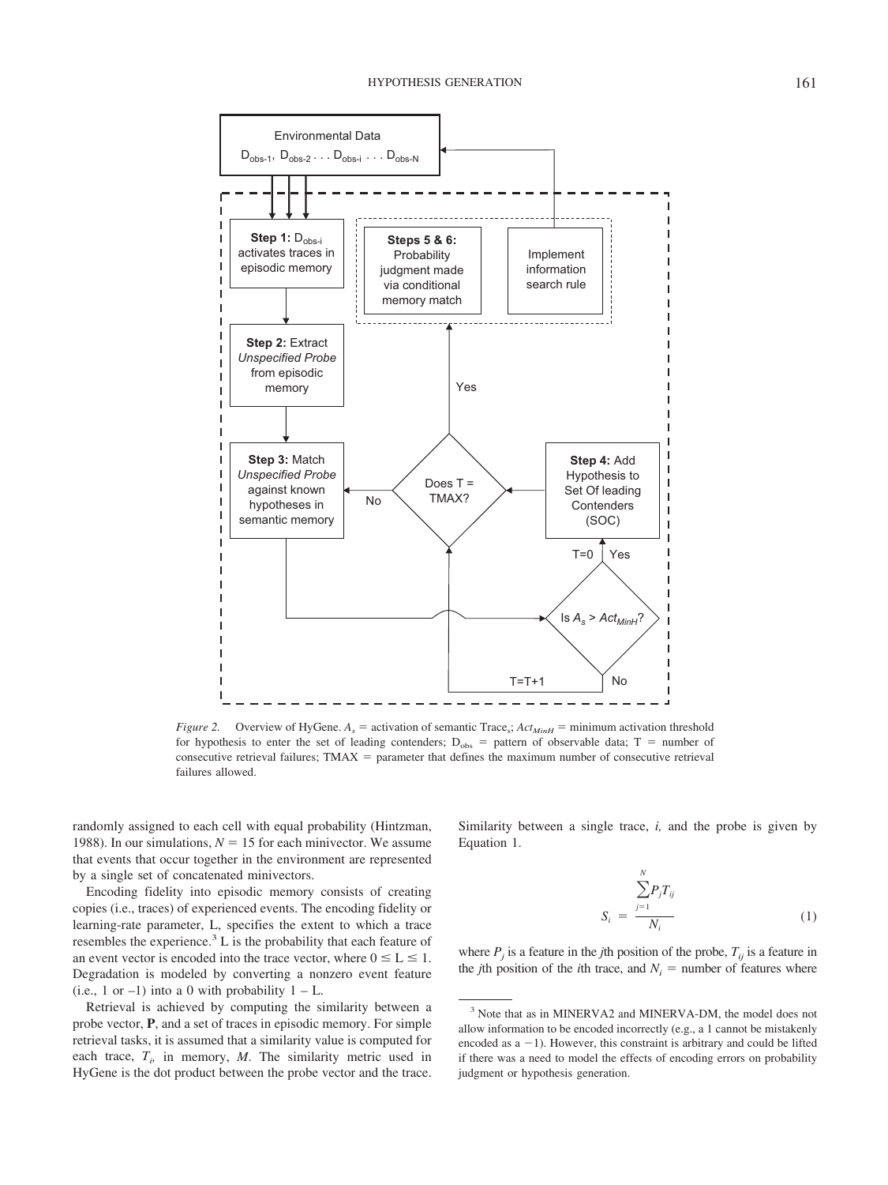*Figure 2.* Overview of HyGene. $A_s$ = activation of semantic Trace$_s$; $Act_{MinH}$ = minimum activation threshold for hypothesis to enter the set of leading contenders; $D_{obs}$ = pattern of observable data; T = number of consecutive retrieval failures; TMAX = parameter that defines the maximum number of consecutive retrieval failures allowed.

randomly assigned to each cell with equal probability (Hintzman, 1988). In our simulations, $N = 15$ for each minivector. We assume that events that occur together in the environment are represented by a single set of concatenated minivectors.

Encoding fidelity into episodic memory consists of creating copies (i.e., traces) of experienced events. The encoding fidelity or learning-rate parameter, L, specifies the extent to which a trace resembles the experience.[3] L is the probability that each feature of an event vector is encoded into the trace vector, where $0 \leq L \leq 1$. Degradation is modeled by converting a nonzero event feature (i.e., 1 or –1) into a 0 with probability $1 - L$.

Retrieval is achieved by computing the similarity between a probe vector, **P**, and a set of traces in episodic memory. For simple retrieval tasks, it is assumed that a similarity value is computed for each trace, $T_i$, in memory, $M$. The similarity metric used in HyGene is the dot product between the probe vector and the trace. Similarity between a single trace, $i$, and the probe is given by Equation 1.

$$S_i = \frac{\sum_{j=1}^{N} P_j T_{ij}}{N_i} \tag{1}$$

where $P_j$ is a feature in the $j$th position of the probe, $T_{ij}$ is a feature in the $j$th position of the $i$th trace, and $N_i$ = number of features where

[3] Note that as in MINERVA2 and MINERVA-DM, the model does not allow information to be encoded incorrectly (e.g., a 1 cannot be mistakenly encoded as a −1). However, this constraint is arbitrary and could be lifted if there was a need to model the effects of encoding errors on probability judgment or hypothesis generation.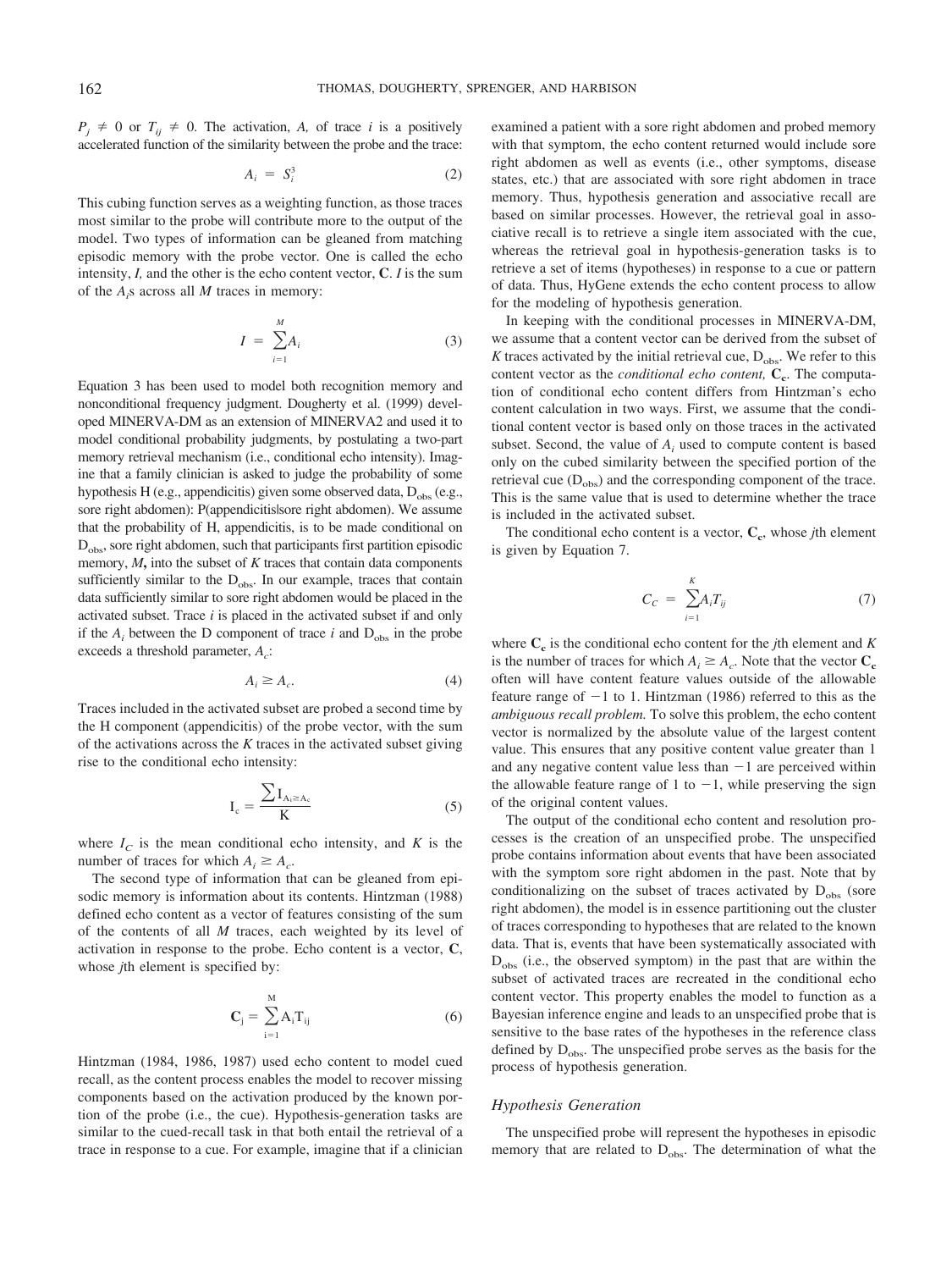$P_j \neq 0$ or $T_{ij} \neq 0$. The activation, *A,* of trace *i* is a positively accelerated function of the similarity between the probe and the trace:

$$A_i = S_i^3 \tag{2}$$

This cubing function serves as a weighting function, as those traces most similar to the probe will contribute more to the output of the model. Two types of information can be gleaned from matching episodic memory with the probe vector. One is called the echo intensity, *I,* and the other is the echo content vector, **C**. *I* is the sum of the $A_i$s across all *M* traces in memory:

$$I = \sum_{i=1}^{M} A_i \tag{3}$$

Equation 3 has been used to model both recognition memory and nonconditional frequency judgment. Dougherty et al. (1999) developed MINERVA-DM as an extension of MINERVA2 and used it to model conditional probability judgments, by postulating a two-part memory retrieval mechanism (i.e., conditional echo intensity). Imagine that a family clinician is asked to judge the probability of some hypothesis H (e.g., appendicitis) given some observed data, $D_{obs}$ (e.g., sore right abdomen): P(appendicitis|sore right abdomen). We assume that the probability of H, appendicitis, is to be made conditional on $D_{obs}$, sore right abdomen, such that participants first partition episodic memory, ***M*****,** into the subset of *K* traces that contain data components sufficiently similar to the $D_{obs}$. In our example, traces that contain data sufficiently similar to sore right abdomen would be placed in the activated subset. Trace *i* is placed in the activated subset if and only if the $A_i$ between the D component of trace *i* and $D_{obs}$ in the probe exceeds a threshold parameter, $A_c$:

$$A_i \geq A_c. \tag{4}$$

Traces included in the activated subset are probed a second time by the H component (appendicitis) of the probe vector, with the sum of the activations across the *K* traces in the activated subset giving rise to the conditional echo intensity:

$$I_c = \frac{\sum I_{A_i \geq A_c}}{K} \tag{5}$$

where $I_C$ is the mean conditional echo intensity, and *K* is the number of traces for which $A_i \geq A_c$.

The second type of information that can be gleaned from episodic memory is information about its contents. Hintzman (1988) defined echo content as a vector of features consisting of the sum of the contents of all *M* traces, each weighted by its level of activation in response to the probe. Echo content is a vector, **C**, whose *j*th element is specified by:

$$\mathbf{C}_j = \sum_{i=1}^{M} A_i T_{ij} \tag{6}$$

Hintzman (1984, 1986, 1987) used echo content to model cued recall, as the content process enables the model to recover missing components based on the activation produced by the known portion of the probe (i.e., the cue). Hypothesis-generation tasks are similar to the cued-recall task in that both entail the retrieval of a trace in response to a cue. For example, imagine that if a clinician examined a patient with a sore right abdomen and probed memory with that symptom, the echo content returned would include sore right abdomen as well as events (i.e., other symptoms, disease states, etc.) that are associated with sore right abdomen in trace memory. Thus, hypothesis generation and associative recall are based on similar processes. However, the retrieval goal in associative recall is to retrieve a single item associated with the cue, whereas the retrieval goal in hypothesis-generation tasks is to retrieve a set of items (hypotheses) in response to a cue or pattern of data. Thus, HyGene extends the echo content process to allow for the modeling of hypothesis generation.

In keeping with the conditional processes in MINERVA-DM, we assume that a content vector can be derived from the subset of *K* traces activated by the initial retrieval cue, $D_{obs}$. We refer to this content vector as the *conditional echo content,* $\mathbf{C_c}$. The computation of conditional echo content differs from Hintzman's echo content calculation in two ways. First, we assume that the conditional content vector is based only on those traces in the activated subset. Second, the value of $A_i$ used to compute content is based only on the cubed similarity between the specified portion of the retrieval cue ($D_{obs}$) and the corresponding component of the trace. This is the same value that is used to determine whether the trace is included in the activated subset.

The conditional echo content is a vector, $\mathbf{C_c}$, whose *j*th element is given by Equation 7.

$$C_C = \sum_{i=1}^{K} A_i T_{ij} \tag{7}$$

where $\mathbf{C_c}$ is the conditional echo content for the *j*th element and *K* is the number of traces for which $A_i \geq A_c$. Note that the vector $\mathbf{C_c}$ often will have content feature values outside of the allowable feature range of $-1$ to 1. Hintzman (1986) referred to this as the *ambiguous recall problem.* To solve this problem, the echo content vector is normalized by the absolute value of the largest content value. This ensures that any positive content value greater than 1 and any negative content value less than $-1$ are perceived within the allowable feature range of 1 to $-1$, while preserving the sign of the original content values.

The output of the conditional echo content and resolution processes is the creation of an unspecified probe. The unspecified probe contains information about events that have been associated with the symptom sore right abdomen in the past. Note that by conditionalizing on the subset of traces activated by $D_{obs}$ (sore right abdomen), the model is in essence partitioning out the cluster of traces corresponding to hypotheses that are related to the known data. That is, events that have been systematically associated with $D_{obs}$ (i.e., the observed symptom) in the past that are within the subset of activated traces are recreated in the conditional echo content vector. This property enables the model to function as a Bayesian inference engine and leads to an unspecified probe that is sensitive to the base rates of the hypotheses in the reference class defined by $D_{obs}$. The unspecified probe serves as the basis for the process of hypothesis generation.

### *Hypothesis Generation*

The unspecified probe will represent the hypotheses in episodic memory that are related to $D_{obs}$. The determination of what the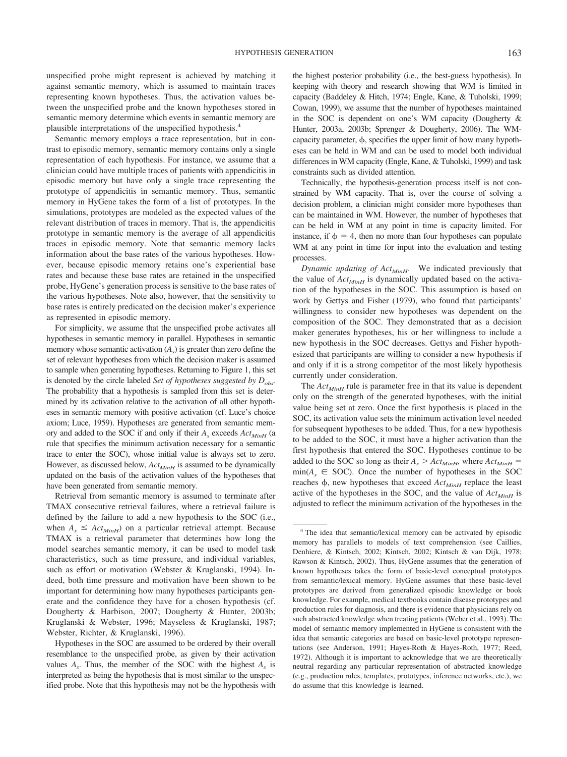unspecified probe might represent is achieved by matching it against semantic memory, which is assumed to maintain traces representing known hypotheses. Thus, the activation values between the unspecified probe and the known hypotheses stored in semantic memory determine which events in semantic memory are plausible interpretations of the unspecified hypothesis.[4]

Semantic memory employs a trace representation, but in contrast to episodic memory, semantic memory contains only a single representation of each hypothesis. For instance, we assume that a clinician could have multiple traces of patients with appendicitis in episodic memory but have only a single trace representing the prototype of appendicitis in semantic memory. Thus, semantic memory in HyGene takes the form of a list of prototypes. In the simulations, prototypes are modeled as the expected values of the relevant distribution of traces in memory. That is, the appendicitis prototype in semantic memory is the average of all appendicitis traces in episodic memory. Note that semantic memory lacks information about the base rates of the various hypotheses. However, because episodic memory retains one's experiential base rates and because these base rates are retained in the unspecified probe, HyGene's generation process is sensitive to the base rates of the various hypotheses. Note also, however, that the sensitivity to base rates is entirely predicated on the decision maker's experience as represented in episodic memory.

For simplicity, we assume that the unspecified probe activates all hypotheses in semantic memory in parallel. Hypotheses in semantic memory whose semantic activation ($A_s$) is greater than zero define the set of relevant hypotheses from which the decision maker is assumed to sample when generating hypotheses. Returning to Figure 1, this set is denoted by the circle labeled *Set of hypotheses suggested by* $D_{obs}$. The probability that a hypothesis is sampled from this set is determined by its activation relative to the activation of all other hypotheses in semantic memory with positive activation (cf. Luce's choice axiom; Luce, 1959). Hypotheses are generated from semantic memory and added to the SOC if and only if their $A_s$ exceeds $Act_{MinH}$ (a rule that specifies the minimum activation necessary for a semantic trace to enter the SOC), whose initial value is always set to zero. However, as discussed below, $Act_{MinH}$ is assumed to be dynamically updated on the basis of the activation values of the hypotheses that have been generated from semantic memory.

Retrieval from semantic memory is assumed to terminate after TMAX consecutive retrieval failures, where a retrieval failure is defined by the failure to add a new hypothesis to the SOC (i.e., when $A_s \leq Act_{MinH}$) on a particular retrieval attempt. Because TMAX is a retrieval parameter that determines how long the model searches semantic memory, it can be used to model task characteristics, such as time pressure, and individual variables, such as effort or motivation (Webster & Kruglanski, 1994). Indeed, both time pressure and motivation have been shown to be important for determining how many hypotheses participants generate and the confidence they have for a chosen hypothesis (cf. Dougherty & Harbison, 2007; Dougherty & Hunter, 2003b; Kruglanski & Webster, 1996; Mayseless & Kruglanski, 1987; Webster, Richter, & Kruglanski, 1996).

Hypotheses in the SOC are assumed to be ordered by their overall resemblance to the unspecified probe, as given by their activation values $A_s$. Thus, the member of the SOC with the highest $A_s$ is interpreted as being the hypothesis that is most similar to the unspecified probe. Note that this hypothesis may not be the hypothesis with the highest posterior probability (i.e., the best-guess hypothesis). In keeping with theory and research showing that WM is limited in capacity (Baddeley & Hitch, 1974; Engle, Kane, & Tuholski, 1999; Cowan, 1999), we assume that the number of hypotheses maintained in the SOC is dependent on one's WM capacity (Dougherty & Hunter, 2003a, 2003b; Sprenger & Dougherty, 2006). The WM-capacity parameter, $\phi$, specifies the upper limit of how many hypotheses can be held in WM and can be used to model both individual differences in WM capacity (Engle, Kane, & Tuholski, 1999) and task constraints such as divided attention.

Technically, the hypothesis-generation process itself is not constrained by WM capacity. That is, over the course of solving a decision problem, a clinician might consider more hypotheses than can be maintained in WM. However, the number of hypotheses that can be held in WM at any point in time is capacity limited. For instance, if $\phi = 4$, then no more than four hypotheses can populate WM at any point in time for input into the evaluation and testing processes.

*Dynamic updating of* $Act_{MinH}$. We indicated previously that the value of $Act_{MinH}$ is dynamically updated based on the activation of the hypotheses in the SOC. This assumption is based on work by Gettys and Fisher (1979), who found that participants' willingness to consider new hypotheses was dependent on the composition of the SOC. They demonstrated that as a decision maker generates hypotheses, his or her willingness to include a new hypothesis in the SOC decreases. Gettys and Fisher hypothesized that participants are willing to consider a new hypothesis if and only if it is a strong competitor of the most likely hypothesis currently under consideration.

The $Act_{MinH}$ rule is parameter free in that its value is dependent only on the strength of the generated hypotheses, with the initial value being set at zero. Once the first hypothesis is placed in the SOC, its activation value sets the minimum activation level needed for subsequent hypotheses to be added. Thus, for a new hypothesis to be added to the SOC, it must have a higher activation than the first hypothesis that entered the SOC. Hypotheses continue to be added to the SOC so long as their $A_s > Act_{MinH}$, where $Act_{MinH} = \min(A_s \in \text{SOC})$. Once the number of hypotheses in the SOC reaches $\phi$, new hypotheses that exceed $Act_{MinH}$ replace the least active of the hypotheses in the SOC, and the value of $Act_{MinH}$ is adjusted to reflect the minimum activation of the hypotheses in the

---

[4] The idea that semantic/lexical memory can be activated by episodic memory has parallels to models of text comprehension (see Caillies, Denhiere, & Kintsch, 2002; Kintsch, 2002; Kintsch & van Dijk, 1978; Rawson & Kintsch, 2002). Thus, HyGene assumes that the generation of known hypotheses takes the form of basic-level conceptual prototypes from semantic/lexical memory. HyGene assumes that these basic-level prototypes are derived from generalized episodic knowledge or book knowledge. For example, medical textbooks contain disease prototypes and production rules for diagnosis, and there is evidence that physicians rely on such abstracted knowledge when treating patients (Weber et al., 1993). The model of semantic memory implemented in HyGene is consistent with the idea that semantic categories are based on basic-level prototype representations (see Anderson, 1991; Hayes-Roth & Hayes-Roth, 1977; Reed, 1972). Although it is important to acknowledge that we are theoretically neutral regarding any particular representation of abstracted knowledge (e.g., production rules, templates, prototypes, inference networks, etc.), we do assume that this knowledge is learned.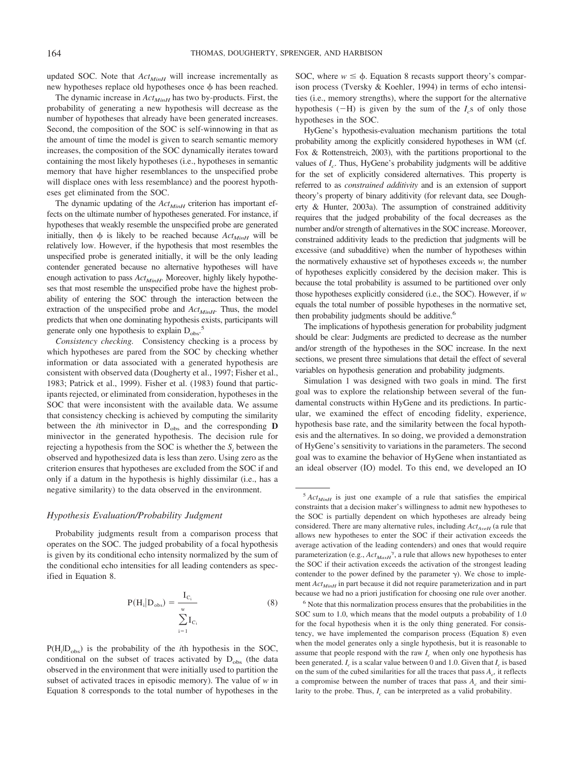updated SOC. Note that $Act_{MinH}$ will increase incrementally as new hypotheses replace old hypotheses once $\phi$ has been reached.

The dynamic increase in $Act_{MinH}$ has two by-products. First, the probability of generating a new hypothesis will decrease as the number of hypotheses that already have been generated increases. Second, the composition of the SOC is self-winnowing in that as the amount of time the model is given to search semantic memory increases, the composition of the SOC dynamically iterates toward containing the most likely hypotheses (i.e., hypotheses in semantic memory that have higher resemblances to the unspecified probe will displace ones with less resemblance) and the poorest hypotheses get eliminated from the SOC.

The dynamic updating of the $Act_{MinH}$ criterion has important effects on the ultimate number of hypotheses generated. For instance, if hypotheses that weakly resemble the unspecified probe are generated initially, then $\phi$ is likely to be reached because $Act_{MinH}$ will be relatively low. However, if the hypothesis that most resembles the unspecified probe is generated initially, it will be the only leading contender generated because no alternative hypotheses will have enough activation to pass $Act_{MinH}$. Moreover, highly likely hypotheses that most resemble the unspecified probe have the highest probability of entering the SOC through the interaction between the extraction of the unspecified probe and $Act_{MinH}$. Thus, the model predicts that when one dominating hypothesis exists, participants will generate only one hypothesis to explain $D_{obs}$.[5]

*Consistency checking.* Consistency checking is a process by which hypotheses are pared from the SOC by checking whether information or data associated with a generated hypothesis are consistent with observed data (Dougherty et al., 1997; Fisher et al., 1983; Patrick et al., 1999). Fisher et al. (1983) found that participants rejected, or eliminated from consideration, hypotheses in the SOC that were inconsistent with the available data. We assume that consistency checking is achieved by computing the similarity between the *i*th minivector in $D_{obs}$ and the corresponding **D** minivector in the generated hypothesis. The decision rule for rejecting a hypothesis from the SOC is whether the $S_i$ between the observed and hypothesized data is less than zero. Using zero as the criterion ensures that hypotheses are excluded from the SOC if and only if a datum in the hypothesis is highly dissimilar (i.e., has a negative similarity) to the data observed in the environment.

### Hypothesis Evaluation/Probability Judgment

Probability judgments result from a comparison process that operates on the SOC. The judged probability of a focal hypothesis is given by its conditional echo intensity normalized by the sum of the conditional echo intensities for all leading contenders as specified in Equation 8.

$$P(H_i|D_{obs}) = \frac{I_{C_i}}{\sum_{i=1}^{w} I_{C_i}} \tag{8}$$

$P(H_i|D_{obs})$ is the probability of the *i*th hypothesis in the SOC, conditional on the subset of traces activated by $D_{obs}$ (the data observed in the environment that were initially used to partition the subset of activated traces in episodic memory). The value of $w$ in Equation 8 corresponds to the total number of hypotheses in the SOC, where $w \leq \phi$. Equation 8 recasts support theory's comparison process (Tversky & Koehler, 1994) in terms of echo intensities (i.e., memory strengths), where the support for the alternative hypothesis ($-$H) is given by the sum of the $I_c$s of only those hypotheses in the SOC.

HyGene's hypothesis-evaluation mechanism partitions the total probability among the explicitly considered hypotheses in WM (cf. Fox & Rottenstreich, 2003), with the partitions proportional to the values of $I_c$. Thus, HyGene's probability judgments will be additive for the set of explicitly considered alternatives. This property is referred to as *constrained additivity* and is an extension of support theory's property of binary additivity (for relevant data, see Dougherty & Hunter, 2003a). The assumption of constrained additivity requires that the judged probability of the focal decreases as the number and/or strength of alternatives in the SOC increase. Moreover, constrained additivity leads to the prediction that judgments will be excessive (and subadditive) when the number of hypotheses within the normatively exhaustive set of hypotheses exceeds $w$, the number of hypotheses explicitly considered by the decision maker. This is because the total probability is assumed to be partitioned over only those hypotheses explicitly considered (i.e., the SOC). However, if $w$ equals the total number of possible hypotheses in the normative set, then probability judgments should be additive.[6]

The implications of hypothesis generation for probability judgment should be clear: Judgments are predicted to decrease as the number and/or strength of the hypotheses in the SOC increase. In the next sections, we present three simulations that detail the effect of several variables on hypothesis generation and probability judgments.

Simulation 1 was designed with two goals in mind. The first goal was to explore the relationship between several of the fundamental constructs within HyGene and its predictions. In particular, we examined the effect of encoding fidelity, experience, hypothesis base rate, and the similarity between the focal hypothesis and the alternatives. In so doing, we provided a demonstration of HyGene's sensitivity to variations in the parameters. The second goal was to examine the behavior of HyGene when instantiated as an ideal observer (IO) model. To this end, we developed an IO

---

[5] $Act_{MinH}$ is just one example of a rule that satisfies the empirical constraints that a decision maker's willingness to admit new hypotheses to the SOC is partially dependent on which hypotheses are already being considered. There are many alternative rules, including $Act_{AveH}$ (a rule that allows new hypotheses to enter the SOC if their activation exceeds the average activation of the leading contenders) and ones that would require parameterization (e.g., $Act_{MaxH}{}^{\gamma}$, a rule that allows new hypotheses to enter the SOC if their activation exceeds the activation of the strongest leading contender to the power defined by the parameter $\gamma$). We chose to implement $Act_{MinH}$ in part because it did not require parameterization and in part because we had no a priori justification for choosing one rule over another.

[6] Note that this normalization process ensures that the probabilities in the SOC sum to 1.0, which means that the model outputs a probability of 1.0 for the focal hypothesis when it is the only thing generated. For consistency, we have implemented the comparison process (Equation 8) even when the model generates only a single hypothesis, but it is reasonable to assume that people respond with the raw $I_c$ when only one hypothesis has been generated. $I_c$ is a scalar value between 0 and 1.0. Given that $I_c$ is based on the sum of the cubed similarities for all the traces that pass $A_c$, it reflects a compromise between the number of traces that pass $A_c$ and their similarity to the probe. Thus, $I_c$ can be interpreted as a valid probability.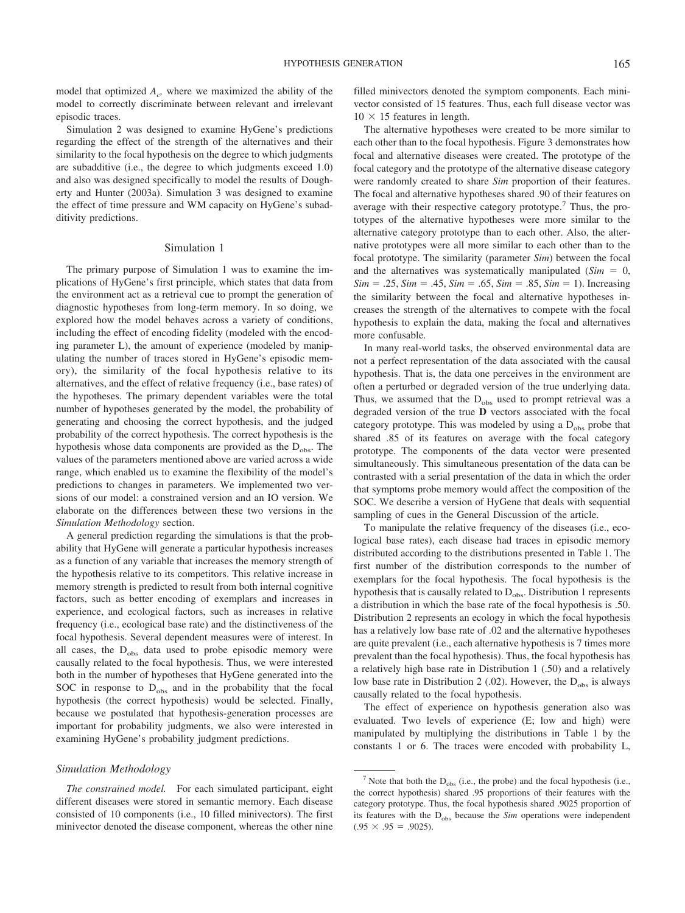model that optimized $A_c$, where we maximized the ability of the model to correctly discriminate between relevant and irrelevant episodic traces.

Simulation 2 was designed to examine HyGene's predictions regarding the effect of the strength of the alternatives and their similarity to the focal hypothesis on the degree to which judgments are subadditive (i.e., the degree to which judgments exceed 1.0) and also was designed specifically to model the results of Dougherty and Hunter (2003a). Simulation 3 was designed to examine the effect of time pressure and WM capacity on HyGene's subadditivity predictions.

## Simulation 1

The primary purpose of Simulation 1 was to examine the implications of HyGene's first principle, which states that data from the environment act as a retrieval cue to prompt the generation of diagnostic hypotheses from long-term memory. In so doing, we explored how the model behaves across a variety of conditions, including the effect of encoding fidelity (modeled with the encoding parameter L), the amount of experience (modeled by manipulating the number of traces stored in HyGene's episodic memory), the similarity of the focal hypothesis relative to its alternatives, and the effect of relative frequency (i.e., base rates) of the hypotheses. The primary dependent variables were the total number of hypotheses generated by the model, the probability of generating and choosing the correct hypothesis, and the judged probability of the correct hypothesis. The correct hypothesis is the hypothesis whose data components are provided as the $D_{obs}$. The values of the parameters mentioned above are varied across a wide range, which enabled us to examine the flexibility of the model's predictions to changes in parameters. We implemented two versions of our model: a constrained version and an IO version. We elaborate on the differences between these two versions in the *Simulation Methodology* section.

A general prediction regarding the simulations is that the probability that HyGene will generate a particular hypothesis increases as a function of any variable that increases the memory strength of the hypothesis relative to its competitors. This relative increase in memory strength is predicted to result from both internal cognitive factors, such as better encoding of exemplars and increases in experience, and ecological factors, such as increases in relative frequency (i.e., ecological base rate) and the distinctiveness of the focal hypothesis. Several dependent measures were of interest. In all cases, the $D_{obs}$ data used to probe episodic memory were causally related to the focal hypothesis. Thus, we were interested both in the number of hypotheses that HyGene generated into the SOC in response to $D_{obs}$ and in the probability that the focal hypothesis (the correct hypothesis) would be selected. Finally, because we postulated that hypothesis-generation processes are important for probability judgments, we also were interested in examining HyGene's probability judgment predictions.

### Simulation Methodology

*The constrained model.* For each simulated participant, eight different diseases were stored in semantic memory. Each disease consisted of 10 components (i.e., 10 filled minivectors). The first minivector denoted the disease component, whereas the other nine filled minivectors denoted the symptom components. Each minivector consisted of 15 features. Thus, each full disease vector was $10 \times 15$ features in length.

The alternative hypotheses were created to be more similar to each other than to the focal hypothesis. Figure 3 demonstrates how focal and alternative diseases were created. The prototype of the focal category and the prototype of the alternative disease category were randomly created to share *Sim* proportion of their features. The focal and alternative hypotheses shared .90 of their features on average with their respective category prototype.[7] Thus, the prototypes of the alternative hypotheses were more similar to the alternative category prototype than to each other. Also, the alternative prototypes were all more similar to each other than to the focal prototype. The similarity (parameter *Sim*) between the focal and the alternatives was systematically manipulated (*Sim* = 0, *Sim* = .25, *Sim* = .45, *Sim* = .65, *Sim* = .85, *Sim* = 1). Increasing the similarity between the focal and alternative hypotheses increases the strength of the alternatives to compete with the focal hypothesis to explain the data, making the focal and alternatives more confusable.

In many real-world tasks, the observed environmental data are not a perfect representation of the data associated with the causal hypothesis. That is, the data one perceives in the environment are often a perturbed or degraded version of the true underlying data. Thus, we assumed that the $D_{obs}$ used to prompt retrieval was a degraded version of the true **D** vectors associated with the focal category prototype. This was modeled by using a $D_{obs}$ probe that shared .85 of its features on average with the focal category prototype. The components of the data vector were presented simultaneously. This simultaneous presentation of the data can be contrasted with a serial presentation of the data in which the order that symptoms probe memory would affect the composition of the SOC. We describe a version of HyGene that deals with sequential sampling of cues in the General Discussion of the article.

To manipulate the relative frequency of the diseases (i.e., ecological base rates), each disease had traces in episodic memory distributed according to the distributions presented in Table 1. The first number of the distribution corresponds to the number of exemplars for the focal hypothesis. The focal hypothesis is the hypothesis that is causally related to $D_{obs}$. Distribution 1 represents a distribution in which the base rate of the focal hypothesis is .50. Distribution 2 represents an ecology in which the focal hypothesis has a relatively low base rate of .02 and the alternative hypotheses are quite prevalent (i.e., each alternative hypothesis is 7 times more prevalent than the focal hypothesis). Thus, the focal hypothesis has a relatively high base rate in Distribution 1 (.50) and a relatively low base rate in Distribution 2 (.02). However, the $D_{obs}$ is always causally related to the focal hypothesis.

The effect of experience on hypothesis generation also was evaluated. Two levels of experience (E; low and high) were manipulated by multiplying the distributions in Table 1 by the constants 1 or 6. The traces were encoded with probability L,

[7] Note that both the $D_{obs}$ (i.e., the probe) and the focal hypothesis (i.e., the correct hypothesis) shared .95 proportions of their features with the category prototype. Thus, the focal hypothesis shared .9025 proportion of its features with the $D_{obs}$ because the *Sim* operations were independent ($.95 \times .95 = .9025$).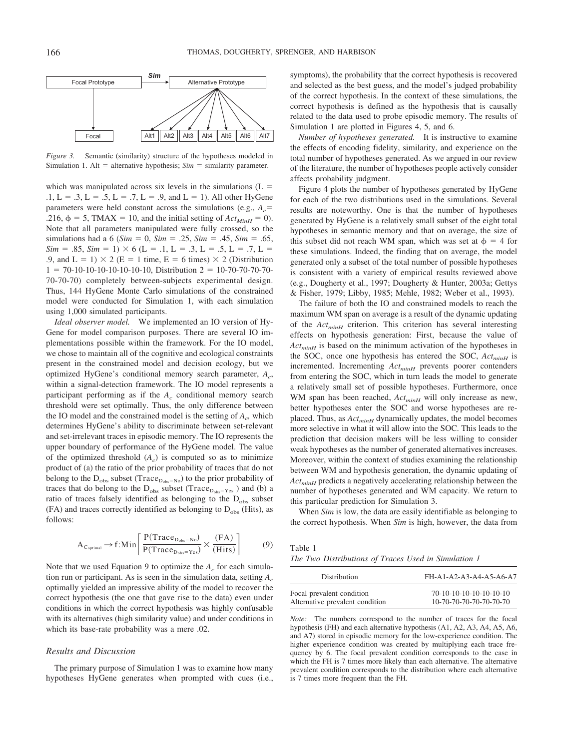*Figure 3.* Semantic (similarity) structure of the hypotheses modeled in Simulation 1. Alt = alternative hypothesis; *Sim* = similarity parameter.

which was manipulated across six levels in the simulations (L = .1, L = .3, L = .5, L = .7, L = .9, and L = 1). All other HyGene parameters were held constant across the simulations (e.g., $A_c$ = .216, $\phi$ = 5, TMAX = 10, and the initial setting of $Act_{MinH}$ = 0). Note that all parameters manipulated were fully crossed, so the simulations had a 6 (*Sim* = 0, *Sim* = .25, *Sim* = .45, *Sim* = .65, *Sim* = .85, *Sim* = 1) × 6 (L = .1, L = .3, L = .5, L = .7, L = .9, and L = 1) × 2 (E = 1 time, E = 6 times) × 2 (Distribution 1 = 70-10-10-10-10-10-10-10, Distribution 2 = 10-70-70-70-70-70-70-70) completely between-subjects experimental design. Thus, 144 HyGene Monte Carlo simulations of the constrained model were conducted for Simulation 1, with each simulation using 1,000 simulated participants.

*Ideal observer model.* We implemented an IO version of HyGene for model comparison purposes. There are several IO implementations possible within the framework. For the IO model, we chose to maintain all of the cognitive and ecological constraints present in the constrained model and decision ecology, but we optimized HyGene's conditional memory search parameter, $A_c$, within a signal-detection framework. The IO model represents a participant performing as if the $A_c$ conditional memory search threshold were set optimally. Thus, the only difference between the IO model and the constrained model is the setting of $A_c$, which determines HyGene's ability to discriminate between set-relevant and set-irrelevant traces in episodic memory. The IO represents the upper boundary of performance of the HyGene model. The value of the optimized threshold ($A_c$) is computed so as to minimize product of (a) the ratio of the prior probability of traces that do not belong to the $D_{obs}$ subset ($Trace_{D_{obs}=No}$) to the prior probability of traces that do belong to the $D_{obs}$ subset ($Trace_{D_{obs}=Yes}$) and (b) a ratio of traces falsely identified as belonging to the $D_{obs}$ subset (FA) and traces correctly identified as belonging to $D_{obs}$ (Hits), as follows:

$$A_{C_{optimal}} \rightarrow f{:}\mathrm{Min}\left[\frac{P(\mathrm{Trace}_{D_{obs}=No})}{P(\mathrm{Trace}_{D_{obs}=Yes})} \times \frac{(\mathrm{FA})}{(\mathrm{Hits})}\right] \quad (9)$$

Note that we used Equation 9 to optimize the $A_c$ for each simulation run or participant. As is seen in the simulation data, setting $A_c$ optimally yielded an impressive ability of the model to recover the correct hypothesis (the one that gave rise to the data) even under conditions in which the correct hypothesis was highly confusable with its alternatives (high similarity value) and under conditions in which its base-rate probability was a mere .02.

### Results and Discussion

The primary purpose of Simulation 1 was to examine how many hypotheses HyGene generates when prompted with cues (i.e., symptoms), the probability that the correct hypothesis is recovered and selected as the best guess, and the model's judged probability of the correct hypothesis. In the context of these simulations, the correct hypothesis is defined as the hypothesis that is causally related to the data used to probe episodic memory. The results of Simulation 1 are plotted in Figures 4, 5, and 6.

*Number of hypotheses generated.* It is instructive to examine the effects of encoding fidelity, similarity, and experience on the total number of hypotheses generated. As we argued in our review of the literature, the number of hypotheses people actively consider affects probability judgment.

Figure 4 plots the number of hypotheses generated by HyGene for each of the two distributions used in the simulations. Several results are noteworthy. One is that the number of hypotheses generated by HyGene is a relatively small subset of the eight total hypotheses in semantic memory and that on average, the size of this subset did not reach WM span, which was set at $\phi$ = 4 for these simulations. Indeed, the finding that on average, the model generated only a subset of the total number of possible hypotheses is consistent with a variety of empirical results reviewed above (e.g., Dougherty et al., 1997; Dougherty & Hunter, 2003a; Gettys & Fisher, 1979; Libby, 1985; Mehle, 1982; Weber et al., 1993).

The failure of both the IO and constrained models to reach the maximum WM span on average is a result of the dynamic updating of the $Act_{minH}$ criterion. This criterion has several interesting effects on hypothesis generation: First, because the value of $Act_{minH}$ is based on the minimum activation of the hypotheses in the SOC, once one hypothesis has entered the SOC, $Act_{minH}$ is incremented. Incrementing $Act_{minH}$ prevents poorer contenders from entering the SOC, which in turn leads the model to generate a relatively small set of possible hypotheses. Furthermore, once WM span has been reached, $Act_{minH}$ will only increase as new, better hypotheses enter the SOC and worse hypotheses are replaced. Thus, as $Act_{minH}$ dynamically updates, the model becomes more selective in what it will allow into the SOC. This leads to the prediction that decision makers will be less willing to consider weak hypotheses as the number of generated alternatives increases. Moreover, within the context of studies examining the relationship between WM and hypothesis generation, the dynamic updating of $Act_{minH}$ predicts a negatively accelerating relationship between the number of hypotheses generated and WM capacity. We return to this particular prediction for Simulation 3.

When *Sim* is low, the data are easily identifiable as belonging to the correct hypothesis. When *Sim* is high, however, the data from

Table 1
*The Two Distributions of Traces Used in Simulation 1*

| Distribution | FH-A1-A2-A3-A4-A5-A6-A7 |
|---|---|
| Focal prevalent condition | 70-10-10-10-10-10-10-10 |
| Alternative prevalent condition | 10-70-70-70-70-70-70-70 |

*Note:* The numbers correspond to the number of traces for the focal hypothesis (FH) and each alternative hypothesis (A1, A2, A3, A4, A5, A6, and A7) stored in episodic memory for the low-experience condition. The higher experience condition was created by multiplying each trace frequency by 6. The focal prevalent condition corresponds to the case in which the FH is 7 times more likely than each alternative. The alternative prevalent condition corresponds to the distribution where each alternative is 7 times more frequent than the FH.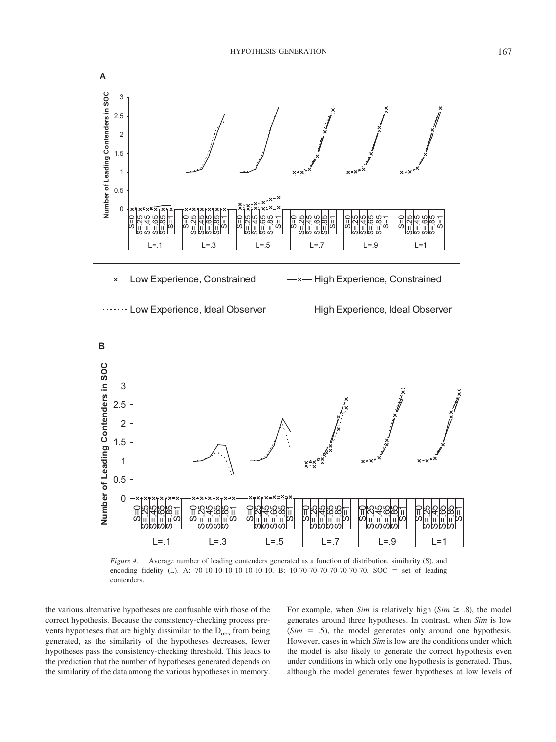*Figure 4.* Average number of leading contenders generated as a function of distribution, similarity (S), and encoding fidelity (L). A: 70-10-10-10-10-10-10-10. B: 10-70-70-70-70-70-70-70. SOC = set of leading contenders.

the various alternative hypotheses are confusable with those of the correct hypothesis. Because the consistency-checking process prevents hypotheses that are highly dissimilar to the $D_{obs}$ from being generated, as the similarity of the hypotheses decreases, fewer hypotheses pass the consistency-checking threshold. This leads to the prediction that the number of hypotheses generated depends on the similarity of the data among the various hypotheses in memory. For example, when *Sim* is relatively high (*Sim* $\geq$ .8), the model generates around three hypotheses. In contrast, when *Sim* is low (*Sim* = .5), the model generates only around one hypothesis. However, cases in which *Sim* is low are the conditions under which the model is also likely to generate the correct hypothesis even under conditions in which only one hypothesis is generated. Thus, although the model generates fewer hypotheses at low levels of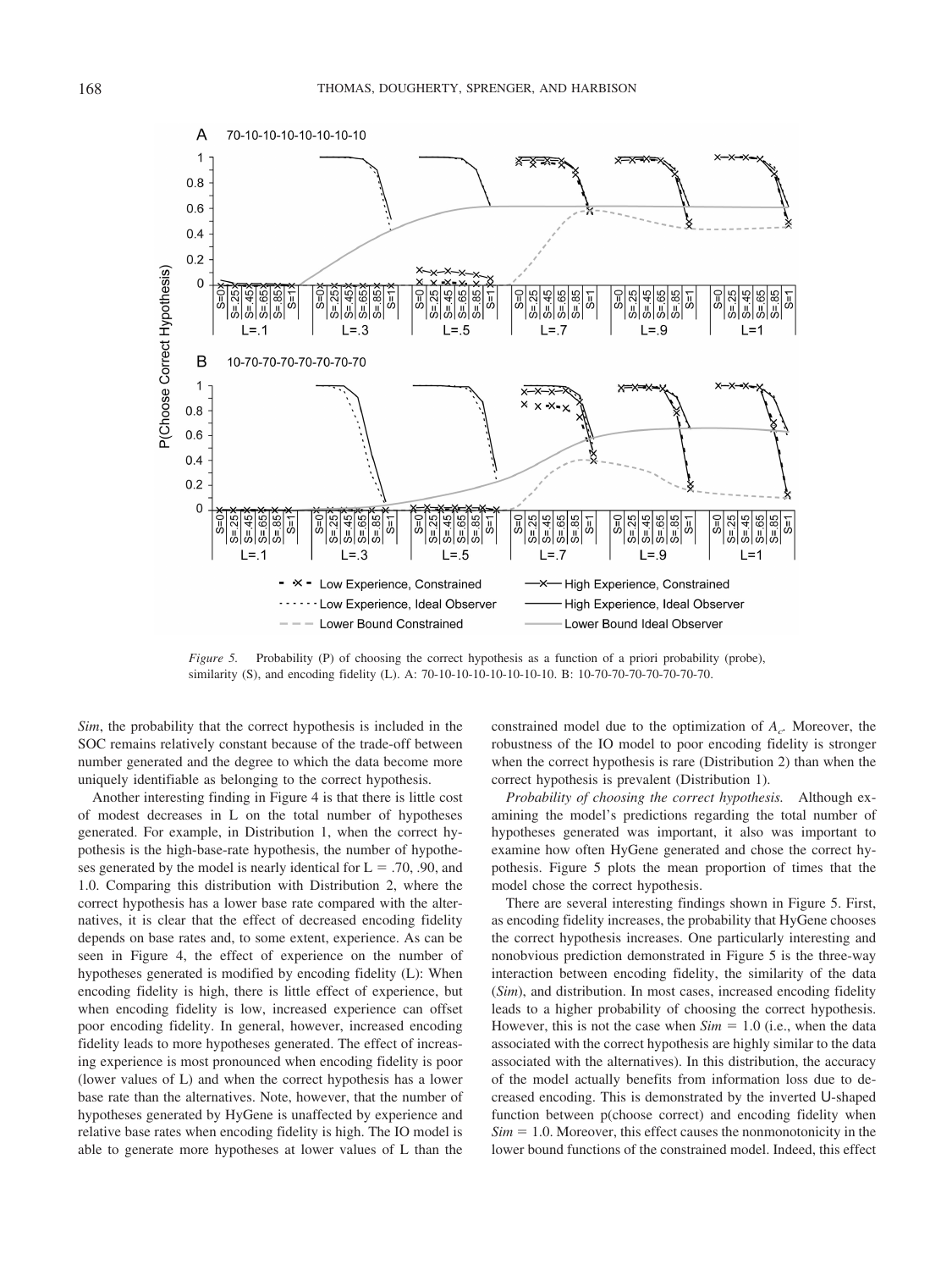*Figure 5.* Probability (P) of choosing the correct hypothesis as a function of a priori probability (probe), similarity (S), and encoding fidelity (L). A: 70-10-10-10-10-10-10-10. B: 10-70-70-70-70-70-70-70.

*Sim*, the probability that the correct hypothesis is included in the SOC remains relatively constant because of the trade-off between number generated and the degree to which the data become more uniquely identifiable as belonging to the correct hypothesis.

Another interesting finding in Figure 4 is that there is little cost of modest decreases in L on the total number of hypotheses generated. For example, in Distribution 1, when the correct hypothesis is the high-base-rate hypothesis, the number of hypotheses generated by the model is nearly identical for L = .70, .90, and 1.0. Comparing this distribution with Distribution 2, where the correct hypothesis has a lower base rate compared with the alternatives, it is clear that the effect of decreased encoding fidelity depends on base rates and, to some extent, experience. As can be seen in Figure 4, the effect of experience on the number of hypotheses generated is modified by encoding fidelity (L): When encoding fidelity is high, there is little effect of experience, but when encoding fidelity is low, increased experience can offset poor encoding fidelity. In general, however, increased encoding fidelity leads to more hypotheses generated. The effect of increasing experience is most pronounced when encoding fidelity is poor (lower values of L) and when the correct hypothesis has a lower base rate than the alternatives. Note, however, that the number of hypotheses generated by HyGene is unaffected by experience and relative base rates when encoding fidelity is high. The IO model is able to generate more hypotheses at lower values of L than the constrained model due to the optimization of $A_c$. Moreover, the robustness of the IO model to poor encoding fidelity is stronger when the correct hypothesis is rare (Distribution 2) than when the correct hypothesis is prevalent (Distribution 1).

*Probability of choosing the correct hypothesis.* Although examining the model's predictions regarding the total number of hypotheses generated was important, it also was important to examine how often HyGene generated and chose the correct hypothesis. Figure 5 plots the mean proportion of times that the model chose the correct hypothesis.

There are several interesting findings shown in Figure 5. First, as encoding fidelity increases, the probability that HyGene chooses the correct hypothesis increases. One particularly interesting and nonobvious prediction demonstrated in Figure 5 is the three-way interaction between encoding fidelity, the similarity of the data (*Sim*), and distribution. In most cases, increased encoding fidelity leads to a higher probability of choosing the correct hypothesis. However, this is not the case when *Sim* = 1.0 (i.e., when the data associated with the correct hypothesis are highly similar to the data associated with the alternatives). In this distribution, the accuracy of the model actually benefits from information loss due to decreased encoding. This is demonstrated by the inverted U-shaped function between p(choose correct) and encoding fidelity when *Sim* = 1.0. Moreover, this effect causes the nonmonotonicity in the lower bound functions of the constrained model. Indeed, this effect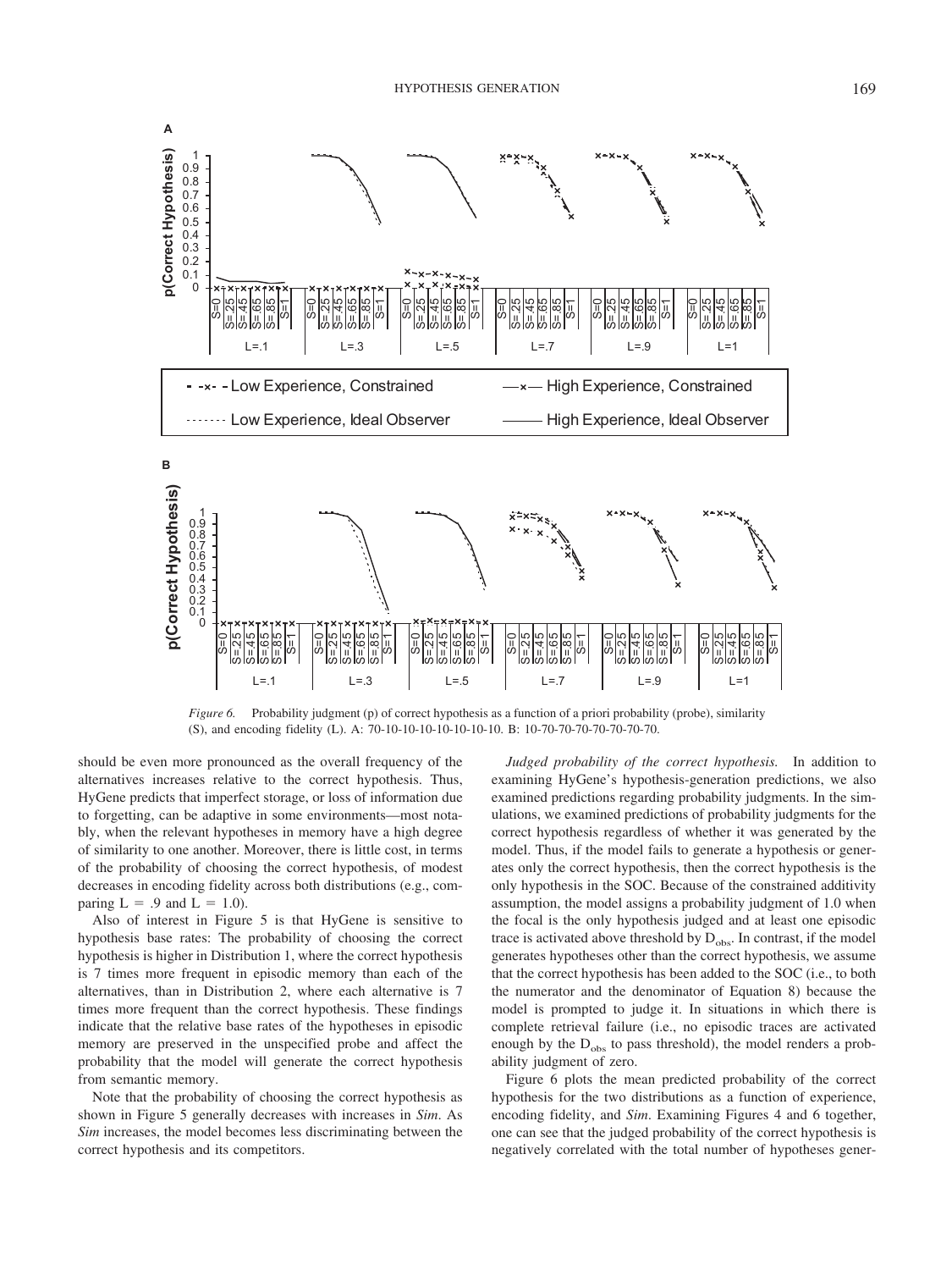*Figure 6.* Probability judgment (p) of correct hypothesis as a function of a priori probability (probe), similarity (S), and encoding fidelity (L). A: 70-10-10-10-10-10-10-10. B: 10-70-70-70-70-70-70-70.

should be even more pronounced as the overall frequency of the alternatives increases relative to the correct hypothesis. Thus, HyGene predicts that imperfect storage, or loss of information due to forgetting, can be adaptive in some environments—most notably, when the relevant hypotheses in memory have a high degree of similarity to one another. Moreover, there is little cost, in terms of the probability of choosing the correct hypothesis, of modest decreases in encoding fidelity across both distributions (e.g., comparing L = .9 and L = 1.0).

Also of interest in Figure 5 is that HyGene is sensitive to hypothesis base rates: The probability of choosing the correct hypothesis is higher in Distribution 1, where the correct hypothesis is 7 times more frequent in episodic memory than each of the alternatives, than in Distribution 2, where each alternative is 7 times more frequent than the correct hypothesis. These findings indicate that the relative base rates of the hypotheses in episodic memory are preserved in the unspecified probe and affect the probability that the model will generate the correct hypothesis from semantic memory.

Note that the probability of choosing the correct hypothesis as shown in Figure 5 generally decreases with increases in *Sim*. As *Sim* increases, the model becomes less discriminating between the correct hypothesis and its competitors.

*Judged probability of the correct hypothesis.* In addition to examining HyGene's hypothesis-generation predictions, we also examined predictions regarding probability judgments. In the simulations, we examined predictions of probability judgments for the correct hypothesis regardless of whether it was generated by the model. Thus, if the model fails to generate a hypothesis or generates only the correct hypothesis, then the correct hypothesis is the only hypothesis in the SOC. Because of the constrained additivity assumption, the model assigns a probability judgment of 1.0 when the focal is the only hypothesis judged and at least one episodic trace is activated above threshold by $D_{obs}$. In contrast, if the model generates hypotheses other than the correct hypothesis, we assume that the correct hypothesis has been added to the SOC (i.e., to both the numerator and the denominator of Equation 8) because the model is prompted to judge it. In situations in which there is complete retrieval failure (i.e., no episodic traces are activated enough by the $D_{obs}$ to pass threshold), the model renders a probability judgment of zero.

Figure 6 plots the mean predicted probability of the correct hypothesis for the two distributions as a function of experience, encoding fidelity, and *Sim*. Examining Figures 4 and 6 together, one can see that the judged probability of the correct hypothesis is negatively correlated with the total number of hypotheses gener-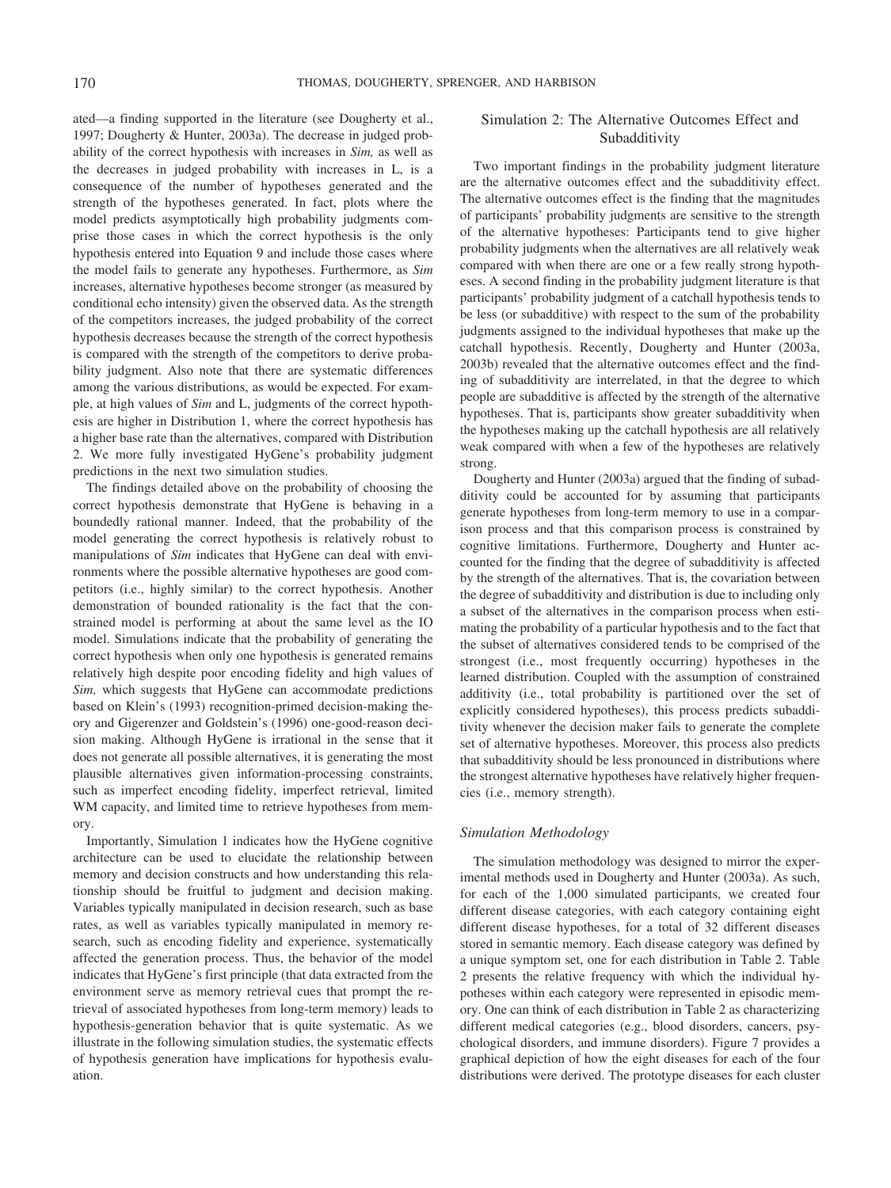ated—a finding supported in the literature (see Dougherty et al., 1997; Dougherty & Hunter, 2003a). The decrease in judged probability of the correct hypothesis with increases in *Sim,* as well as the decreases in judged probability with increases in L, is a consequence of the number of hypotheses generated and the strength of the hypotheses generated. In fact, plots where the model predicts asymptotically high probability judgments comprise those cases in which the correct hypothesis is the only hypothesis entered into Equation 9 and include those cases where the model fails to generate any hypotheses. Furthermore, as *Sim* increases, alternative hypotheses become stronger (as measured by conditional echo intensity) given the observed data. As the strength of the competitors increases, the judged probability of the correct hypothesis decreases because the strength of the correct hypothesis is compared with the strength of the competitors to derive probability judgment. Also note that there are systematic differences among the various distributions, as would be expected. For example, at high values of *Sim* and L, judgments of the correct hypothesis are higher in Distribution 1, where the correct hypothesis has a higher base rate than the alternatives, compared with Distribution 2. We more fully investigated HyGene's probability judgment predictions in the next two simulation studies.

The findings detailed above on the probability of choosing the correct hypothesis demonstrate that HyGene is behaving in a boundedly rational manner. Indeed, that the probability of the model generating the correct hypothesis is relatively robust to manipulations of *Sim* indicates that HyGene can deal with environments where the possible alternative hypotheses are good competitors (i.e., highly similar) to the correct hypothesis. Another demonstration of bounded rationality is the fact that the constrained model is performing at about the same level as the IO model. Simulations indicate that the probability of generating the correct hypothesis when only one hypothesis is generated remains relatively high despite poor encoding fidelity and high values of *Sim,* which suggests that HyGene can accommodate predictions based on Klein's (1993) recognition-primed decision-making theory and Gigerenzer and Goldstein's (1996) one-good-reason decision making. Although HyGene is irrational in the sense that it does not generate all possible alternatives, it is generating the most plausible alternatives given information-processing constraints, such as imperfect encoding fidelity, imperfect retrieval, limited WM capacity, and limited time to retrieve hypotheses from memory.

Importantly, Simulation 1 indicates how the HyGene cognitive architecture can be used to elucidate the relationship between memory and decision constructs and how understanding this relationship should be fruitful to judgment and decision making. Variables typically manipulated in decision research, such as base rates, as well as variables typically manipulated in memory research, such as encoding fidelity and experience, systematically affected the generation process. Thus, the behavior of the model indicates that HyGene's first principle (that data extracted from the environment serve as memory retrieval cues that prompt the retrieval of associated hypotheses from long-term memory) leads to hypothesis-generation behavior that is quite systematic. As we illustrate in the following simulation studies, the systematic effects of hypothesis generation have implications for hypothesis evaluation.

## Simulation 2: The Alternative Outcomes Effect and Subadditivity

Two important findings in the probability judgment literature are the alternative outcomes effect and the subadditivity effect. The alternative outcomes effect is the finding that the magnitudes of participants' probability judgments are sensitive to the strength of the alternative hypotheses: Participants tend to give higher probability judgments when the alternatives are all relatively weak compared with when there are one or a few really strong hypotheses. A second finding in the probability judgment literature is that participants' probability judgment of a catchall hypothesis tends to be less (or subadditive) with respect to the sum of the probability judgments assigned to the individual hypotheses that make up the catchall hypothesis. Recently, Dougherty and Hunter (2003a, 2003b) revealed that the alternative outcomes effect and the finding of subadditivity are interrelated, in that the degree to which people are subadditive is affected by the strength of the alternative hypotheses. That is, participants show greater subadditivity when the hypotheses making up the catchall hypothesis are all relatively weak compared with when a few of the hypotheses are relatively strong.

Dougherty and Hunter (2003a) argued that the finding of subadditivity could be accounted for by assuming that participants generate hypotheses from long-term memory to use in a comparison process and that this comparison process is constrained by cognitive limitations. Furthermore, Dougherty and Hunter accounted for the finding that the degree of subadditivity is affected by the strength of the alternatives. That is, the covariation between the degree of subadditivity and distribution is due to including only a subset of the alternatives in the comparison process when estimating the probability of a particular hypothesis and to the fact that the subset of alternatives considered tends to be comprised of the strongest (i.e., most frequently occurring) hypotheses in the learned distribution. Coupled with the assumption of constrained additivity (i.e., total probability is partitioned over the set of explicitly considered hypotheses), this process predicts subadditivity whenever the decision maker fails to generate the complete set of alternative hypotheses. Moreover, this process also predicts that subadditivity should be less pronounced in distributions where the strongest alternative hypotheses have relatively higher frequencies (i.e., memory strength).

### Simulation Methodology

The simulation methodology was designed to mirror the experimental methods used in Dougherty and Hunter (2003a). As such, for each of the 1,000 simulated participants, we created four different disease categories, with each category containing eight different disease hypotheses, for a total of 32 different diseases stored in semantic memory. Each disease category was defined by a unique symptom set, one for each distribution in Table 2. Table 2 presents the relative frequency with which the individual hypotheses within each category were represented in episodic memory. One can think of each distribution in Table 2 as characterizing different medical categories (e.g., blood disorders, cancers, psychological disorders, and immune disorders). Figure 7 provides a graphical depiction of how the eight diseases for each of the four distributions were derived. The prototype diseases for each cluster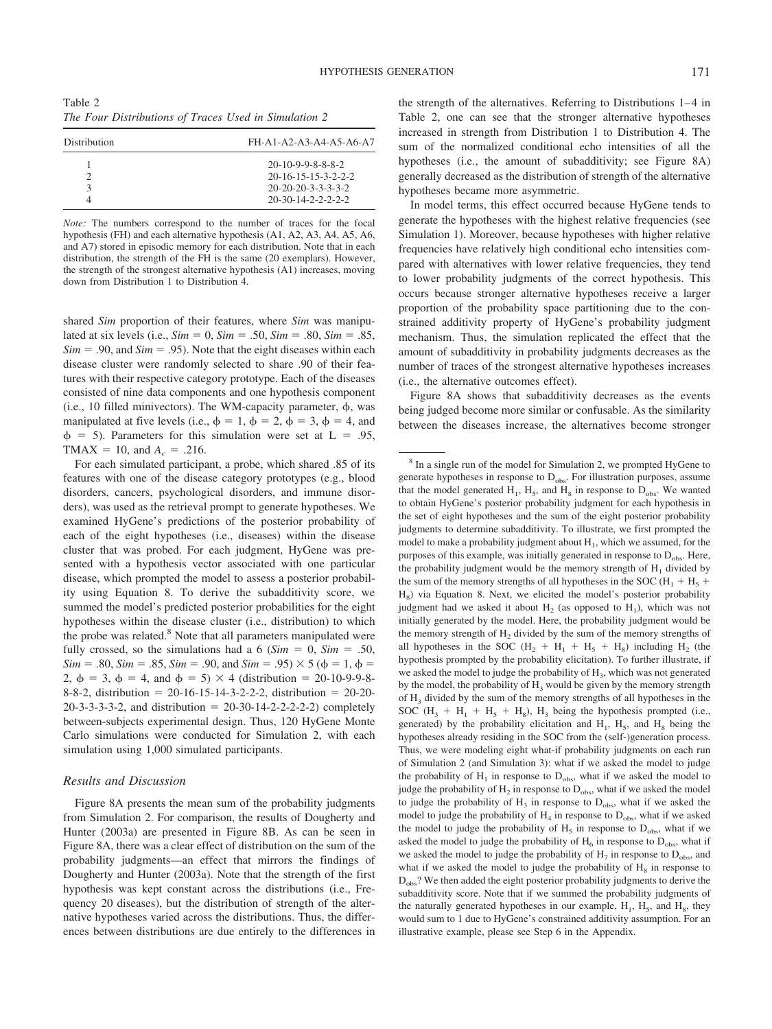Table 2
*The Four Distributions of Traces Used in Simulation 2*

| Distribution | FH-A1-A2-A3-A4-A5-A6-A7 |
|---|---|
| 1 | 20-10-9-9-8-8-8-2 |
| 2 | 20-16-15-15-3-2-2-2 |
| 3 | 20-20-20-3-3-3-3-2 |
| 4 | 20-30-14-2-2-2-2-2 |

*Note:* The numbers correspond to the number of traces for the focal hypothesis (FH) and each alternative hypothesis (A1, A2, A3, A4, A5, A6, and A7) stored in episodic memory for each distribution. Note that in each distribution, the strength of the FH is the same (20 exemplars). However, the strength of the strongest alternative hypothesis (A1) increases, moving down from Distribution 1 to Distribution 4.

shared *Sim* proportion of their features, where *Sim* was manipulated at six levels (i.e., *Sim* = 0, *Sim* = .50, *Sim* = .80, *Sim* = .85, *Sim* = .90, and *Sim* = .95). Note that the eight diseases within each disease cluster were randomly selected to share .90 of their features with their respective category prototype. Each of the diseases consisted of nine data components and one hypothesis component (i.e., 10 filled minivectors). The WM-capacity parameter, $\phi$, was manipulated at five levels (i.e., $\phi = 1$, $\phi = 2$, $\phi = 3$, $\phi = 4$, and $\phi = 5$). Parameters for this simulation were set at L = .95, TMAX = 10, and $A_c = .216$.

For each simulated participant, a probe, which shared .85 of its features with one of the disease category prototypes (e.g., blood disorders, cancers, psychological disorders, and immune disorders), was used as the retrieval prompt to generate hypotheses. We examined HyGene's predictions of the posterior probability of each of the eight hypotheses (i.e., diseases) within the disease cluster that was probed. For each judgment, HyGene was presented with a hypothesis vector associated with one particular disease, which prompted the model to assess a posterior probability using Equation 8. To derive the subadditivity score, we summed the model's predicted posterior probabilities for the eight hypotheses within the disease cluster (i.e., distribution) to which the probe was related.[8] Note that all parameters manipulated were fully crossed, so the simulations had a 6 (*Sim* = 0, *Sim* = .50, *Sim* = .80, *Sim* = .85, *Sim* = .90, and *Sim* = .95) × 5 ($\phi = 1$, $\phi = 2$, $\phi = 3$, $\phi = 4$, and $\phi = 5$) × 4 (distribution = 20-10-9-9-8-8-8-2, distribution = 20-16-15-14-3-2-2-2, distribution = 20-20-20-3-3-3-3-2, and distribution = 20-30-14-2-2-2-2-2) completely between-subjects experimental design. Thus, 120 HyGene Monte Carlo simulations were conducted for Simulation 2, with each simulation using 1,000 simulated participants.

### Results and Discussion

Figure 8A presents the mean sum of the probability judgments from Simulation 2. For comparison, the results of Dougherty and Hunter (2003a) are presented in Figure 8B. As can be seen in Figure 8A, there was a clear effect of distribution on the sum of the probability judgments—an effect that mirrors the findings of Dougherty and Hunter (2003a). Note that the strength of the first hypothesis was kept constant across the distributions (i.e., Frequency 20 diseases), but the distribution of strength of the alternative hypotheses varied across the distributions. Thus, the differences between distributions are due entirely to the differences in the strength of the alternatives. Referring to Distributions 1–4 in Table 2, one can see that the stronger alternative hypotheses increased in strength from Distribution 1 to Distribution 4. The sum of the normalized conditional echo intensities of all the hypotheses (i.e., the amount of subadditivity; see Figure 8A) generally decreased as the distribution of strength of the alternative hypotheses became more asymmetric.

In model terms, this effect occurred because HyGene tends to generate the hypotheses with the highest relative frequencies (see Simulation 1). Moreover, because hypotheses with higher relative frequencies have relatively high conditional echo intensities compared with alternatives with lower relative frequencies, they tend to lower probability judgments of the correct hypothesis. This occurs because stronger alternative hypotheses receive a larger proportion of the probability space partitioning due to the constrained additivity property of HyGene's probability judgment mechanism. Thus, the simulation replicated the effect that the amount of subadditivity in probability judgments decreases as the number of traces of the strongest alternative hypotheses increases (i.e., the alternative outcomes effect).

Figure 8A shows that subadditivity decreases as the events being judged become more similar or confusable. As the similarity between the diseases increase, the alternatives become stronger

[8] In a single run of the model for Simulation 2, we prompted HyGene to generate hypotheses in response to $D_{obs}$. For illustration purposes, assume that the model generated $H_1$, $H_5$, and $H_8$ in response to $D_{obs}$. We wanted to obtain HyGene's posterior probability judgment for each hypothesis in the set of eight hypotheses and the sum of the eight posterior probability judgments to determine subadditivity. To illustrate, we first prompted the model to make a probability judgment about $H_1$, which we assumed, for the purposes of this example, was initially generated in response to $D_{obs}$. Here, the probability judgment would be the memory strength of $H_1$ divided by the sum of the memory strengths of all hypotheses in the SOC ($H_1 + H_5 + H_8$) via Equation 8. Next, we elicited the model's posterior probability judgment had we asked it about $H_2$ (as opposed to $H_1$), which was not initially generated by the model. Here, the probability judgment would be the memory strength of $H_2$ divided by the sum of the memory strengths of all hypotheses in the SOC ($H_2 + H_1 + H_5 + H_8$) including $H_2$ (the hypothesis prompted by the probability elicitation). To further illustrate, if we asked the model to judge the probability of $H_3$, which was not generated by the model, the probability of $H_3$ would be given by the memory strength of $H_3$ divided by the sum of the memory strengths of all hypotheses in the SOC ($H_3 + H_1 + H_5 + H_8$), $H_3$ being the hypothesis prompted (i.e., generated) by the probability elicitation and $H_1$, $H_5$, and $H_8$ being the hypotheses already residing in the SOC from the (self-)generation process. Thus, we were modeling eight what-if probability judgments on each run of Simulation 2 (and Simulation 3): what if we asked the model to judge the probability of $H_1$ in response to $D_{obs}$, what if we asked the model to judge the probability of $H_2$ in response to $D_{obs}$, what if we asked the model to judge the probability of $H_3$ in response to $D_{obs}$, what if we asked the model to judge the probability of $H_4$ in response to $D_{obs}$, what if we asked the model to judge the probability of $H_5$ in response to $D_{obs}$, what if we asked the model to judge the probability of $H_6$ in response to $D_{obs}$, what if we asked the model to judge the probability of $H_7$ in response to $D_{obs}$, and what if we asked the model to judge the probability of $H_8$ in response to $D_{obs}$? We then added the eight posterior probability judgments to derive the subadditivity score. Note that if we summed the probability judgments of the naturally generated hypotheses in our example, $H_1$, $H_5$, and $H_8$, they would sum to 1 due to HyGene's constrained additivity assumption. For an illustrative example, please see Step 6 in the Appendix.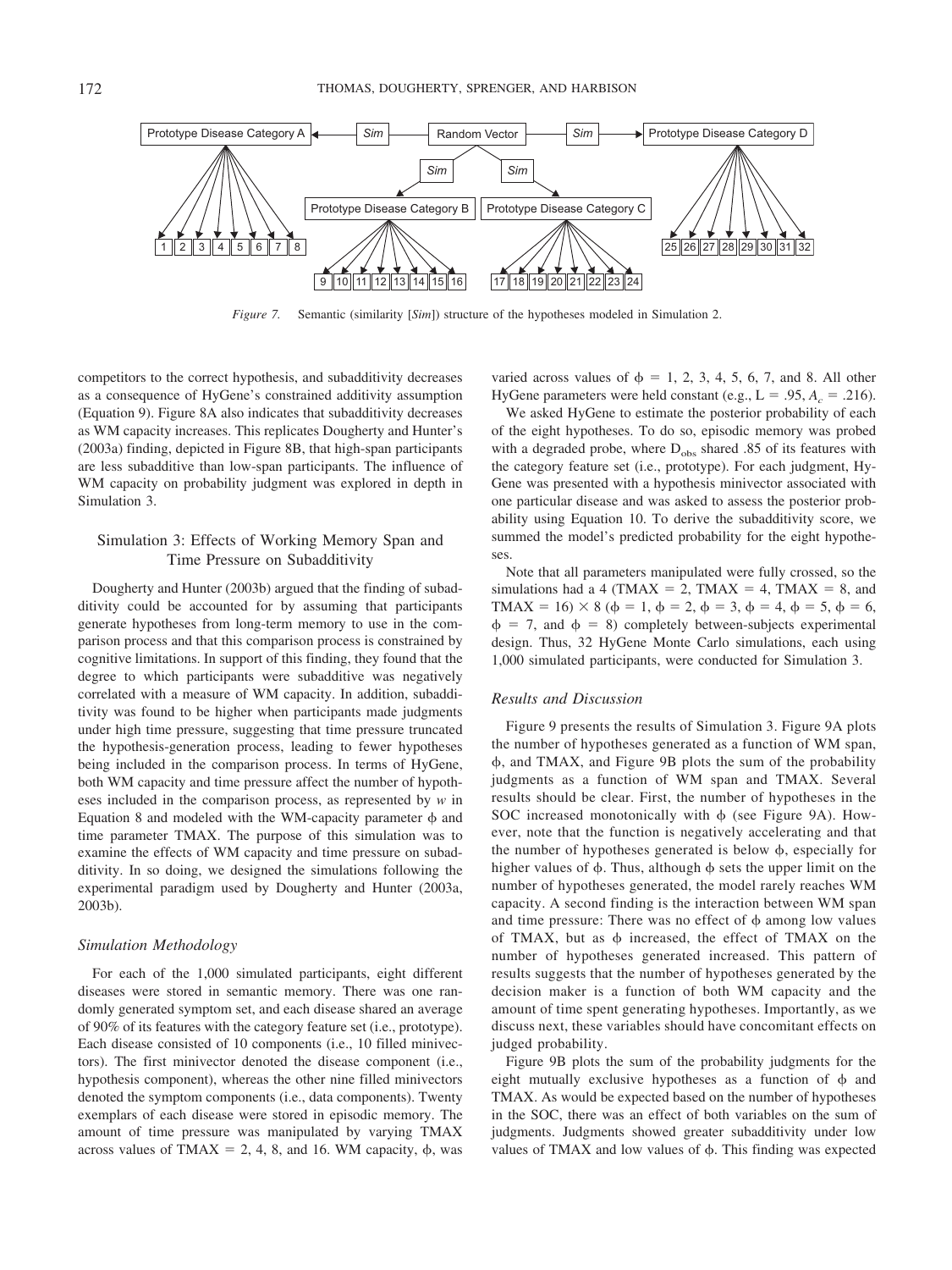Figure 7. Semantic (similarity [*Sim*]) structure of the hypotheses modeled in Simulation 2.

competitors to the correct hypothesis, and subadditivity decreases as a consequence of HyGene's constrained additivity assumption (Equation 9). Figure 8A also indicates that subadditivity decreases as WM capacity increases. This replicates Dougherty and Hunter's (2003a) finding, depicted in Figure 8B, that high-span participants are less subadditive than low-span participants. The influence of WM capacity on probability judgment was explored in depth in Simulation 3.

## Simulation 3: Effects of Working Memory Span and Time Pressure on Subadditivity

Dougherty and Hunter (2003b) argued that the finding of subadditivity could be accounted for by assuming that participants generate hypotheses from long-term memory to use in the comparison process and that this comparison process is constrained by cognitive limitations. In support of this finding, they found that the degree to which participants were subadditive was negatively correlated with a measure of WM capacity. In addition, subadditivity was found to be higher when participants made judgments under high time pressure, suggesting that time pressure truncated the hypothesis-generation process, leading to fewer hypotheses being included in the comparison process. In terms of HyGene, both WM capacity and time pressure affect the number of hypotheses included in the comparison process, as represented by $w$ in Equation 8 and modeled with the WM-capacity parameter $\phi$ and time parameter TMAX. The purpose of this simulation was to examine the effects of WM capacity and time pressure on subadditivity. In so doing, we designed the simulations following the experimental paradigm used by Dougherty and Hunter (2003a, 2003b).

### Simulation Methodology

For each of the 1,000 simulated participants, eight different diseases were stored in semantic memory. There was one randomly generated symptom set, and each disease shared an average of 90% of its features with the category feature set (i.e., prototype). Each disease consisted of 10 components (i.e., 10 filled minivectors). The first minivector denoted the disease component (i.e., hypothesis component), whereas the other nine filled minivectors denoted the symptom components (i.e., data components). Twenty exemplars of each disease were stored in episodic memory. The amount of time pressure was manipulated by varying TMAX across values of TMAX = 2, 4, 8, and 16. WM capacity, $\phi$, was varied across values of $\phi$ = 1, 2, 3, 4, 5, 6, 7, and 8. All other HyGene parameters were held constant (e.g., L = .95, $A_c$ = .216).

We asked HyGene to estimate the posterior probability of each of the eight hypotheses. To do so, episodic memory was probed with a degraded probe, where $D_{obs}$ shared .85 of its features with the category feature set (i.e., prototype). For each judgment, HyGene was presented with a hypothesis minivector associated with one particular disease and was asked to assess the posterior probability using Equation 10. To derive the subadditivity score, we summed the model's predicted probability for the eight hypotheses.

Note that all parameters manipulated were fully crossed, so the simulations had a 4 (TMAX = 2, TMAX = 4, TMAX = 8, and TMAX = 16) × 8 ($\phi$ = 1, $\phi$ = 2, $\phi$ = 3, $\phi$ = 4, $\phi$ = 5, $\phi$ = 6, $\phi$ = 7, and $\phi$ = 8) completely between-subjects experimental design. Thus, 32 HyGene Monte Carlo simulations, each using 1,000 simulated participants, were conducted for Simulation 3.

### Results and Discussion

Figure 9 presents the results of Simulation 3. Figure 9A plots the number of hypotheses generated as a function of WM span, $\phi$, and TMAX, and Figure 9B plots the sum of the probability judgments as a function of WM span and TMAX. Several results should be clear. First, the number of hypotheses in the SOC increased monotonically with $\phi$ (see Figure 9A). However, note that the function is negatively accelerating and that the number of hypotheses generated is below $\phi$, especially for higher values of $\phi$. Thus, although $\phi$ sets the upper limit on the number of hypotheses generated, the model rarely reaches WM capacity. A second finding is the interaction between WM span and time pressure: There was no effect of $\phi$ among low values of TMAX, but as $\phi$ increased, the effect of TMAX on the number of hypotheses generated increased. This pattern of results suggests that the number of hypotheses generated by the decision maker is a function of both WM capacity and the amount of time spent generating hypotheses. Importantly, as we discuss next, these variables should have concomitant effects on judged probability.

Figure 9B plots the sum of the probability judgments for the eight mutually exclusive hypotheses as a function of $\phi$ and TMAX. As would be expected based on the number of hypotheses in the SOC, there was an effect of both variables on the sum of judgments. Judgments showed greater subadditivity under low values of TMAX and low values of $\phi$. This finding was expected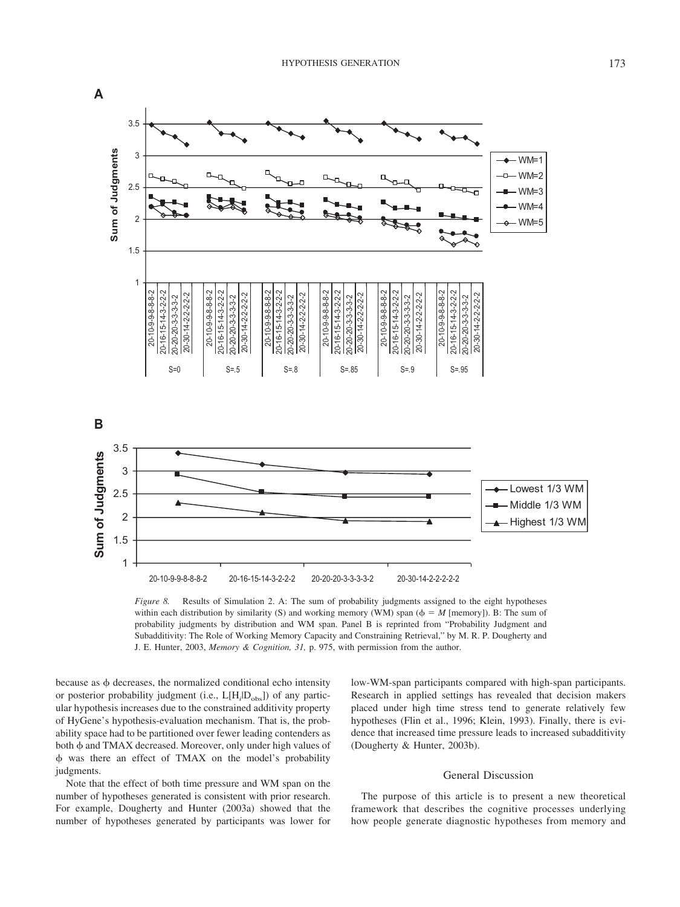*Figure 8.* Results of Simulation 2. A: The sum of probability judgments assigned to the eight hypotheses within each distribution by similarity (S) and working memory (WM) span ($\phi = M$ [memory]). B: The sum of probability judgments by distribution and WM span. Panel B is reprinted from "Probability Judgment and Subadditivity: The Role of Working Memory Capacity and Constraining Retrieval," by M. R. P. Dougherty and J. E. Hunter, 2003, *Memory & Cognition, 31,* p. 975, with permission from the author.

because as $\phi$ decreases, the normalized conditional echo intensity or posterior probability judgment (i.e., $L[H_i|D_{obs}]$) of any particular hypothesis increases due to the constrained additivity property of HyGene's hypothesis-evaluation mechanism. That is, the probability space had to be partitioned over fewer leading contenders as both $\phi$ and TMAX decreased. Moreover, only under high values of $\phi$ was there an effect of TMAX on the model's probability judgments.

Note that the effect of both time pressure and WM span on the number of hypotheses generated is consistent with prior research. For example, Dougherty and Hunter (2003a) showed that the number of hypotheses generated by participants was lower for low-WM-span participants compared with high-span participants. Research in applied settings has revealed that decision makers placed under high time stress tend to generate relatively few hypotheses (Flin et al., 1996; Klein, 1993). Finally, there is evidence that increased time pressure leads to increased subadditivity (Dougherty & Hunter, 2003b).

## General Discussion

The purpose of this article is to present a new theoretical framework that describes the cognitive processes underlying how people generate diagnostic hypotheses from memory and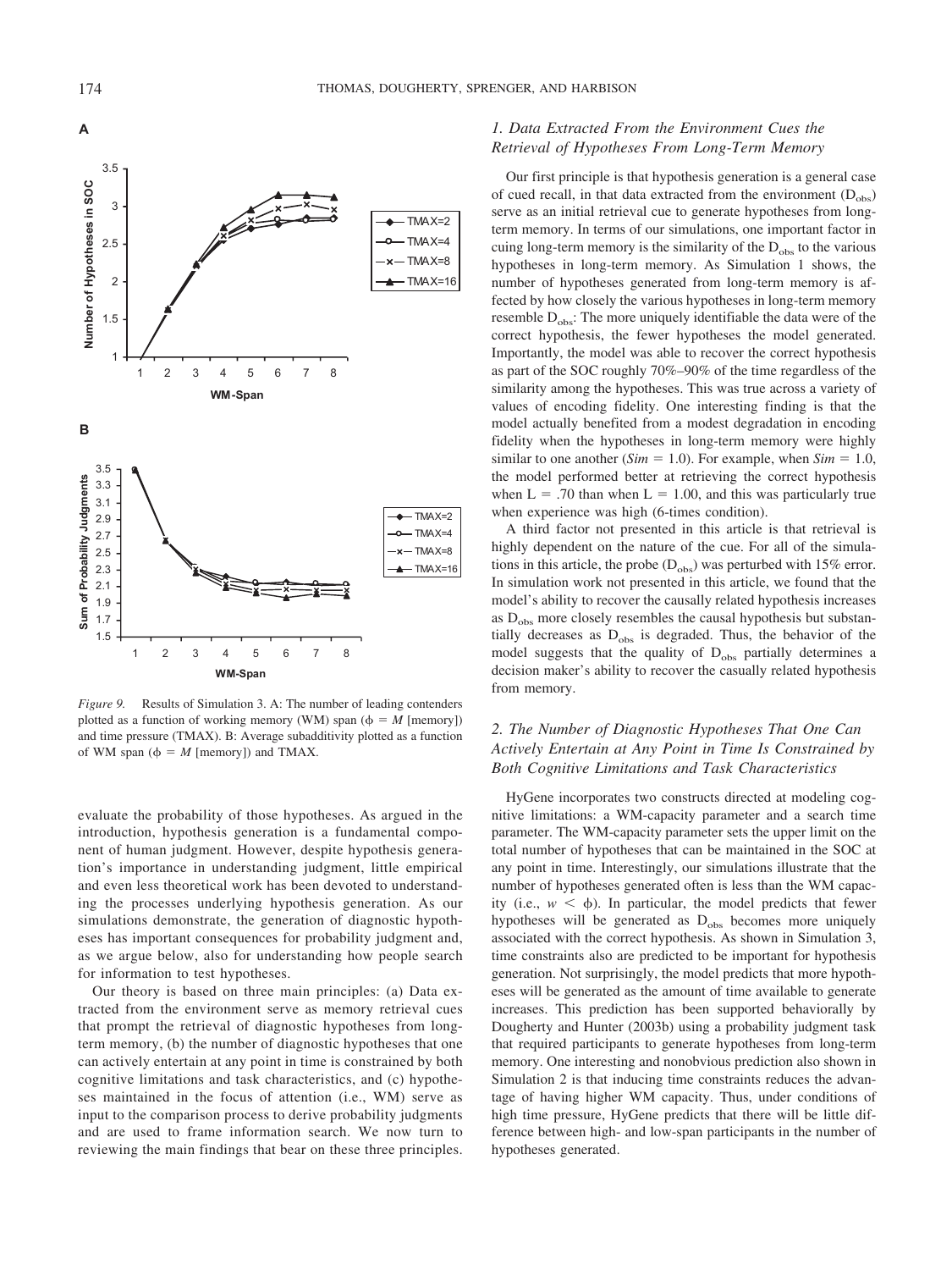*Figure 9.* Results of Simulation 3. A: The number of leading contenders plotted as a function of working memory (WM) span ($\phi = M$ [memory]) and time pressure (TMAX). B: Average subadditivity plotted as a function of WM span ($\phi = M$ [memory]) and TMAX.

evaluate the probability of those hypotheses. As argued in the introduction, hypothesis generation is a fundamental component of human judgment. However, despite hypothesis generation's importance in understanding judgment, little empirical and even less theoretical work has been devoted to understanding the processes underlying hypothesis generation. As our simulations demonstrate, the generation of diagnostic hypotheses has important consequences for probability judgment and, as we argue below, also for understanding how people search for information to test hypotheses.

Our theory is based on three main principles: (a) Data extracted from the environment serve as memory retrieval cues that prompt the retrieval of diagnostic hypotheses from long-term memory, (b) the number of diagnostic hypotheses that one can actively entertain at any point in time is constrained by both cognitive limitations and task characteristics, and (c) hypotheses maintained in the focus of attention (i.e., WM) serve as input to the comparison process to derive probability judgments and are used to frame information search. We now turn to reviewing the main findings that bear on these three principles.

### *1. Data Extracted From the Environment Cues the Retrieval of Hypotheses From Long-Term Memory*

Our first principle is that hypothesis generation is a general case of cued recall, in that data extracted from the environment ($D_{obs}$) serve as an initial retrieval cue to generate hypotheses from long-term memory. In terms of our simulations, one important factor in cuing long-term memory is the similarity of the $D_{obs}$ to the various hypotheses in long-term memory. As Simulation 1 shows, the number of hypotheses generated from long-term memory is affected by how closely the various hypotheses in long-term memory resemble $D_{obs}$: The more uniquely identifiable the data were of the correct hypothesis, the fewer hypotheses the model generated. Importantly, the model was able to recover the correct hypothesis as part of the SOC roughly 70%–90% of the time regardless of the similarity among the hypotheses. This was true across a variety of values of encoding fidelity. One interesting finding is that the model actually benefited from a modest degradation in encoding fidelity when the hypotheses in long-term memory were highly similar to one another (*Sim* = 1.0). For example, when *Sim* = 1.0, the model performed better at retrieving the correct hypothesis when L = .70 than when L = 1.00, and this was particularly true when experience was high (6-times condition).

A third factor not presented in this article is that retrieval is highly dependent on the nature of the cue. For all of the simulations in this article, the probe ($D_{obs}$) was perturbed with 15% error. In simulation work not presented in this article, we found that the model's ability to recover the causally related hypothesis increases as $D_{obs}$ more closely resembles the causal hypothesis but substantially decreases as $D_{obs}$ is degraded. Thus, the behavior of the model suggests that the quality of $D_{obs}$ partially determines a decision maker's ability to recover the casually related hypothesis from memory.

### *2. The Number of Diagnostic Hypotheses That One Can Actively Entertain at Any Point in Time Is Constrained by Both Cognitive Limitations and Task Characteristics*

HyGene incorporates two constructs directed at modeling cognitive limitations: a WM-capacity parameter and a search time parameter. The WM-capacity parameter sets the upper limit on the total number of hypotheses that can be maintained in the SOC at any point in time. Interestingly, our simulations illustrate that the number of hypotheses generated often is less than the WM capacity (i.e., $w < \phi$). In particular, the model predicts that fewer hypotheses will be generated as $D_{obs}$ becomes more uniquely associated with the correct hypothesis. As shown in Simulation 3, time constraints also are predicted to be important for hypothesis generation. Not surprisingly, the model predicts that more hypotheses will be generated as the amount of time available to generate increases. This prediction has been supported behaviorally by Dougherty and Hunter (2003b) using a probability judgment task that required participants to generate hypotheses from long-term memory. One interesting and nonobvious prediction also shown in Simulation 2 is that inducing time constraints reduces the advantage of having higher WM capacity. Thus, under conditions of high time pressure, HyGene predicts that there will be little difference between high- and low-span participants in the number of hypotheses generated.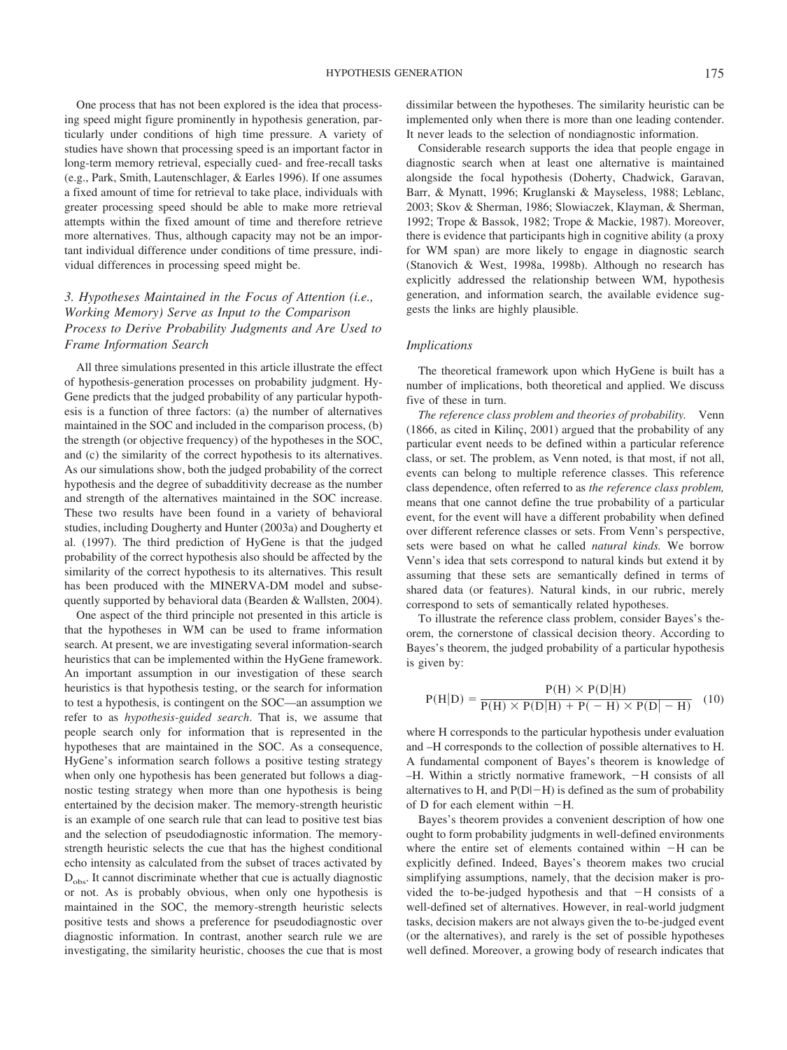One process that has not been explored is the idea that processing speed might figure prominently in hypothesis generation, particularly under conditions of high time pressure. A variety of studies have shown that processing speed is an important factor in long-term memory retrieval, especially cued- and free-recall tasks (e.g., Park, Smith, Lautenschlager, & Earles 1996). If one assumes a fixed amount of time for retrieval to take place, individuals with greater processing speed should be able to make more retrieval attempts within the fixed amount of time and therefore retrieve more alternatives. Thus, although capacity may not be an important individual difference under conditions of time pressure, individual differences in processing speed might be.

### 3. Hypotheses Maintained in the Focus of Attention (i.e., Working Memory) Serve as Input to the Comparison Process to Derive Probability Judgments and Are Used to Frame Information Search

All three simulations presented in this article illustrate the effect of hypothesis-generation processes on probability judgment. HyGene predicts that the judged probability of any particular hypothesis is a function of three factors: (a) the number of alternatives maintained in the SOC and included in the comparison process, (b) the strength (or objective frequency) of the hypotheses in the SOC, and (c) the similarity of the correct hypothesis to its alternatives. As our simulations show, both the judged probability of the correct hypothesis and the degree of subadditivity decrease as the number and strength of the alternatives maintained in the SOC increase. These two results have been found in a variety of behavioral studies, including Dougherty and Hunter (2003a) and Dougherty et al. (1997). The third prediction of HyGene is that the judged probability of the correct hypothesis also should be affected by the similarity of the correct hypothesis to its alternatives. This result has been produced with the MINERVA-DM model and subsequently supported by behavioral data (Bearden & Wallsten, 2004).

One aspect of the third principle not presented in this article is that the hypotheses in WM can be used to frame information search. At present, we are investigating several information-search heuristics that can be implemented within the HyGene framework. An important assumption in our investigation of these search heuristics is that hypothesis testing, or the search for information to test a hypothesis, is contingent on the SOC—an assumption we refer to as *hypothesis-guided search*. That is, we assume that people search only for information that is represented in the hypotheses that are maintained in the SOC. As a consequence, HyGene's information search follows a positive testing strategy when only one hypothesis has been generated but follows a diagnostic testing strategy when more than one hypothesis is being entertained by the decision maker. The memory-strength heuristic is an example of one search rule that can lead to positive test bias and the selection of pseudodiagnostic information. The memory-strength heuristic selects the cue that has the highest conditional echo intensity as calculated from the subset of traces activated by $D_{obs}$. It cannot discriminate whether that cue is actually diagnostic or not. As is probably obvious, when only one hypothesis is maintained in the SOC, the memory-strength heuristic selects positive tests and shows a preference for pseudodiagnostic over diagnostic information. In contrast, another search rule we are investigating, the similarity heuristic, chooses the cue that is most dissimilar between the hypotheses. The similarity heuristic can be implemented only when there is more than one leading contender. It never leads to the selection of nondiagnostic information.

Considerable research supports the idea that people engage in diagnostic search when at least one alternative is maintained alongside the focal hypothesis (Doherty, Chadwick, Garavan, Barr, & Mynatt, 1996; Kruglanski & Mayseless, 1988; Leblanc, 2003; Skov & Sherman, 1986; Slowiaczek, Klayman, & Sherman, 1992; Trope & Bassok, 1982; Trope & Mackie, 1987). Moreover, there is evidence that participants high in cognitive ability (a proxy for WM span) are more likely to engage in diagnostic search (Stanovich & West, 1998a, 1998b). Although no research has explicitly addressed the relationship between WM, hypothesis generation, and information search, the available evidence suggests the links are highly plausible.

## Implications

The theoretical framework upon which HyGene is built has a number of implications, both theoretical and applied. We discuss five of these in turn.

*The reference class problem and theories of probability.* Venn (1866, as cited in Kilinç, 2001) argued that the probability of any particular event needs to be defined within a particular reference class, or set. The problem, as Venn noted, is that most, if not all, events can belong to multiple reference classes. This reference class dependence, often referred to as *the reference class problem,* means that one cannot define the true probability of a particular event, for the event will have a different probability when defined over different reference classes or sets. From Venn's perspective, sets were based on what he called *natural kinds.* We borrow Venn's idea that sets correspond to natural kinds but extend it by assuming that these sets are semantically defined in terms of shared data (or features). Natural kinds, in our rubric, merely correspond to sets of semantically related hypotheses.

To illustrate the reference class problem, consider Bayes's theorem, the cornerstone of classical decision theory. According to Bayes's theorem, the judged probability of a particular hypothesis is given by:

$$P(H|D) = \frac{P(H) \times P(D|H)}{P(H) \times P(D|H) + P(-H) \times P(D|-H)} \quad (10)$$

where H corresponds to the particular hypothesis under evaluation and –H corresponds to the collection of possible alternatives to H. A fundamental component of Bayes's theorem is knowledge of –H. Within a strictly normative framework, $-H$ consists of all alternatives to H, and $P(D|-H)$ is defined as the sum of probability of D for each element within $-H$.

Bayes's theorem provides a convenient description of how one ought to form probability judgments in well-defined environments where the entire set of elements contained within $-H$ can be explicitly defined. Indeed, Bayes's theorem makes two crucial simplifying assumptions, namely, that the decision maker is provided the to-be-judged hypothesis and that $-H$ consists of a well-defined set of alternatives. However, in real-world judgment tasks, decision makers are not always given the to-be-judged event (or the alternatives), and rarely is the set of possible hypotheses well defined. Moreover, a growing body of research indicates that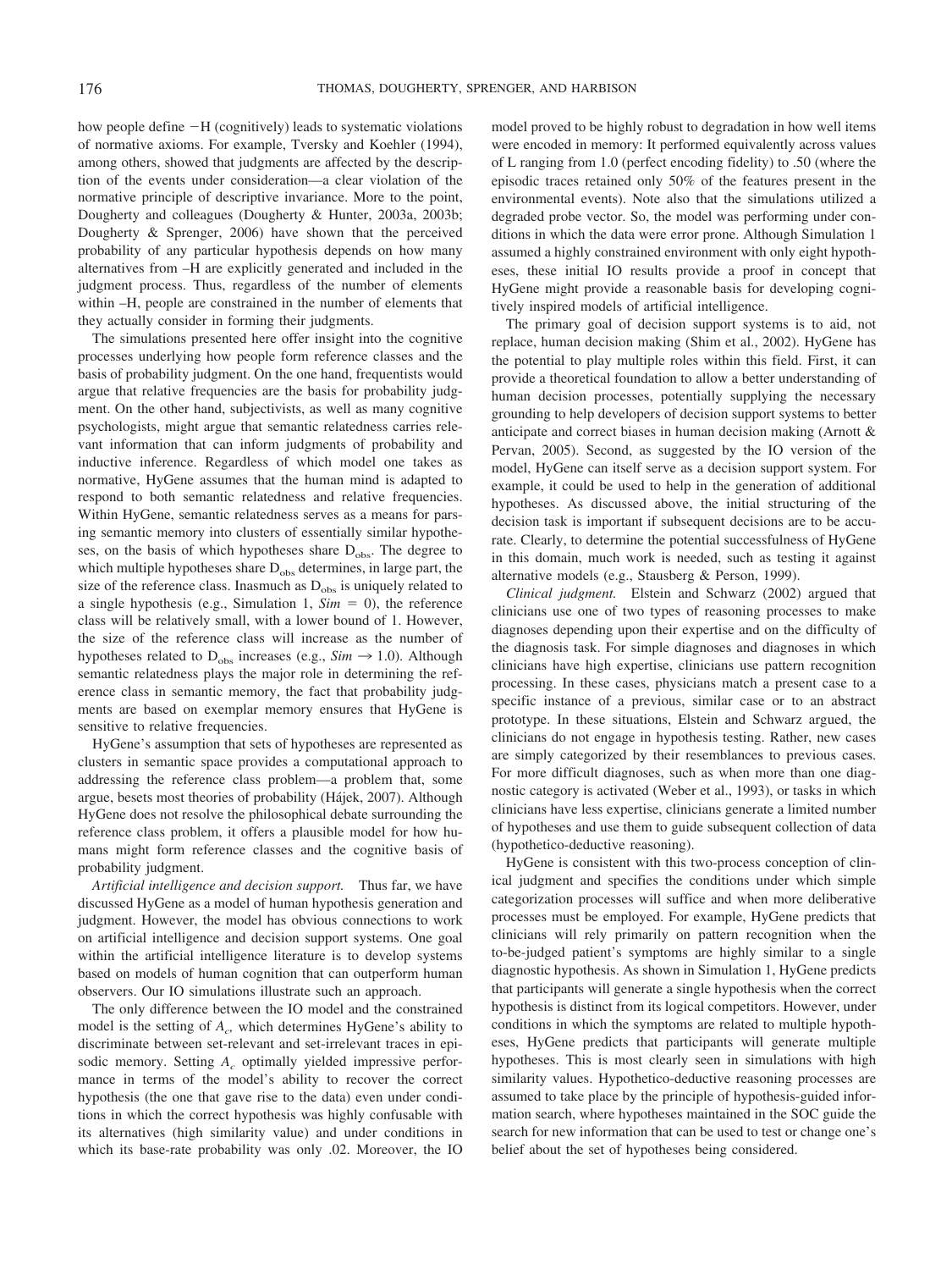how people define −H (cognitively) leads to systematic violations of normative axioms. For example, Tversky and Koehler (1994), among others, showed that judgments are affected by the description of the events under consideration—a clear violation of the normative principle of descriptive invariance. More to the point, Dougherty and colleagues (Dougherty & Hunter, 2003a, 2003b; Dougherty & Sprenger, 2006) have shown that the perceived probability of any particular hypothesis depends on how many alternatives from –H are explicitly generated and included in the judgment process. Thus, regardless of the number of elements within –H, people are constrained in the number of elements that they actually consider in forming their judgments.

The simulations presented here offer insight into the cognitive processes underlying how people form reference classes and the basis of probability judgment. On the one hand, frequentists would argue that relative frequencies are the basis for probability judgment. On the other hand, subjectivists, as well as many cognitive psychologists, might argue that semantic relatedness carries relevant information that can inform judgments of probability and inductive inference. Regardless of which model one takes as normative, HyGene assumes that the human mind is adapted to respond to both semantic relatedness and relative frequencies. Within HyGene, semantic relatedness serves as a means for parsing semantic memory into clusters of essentially similar hypotheses, on the basis of which hypotheses share $D_{obs}$. The degree to which multiple hypotheses share $D_{obs}$ determines, in large part, the size of the reference class. Inasmuch as $D_{obs}$ is uniquely related to a single hypothesis (e.g., Simulation 1, $Sim = 0$), the reference class will be relatively small, with a lower bound of 1. However, the size of the reference class will increase as the number of hypotheses related to $D_{obs}$ increases (e.g., $Sim \rightarrow 1.0$). Although semantic relatedness plays the major role in determining the reference class in semantic memory, the fact that probability judgments are based on exemplar memory ensures that HyGene is sensitive to relative frequencies.

HyGene's assumption that sets of hypotheses are represented as clusters in semantic space provides a computational approach to addressing the reference class problem—a problem that, some argue, besets most theories of probability (Hájek, 2007). Although HyGene does not resolve the philosophical debate surrounding the reference class problem, it offers a plausible model for how humans might form reference classes and the cognitive basis of probability judgment.

*Artificial intelligence and decision support.* Thus far, we have discussed HyGene as a model of human hypothesis generation and judgment. However, the model has obvious connections to work on artificial intelligence and decision support systems. One goal within the artificial intelligence literature is to develop systems based on models of human cognition that can outperform human observers. Our IO simulations illustrate such an approach.

The only difference between the IO model and the constrained model is the setting of $A_c$, which determines HyGene's ability to discriminate between set-relevant and set-irrelevant traces in episodic memory. Setting $A_c$ optimally yielded impressive performance in terms of the model's ability to recover the correct hypothesis (the one that gave rise to the data) even under conditions in which the correct hypothesis was highly confusable with its alternatives (high similarity value) and under conditions in which its base-rate probability was only .02. Moreover, the IO model proved to be highly robust to degradation in how well items were encoded in memory: It performed equivalently across values of L ranging from 1.0 (perfect encoding fidelity) to .50 (where the episodic traces retained only 50% of the features present in the environmental events). Note also that the simulations utilized a degraded probe vector. So, the model was performing under conditions in which the data were error prone. Although Simulation 1 assumed a highly constrained environment with only eight hypotheses, these initial IO results provide a proof in concept that HyGene might provide a reasonable basis for developing cognitively inspired models of artificial intelligence.

The primary goal of decision support systems is to aid, not replace, human decision making (Shim et al., 2002). HyGene has the potential to play multiple roles within this field. First, it can provide a theoretical foundation to allow a better understanding of human decision processes, potentially supplying the necessary grounding to help developers of decision support systems to better anticipate and correct biases in human decision making (Arnott & Pervan, 2005). Second, as suggested by the IO version of the model, HyGene can itself serve as a decision support system. For example, it could be used to help in the generation of additional hypotheses. As discussed above, the initial structuring of the decision task is important if subsequent decisions are to be accurate. Clearly, to determine the potential successfulness of HyGene in this domain, much work is needed, such as testing it against alternative models (e.g., Stausberg & Person, 1999).

*Clinical judgment.* Elstein and Schwarz (2002) argued that clinicians use one of two types of reasoning processes to make diagnoses depending upon their expertise and on the difficulty of the diagnosis task. For simple diagnoses and diagnoses in which clinicians have high expertise, clinicians use pattern recognition processing. In these cases, physicians match a present case to a specific instance of a previous, similar case or to an abstract prototype. In these situations, Elstein and Schwarz argued, the clinicians do not engage in hypothesis testing. Rather, new cases are simply categorized by their resemblances to previous cases. For more difficult diagnoses, such as when more than one diagnostic category is activated (Weber et al., 1993), or tasks in which clinicians have less expertise, clinicians generate a limited number of hypotheses and use them to guide subsequent collection of data (hypothetico-deductive reasoning).

HyGene is consistent with this two-process conception of clinical judgment and specifies the conditions under which simple categorization processes will suffice and when more deliberative processes must be employed. For example, HyGene predicts that clinicians will rely primarily on pattern recognition when the to-be-judged patient's symptoms are highly similar to a single diagnostic hypothesis. As shown in Simulation 1, HyGene predicts that participants will generate a single hypothesis when the correct hypothesis is distinct from its logical competitors. However, under conditions in which the symptoms are related to multiple hypotheses, HyGene predicts that participants will generate multiple hypotheses. This is most clearly seen in simulations with high similarity values. Hypothetico-deductive reasoning processes are assumed to take place by the principle of hypothesis-guided information search, where hypotheses maintained in the SOC guide the search for new information that can be used to test or change one's belief about the set of hypotheses being considered.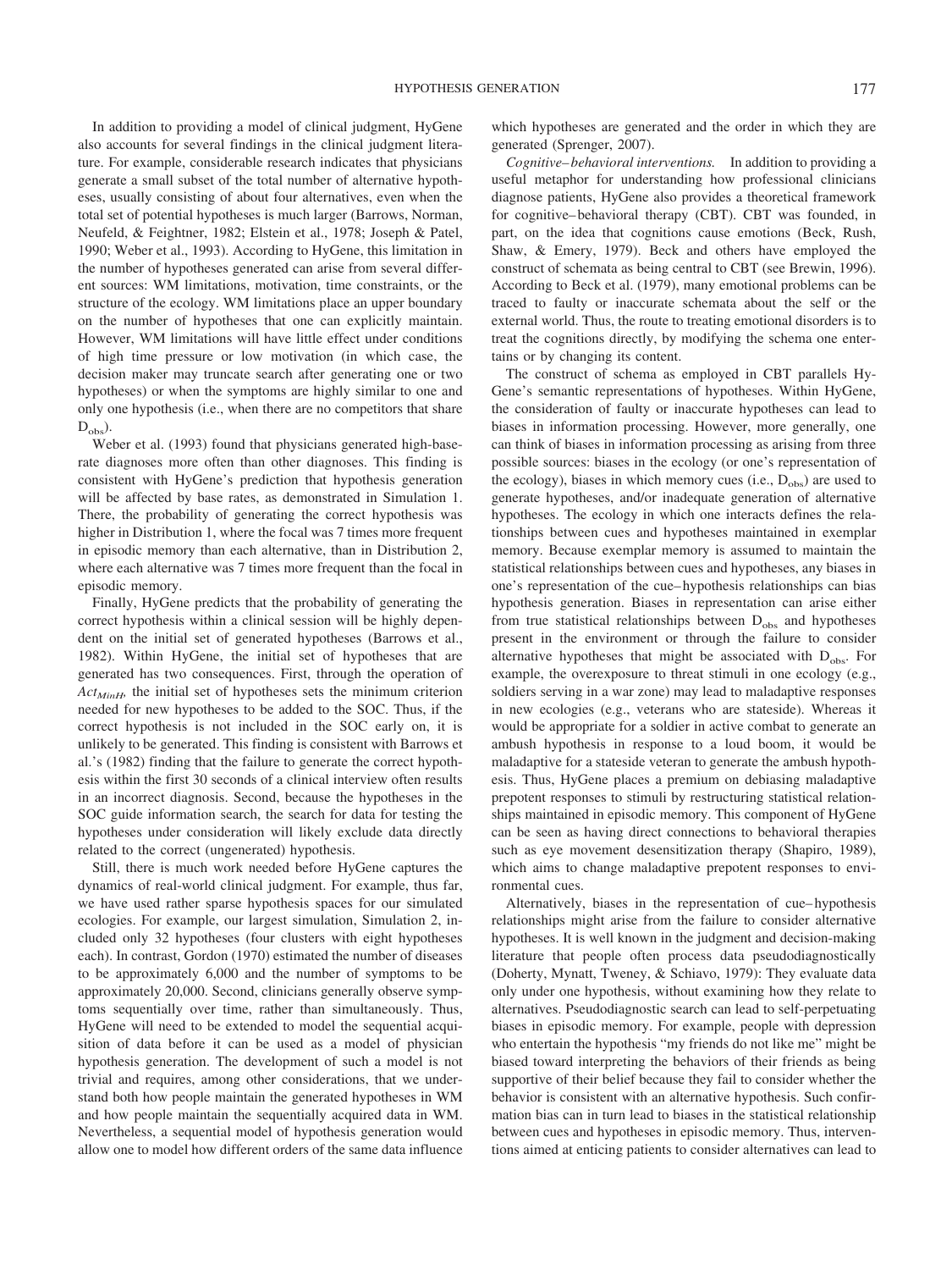In addition to providing a model of clinical judgment, HyGene also accounts for several findings in the clinical judgment literature. For example, considerable research indicates that physicians generate a small subset of the total number of alternative hypotheses, usually consisting of about four alternatives, even when the total set of potential hypotheses is much larger (Barrows, Norman, Neufeld, & Feightner, 1982; Elstein et al., 1978; Joseph & Patel, 1990; Weber et al., 1993). According to HyGene, this limitation in the number of hypotheses generated can arise from several different sources: WM limitations, motivation, time constraints, or the structure of the ecology. WM limitations place an upper boundary on the number of hypotheses that one can explicitly maintain. However, WM limitations will have little effect under conditions of high time pressure or low motivation (in which case, the decision maker may truncate search after generating one or two hypotheses) or when the symptoms are highly similar to one and only one hypothesis (i.e., when there are no competitors that share $D_{obs}$).

Weber et al. (1993) found that physicians generated high-base-rate diagnoses more often than other diagnoses. This finding is consistent with HyGene's prediction that hypothesis generation will be affected by base rates, as demonstrated in Simulation 1. There, the probability of generating the correct hypothesis was higher in Distribution 1, where the focal was 7 times more frequent in episodic memory than each alternative, than in Distribution 2, where each alternative was 7 times more frequent than the focal in episodic memory.

Finally, HyGene predicts that the probability of generating the correct hypothesis within a clinical session will be highly dependent on the initial set of generated hypotheses (Barrows et al., 1982). Within HyGene, the initial set of hypotheses that are generated has two consequences. First, through the operation of $Act_{MinH}$, the initial set of hypotheses sets the minimum criterion needed for new hypotheses to be added to the SOC. Thus, if the correct hypothesis is not included in the SOC early on, it is unlikely to be generated. This finding is consistent with Barrows et al.'s (1982) finding that the failure to generate the correct hypothesis within the first 30 seconds of a clinical interview often results in an incorrect diagnosis. Second, because the hypotheses in the SOC guide information search, the search for data for testing the hypotheses under consideration will likely exclude data directly related to the correct (ungenerated) hypothesis.

Still, there is much work needed before HyGene captures the dynamics of real-world clinical judgment. For example, thus far, we have used rather sparse hypothesis spaces for our simulated ecologies. For example, our largest simulation, Simulation 2, included only 32 hypotheses (four clusters with eight hypotheses each). In contrast, Gordon (1970) estimated the number of diseases to be approximately 6,000 and the number of symptoms to be approximately 20,000. Second, clinicians generally observe symptoms sequentially over time, rather than simultaneously. Thus, HyGene will need to be extended to model the sequential acquisition of data before it can be used as a model of physician hypothesis generation. The development of such a model is not trivial and requires, among other considerations, that we understand both how people maintain the generated hypotheses in WM and how people maintain the sequentially acquired data in WM. Nevertheless, a sequential model of hypothesis generation would allow one to model how different orders of the same data influence which hypotheses are generated and the order in which they are generated (Sprenger, 2007).

*Cognitive–behavioral interventions.* In addition to providing a useful metaphor for understanding how professional clinicians diagnose patients, HyGene also provides a theoretical framework for cognitive–behavioral therapy (CBT). CBT was founded, in part, on the idea that cognitions cause emotions (Beck, Rush, Shaw, & Emery, 1979). Beck and others have employed the construct of schemata as being central to CBT (see Brewin, 1996). According to Beck et al. (1979), many emotional problems can be traced to faulty or inaccurate schemata about the self or the external world. Thus, the route to treating emotional disorders is to treat the cognitions directly, by modifying the schema one entertains or by changing its content.

The construct of schema as employed in CBT parallels HyGene's semantic representations of hypotheses. Within HyGene, the consideration of faulty or inaccurate hypotheses can lead to biases in information processing. However, more generally, one can think of biases in information processing as arising from three possible sources: biases in the ecology (or one's representation of the ecology), biases in which memory cues (i.e., $D_{obs}$) are used to generate hypotheses, and/or inadequate generation of alternative hypotheses. The ecology in which one interacts defines the relationships between cues and hypotheses maintained in exemplar memory. Because exemplar memory is assumed to maintain the statistical relationships between cues and hypotheses, any biases in one's representation of the cue–hypothesis relationships can bias hypothesis generation. Biases in representation can arise either from true statistical relationships between $D_{obs}$ and hypotheses present in the environment or through the failure to consider alternative hypotheses that might be associated with $D_{obs}$. For example, the overexposure to threat stimuli in one ecology (e.g., soldiers serving in a war zone) may lead to maladaptive responses in new ecologies (e.g., veterans who are stateside). Whereas it would be appropriate for a soldier in active combat to generate an ambush hypothesis in response to a loud boom, it would be maladaptive for a stateside veteran to generate the ambush hypothesis. Thus, HyGene places a premium on debiasing maladaptive prepotent responses to stimuli by restructuring statistical relationships maintained in episodic memory. This component of HyGene can be seen as having direct connections to behavioral therapies such as eye movement desensitization therapy (Shapiro, 1989), which aims to change maladaptive prepotent responses to environmental cues.

Alternatively, biases in the representation of cue–hypothesis relationships might arise from the failure to consider alternative hypotheses. It is well known in the judgment and decision-making literature that people often process data pseudodiagnostically (Doherty, Mynatt, Tweney, & Schiavo, 1979): They evaluate data only under one hypothesis, without examining how they relate to alternatives. Pseudodiagnostic search can lead to self-perpetuating biases in episodic memory. For example, people with depression who entertain the hypothesis "my friends do not like me" might be biased toward interpreting the behaviors of their friends as being supportive of their belief because they fail to consider whether the behavior is consistent with an alternative hypothesis. Such confirmation bias can in turn lead to biases in the statistical relationship between cues and hypotheses in episodic memory. Thus, interventions aimed at enticing patients to consider alternatives can lead to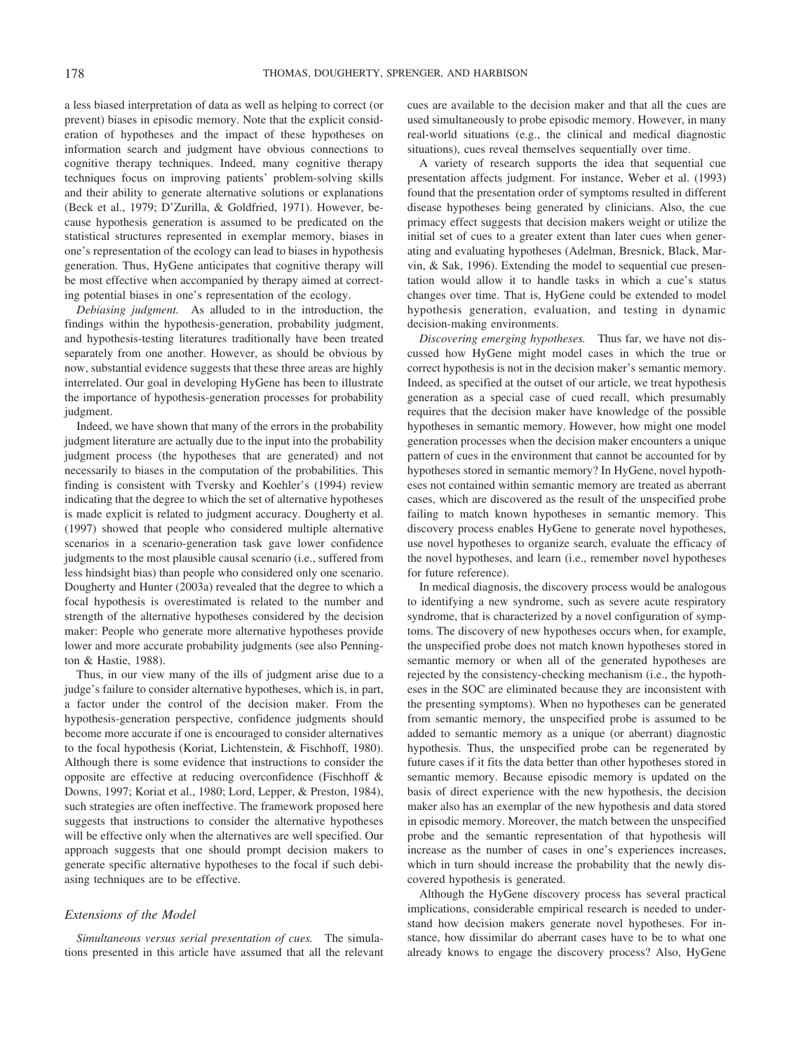a less biased interpretation of data as well as helping to correct (or prevent) biases in episodic memory. Note that the explicit consideration of hypotheses and the impact of these hypotheses on information search and judgment have obvious connections to cognitive therapy techniques. Indeed, many cognitive therapy techniques focus on improving patients' problem-solving skills and their ability to generate alternative solutions or explanations (Beck et al., 1979; D'Zurilla, & Goldfried, 1971). However, because hypothesis generation is assumed to be predicated on the statistical structures represented in exemplar memory, biases in one's representation of the ecology can lead to biases in hypothesis generation. Thus, HyGene anticipates that cognitive therapy will be most effective when accompanied by therapy aimed at correcting potential biases in one's representation of the ecology.

*Debiasing judgment.* As alluded to in the introduction, the findings within the hypothesis-generation, probability judgment, and hypothesis-testing literatures traditionally have been treated separately from one another. However, as should be obvious by now, substantial evidence suggests that these three areas are highly interrelated. Our goal in developing HyGene has been to illustrate the importance of hypothesis-generation processes for probability judgment.

Indeed, we have shown that many of the errors in the probability judgment literature are actually due to the input into the probability judgment process (the hypotheses that are generated) and not necessarily to biases in the computation of the probabilities. This finding is consistent with Tversky and Koehler's (1994) review indicating that the degree to which the set of alternative hypotheses is made explicit is related to judgment accuracy. Dougherty et al. (1997) showed that people who considered multiple alternative scenarios in a scenario-generation task gave lower confidence judgments to the most plausible causal scenario (i.e., suffered from less hindsight bias) than people who considered only one scenario. Dougherty and Hunter (2003a) revealed that the degree to which a focal hypothesis is overestimated is related to the number and strength of the alternative hypotheses considered by the decision maker: People who generate more alternative hypotheses provide lower and more accurate probability judgments (see also Pennington & Hastie, 1988).

Thus, in our view many of the ills of judgment arise due to a judge's failure to consider alternative hypotheses, which is, in part, a factor under the control of the decision maker. From the hypothesis-generation perspective, confidence judgments should become more accurate if one is encouraged to consider alternatives to the focal hypothesis (Koriat, Lichtenstein, & Fischhoff, 1980). Although there is some evidence that instructions to consider the opposite are effective at reducing overconfidence (Fischhoff & Downs, 1997; Koriat et al., 1980; Lord, Lepper, & Preston, 1984), such strategies are often ineffective. The framework proposed here suggests that instructions to consider the alternative hypotheses will be effective only when the alternatives are well specified. Our approach suggests that one should prompt decision makers to generate specific alternative hypotheses to the focal if such debiasing techniques are to be effective.

### Extensions of the Model

*Simultaneous versus serial presentation of cues.* The simulations presented in this article have assumed that all the relevant cues are available to the decision maker and that all the cues are used simultaneously to probe episodic memory. However, in many real-world situations (e.g., the clinical and medical diagnostic situations), cues reveal themselves sequentially over time.

A variety of research supports the idea that sequential cue presentation affects judgment. For instance, Weber et al. (1993) found that the presentation order of symptoms resulted in different disease hypotheses being generated by clinicians. Also, the cue primacy effect suggests that decision makers weight or utilize the initial set of cues to a greater extent than later cues when generating and evaluating hypotheses (Adelman, Bresnick, Black, Marvin, & Sak, 1996). Extending the model to sequential cue presentation would allow it to handle tasks in which a cue's status changes over time. That is, HyGene could be extended to model hypothesis generation, evaluation, and testing in dynamic decision-making environments.

*Discovering emerging hypotheses.* Thus far, we have not discussed how HyGene might model cases in which the true or correct hypothesis is not in the decision maker's semantic memory. Indeed, as specified at the outset of our article, we treat hypothesis generation as a special case of cued recall, which presumably requires that the decision maker have knowledge of the possible hypotheses in semantic memory. However, how might one model generation processes when the decision maker encounters a unique pattern of cues in the environment that cannot be accounted for by hypotheses stored in semantic memory? In HyGene, novel hypotheses not contained within semantic memory are treated as aberrant cases, which are discovered as the result of the unspecified probe failing to match known hypotheses in semantic memory. This discovery process enables HyGene to generate novel hypotheses, use novel hypotheses to organize search, evaluate the efficacy of the novel hypotheses, and learn (i.e., remember novel hypotheses for future reference).

In medical diagnosis, the discovery process would be analogous to identifying a new syndrome, such as severe acute respiratory syndrome, that is characterized by a novel configuration of symptoms. The discovery of new hypotheses occurs when, for example, the unspecified probe does not match known hypotheses stored in semantic memory or when all of the generated hypotheses are rejected by the consistency-checking mechanism (i.e., the hypotheses in the SOC are eliminated because they are inconsistent with the presenting symptoms). When no hypotheses can be generated from semantic memory, the unspecified probe is assumed to be added to semantic memory as a unique (or aberrant) diagnostic hypothesis. Thus, the unspecified probe can be regenerated by future cases if it fits the data better than other hypotheses stored in semantic memory. Because episodic memory is updated on the basis of direct experience with the new hypothesis, the decision maker also has an exemplar of the new hypothesis and data stored in episodic memory. Moreover, the match between the unspecified probe and the semantic representation of that hypothesis will increase as the number of cases in one's experiences increases, which in turn should increase the probability that the newly discovered hypothesis is generated.

Although the HyGene discovery process has several practical implications, considerable empirical research is needed to understand how decision makers generate novel hypotheses. For instance, how dissimilar do aberrant cases have to be to what one already knows to engage the discovery process? Also, HyGene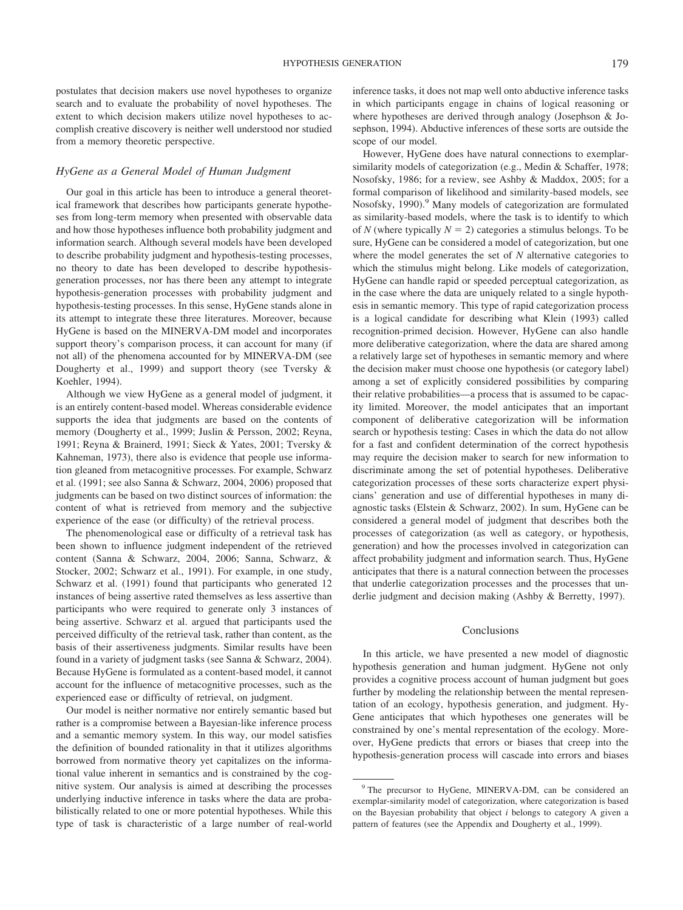postulates that decision makers use novel hypotheses to organize search and to evaluate the probability of novel hypotheses. The extent to which decision makers utilize novel hypotheses to accomplish creative discovery is neither well understood nor studied from a memory theoretic perspective.

### *HyGene as a General Model of Human Judgment*

Our goal in this article has been to introduce a general theoretical framework that describes how participants generate hypotheses from long-term memory when presented with observable data and how those hypotheses influence both probability judgment and information search. Although several models have been developed to describe probability judgment and hypothesis-testing processes, no theory to date has been developed to describe hypothesis-generation processes, nor has there been any attempt to integrate hypothesis-generation processes with probability judgment and hypothesis-testing processes. In this sense, HyGene stands alone in its attempt to integrate these three literatures. Moreover, because HyGene is based on the MINERVA-DM model and incorporates support theory's comparison process, it can account for many (if not all) of the phenomena accounted for by MINERVA-DM (see Dougherty et al., 1999) and support theory (see Tversky & Koehler, 1994).

Although we view HyGene as a general model of judgment, it is an entirely content-based model. Whereas considerable evidence supports the idea that judgments are based on the contents of memory (Dougherty et al., 1999; Juslin & Persson, 2002; Reyna, 1991; Reyna & Brainerd, 1991; Sieck & Yates, 2001; Tversky & Kahneman, 1973), there also is evidence that people use information gleaned from metacognitive processes. For example, Schwarz et al. (1991; see also Sanna & Schwarz, 2004, 2006) proposed that judgments can be based on two distinct sources of information: the content of what is retrieved from memory and the subjective experience of the ease (or difficulty) of the retrieval process.

The phenomenological ease or difficulty of a retrieval task has been shown to influence judgment independent of the retrieved content (Sanna & Schwarz, 2004, 2006; Sanna, Schwarz, & Stocker, 2002; Schwarz et al., 1991). For example, in one study, Schwarz et al. (1991) found that participants who generated 12 instances of being assertive rated themselves as less assertive than participants who were required to generate only 3 instances of being assertive. Schwarz et al. argued that participants used the perceived difficulty of the retrieval task, rather than content, as the basis of their assertiveness judgments. Similar results have been found in a variety of judgment tasks (see Sanna & Schwarz, 2004). Because HyGene is formulated as a content-based model, it cannot account for the influence of metacognitive processes, such as the experienced ease or difficulty of retrieval, on judgment.

Our model is neither normative nor entirely semantic based but rather is a compromise between a Bayesian-like inference process and a semantic memory system. In this way, our model satisfies the definition of bounded rationality in that it utilizes algorithms borrowed from normative theory yet capitalizes on the informational value inherent in semantics and is constrained by the cognitive system. Our analysis is aimed at describing the processes underlying inductive inference in tasks where the data are probabilistically related to one or more potential hypotheses. While this type of task is characteristic of a large number of real-world inference tasks, it does not map well onto abductive inference tasks in which participants engage in chains of logical reasoning or where hypotheses are derived through analogy (Josephson & Josephson, 1994). Abductive inferences of these sorts are outside the scope of our model.

However, HyGene does have natural connections to exemplar-similarity models of categorization (e.g., Medin & Schaffer, 1978; Nosofsky, 1986; for a review, see Ashby & Maddox, 2005; for a formal comparison of likelihood and similarity-based models, see Nosofsky, 1990).[9] Many models of categorization are formulated as similarity-based models, where the task is to identify to which of $N$ (where typically $N = 2$) categories a stimulus belongs. To be sure, HyGene can be considered a model of categorization, but one where the model generates the set of $N$ alternative categories to which the stimulus might belong. Like models of categorization, HyGene can handle rapid or speeded perceptual categorization, as in the case where the data are uniquely related to a single hypothesis in semantic memory. This type of rapid categorization process is a logical candidate for describing what Klein (1993) called recognition-primed decision. However, HyGene can also handle more deliberative categorization, where the data are shared among a relatively large set of hypotheses in semantic memory and where the decision maker must choose one hypothesis (or category label) among a set of explicitly considered possibilities by comparing their relative probabilities—a process that is assumed to be capacity limited. Moreover, the model anticipates that an important component of deliberative categorization will be information search or hypothesis testing: Cases in which the data do not allow for a fast and confident determination of the correct hypothesis may require the decision maker to search for new information to discriminate among the set of potential hypotheses. Deliberative categorization processes of these sorts characterize expert physicians' generation and use of differential hypotheses in many diagnostic tasks (Elstein & Schwarz, 2002). In sum, HyGene can be considered a general model of judgment that describes both the processes of categorization (as well as category, or hypothesis, generation) and how the processes involved in categorization can affect probability judgment and information search. Thus, HyGene anticipates that there is a natural connection between the processes that underlie categorization processes and the processes that underlie judgment and decision making (Ashby & Berretty, 1997).

## Conclusions

In this article, we have presented a new model of diagnostic hypothesis generation and human judgment. HyGene not only provides a cognitive process account of human judgment but goes further by modeling the relationship between the mental representation of an ecology, hypothesis generation, and judgment. HyGene anticipates that which hypotheses one generates will be constrained by one's mental representation of the ecology. Moreover, HyGene predicts that errors or biases that creep into the hypothesis-generation process will cascade into errors and biases

[9] The precursor to HyGene, MINERVA-DM, can be considered an exemplar-similarity model of categorization, where categorization is based on the Bayesian probability that object $i$ belongs to category A given a pattern of features (see the Appendix and Dougherty et al., 1999).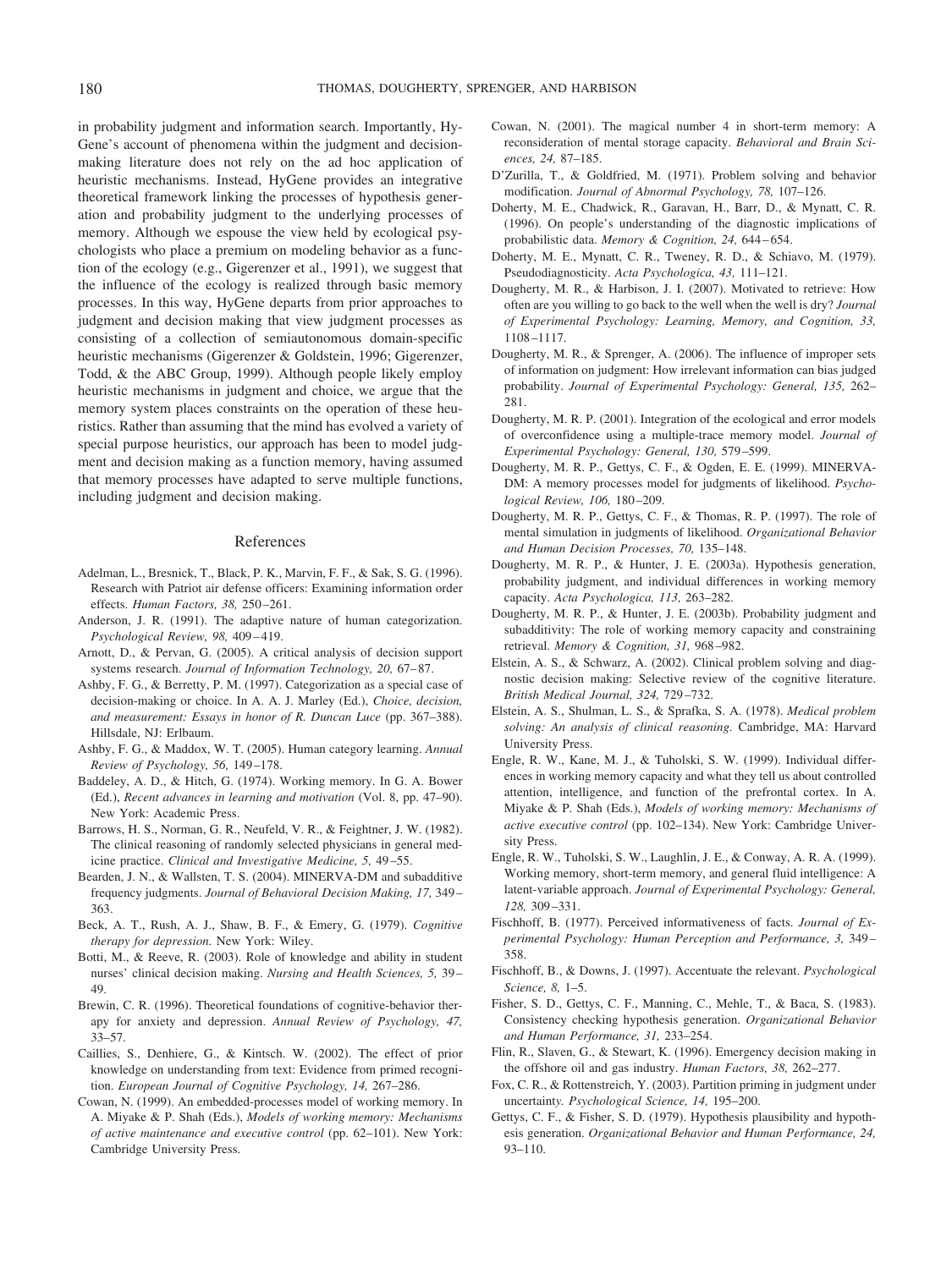in probability judgment and information search. Importantly, HyGene's account of phenomena within the judgment and decision-making literature does not rely on the ad hoc application of heuristic mechanisms. Instead, HyGene provides an integrative theoretical framework linking the processes of hypothesis generation and probability judgment to the underlying processes of memory. Although we espouse the view held by ecological psychologists who place a premium on modeling behavior as a function of the ecology (e.g., Gigerenzer et al., 1991), we suggest that the influence of the ecology is realized through basic memory processes. In this way, HyGene departs from prior approaches to judgment and decision making that view judgment processes as consisting of a collection of semiautonomous domain-specific heuristic mechanisms (Gigerenzer & Goldstein, 1996; Gigerenzer, Todd, & the ABC Group, 1999). Although people likely employ heuristic mechanisms in judgment and choice, we argue that the memory system places constraints on the operation of these heuristics. Rather than assuming that the mind has evolved a variety of special purpose heuristics, our approach has been to model judgment and decision making as a function memory, having assumed that memory processes have adapted to serve multiple functions, including judgment and decision making.

## References

Adelman, L., Bresnick, T., Black, P. K., Marvin, F. F., & Sak, S. G. (1996). Research with Patriot air defense officers: Examining information order effects. *Human Factors, 38,* 250–261.

Anderson, J. R. (1991). The adaptive nature of human categorization. *Psychological Review, 98,* 409–419.

Arnott, D., & Pervan, G. (2005). A critical analysis of decision support systems research. *Journal of Information Technology, 20,* 67–87.

Ashby, F. G., & Berretty, P. M. (1997). Categorization as a special case of decision-making or choice. In A. A. J. Marley (Ed.), *Choice, decision, and measurement: Essays in honor of R. Duncan Luce* (pp. 367–388). Hillsdale, NJ: Erlbaum.

Ashby, F. G., & Maddox, W. T. (2005). Human category learning. *Annual Review of Psychology, 56,* 149–178.

Baddeley, A. D., & Hitch, G. (1974). Working memory. In G. A. Bower (Ed.), *Recent advances in learning and motivation* (Vol. 8, pp. 47–90). New York: Academic Press.

Barrows, H. S., Norman, G. R., Neufeld, V. R., & Feightner, J. W. (1982). The clinical reasoning of randomly selected physicians in general medicine practice. *Clinical and Investigative Medicine, 5,* 49–55.

Bearden, J. N., & Wallsten, T. S. (2004). MINERVA-DM and subadditive frequency judgments. *Journal of Behavioral Decision Making, 17,* 349–363.

Beck, A. T., Rush, A. J., Shaw, B. F., & Emery, G. (1979). *Cognitive therapy for depression.* New York: Wiley.

Botti, M., & Reeve, R. (2003). Role of knowledge and ability in student nurses' clinical decision making. *Nursing and Health Sciences, 5,* 39–49.

Brewin, C. R. (1996). Theoretical foundations of cognitive-behavior therapy for anxiety and depression. *Annual Review of Psychology, 47,* 33–57.

Caillies, S., Denhiere, G., & Kintsch. W. (2002). The effect of prior knowledge on understanding from text: Evidence from primed recognition. *European Journal of Cognitive Psychology, 14,* 267–286.

Cowan, N. (1999). An embedded-processes model of working memory. In A. Miyake & P. Shah (Eds.), *Models of working memory: Mechanisms of active maintenance and executive control* (pp. 62–101). New York: Cambridge University Press.

Cowan, N. (2001). The magical number 4 in short-term memory: A reconsideration of mental storage capacity. *Behavioral and Brain Sciences, 24,* 87–185.

D'Zurilla, T., & Goldfried, M. (1971). Problem solving and behavior modification. *Journal of Abnormal Psychology, 78,* 107–126.

Doherty, M. E., Chadwick, R., Garavan, H., Barr, D., & Mynatt, C. R. (1996). On people's understanding of the diagnostic implications of probabilistic data. *Memory & Cognition, 24,* 644–654.

Doherty, M. E., Mynatt, C. R., Tweney, R. D., & Schiavo, M. (1979). Pseudodiagnosticity. *Acta Psychologica, 43,* 111–121.

Dougherty, M. R., & Harbison, J. I. (2007). Motivated to retrieve: How often are you willing to go back to the well when the well is dry? *Journal of Experimental Psychology: Learning, Memory, and Cognition, 33,* 1108–1117.

Dougherty, M. R., & Sprenger, A. (2006). The influence of improper sets of information on judgment: How irrelevant information can bias judged probability. *Journal of Experimental Psychology: General, 135,* 262–281.

Dougherty, M. R. P. (2001). Integration of the ecological and error models of overconfidence using a multiple-trace memory model. *Journal of Experimental Psychology: General, 130,* 579–599.

Dougherty, M. R. P., Gettys, C. F., & Ogden, E. E. (1999). MINERVA-DM: A memory processes model for judgments of likelihood. *Psychological Review, 106,* 180–209.

Dougherty, M. R. P., Gettys, C. F., & Thomas, R. P. (1997). The role of mental simulation in judgments of likelihood. *Organizational Behavior and Human Decision Processes, 70,* 135–148.

Dougherty, M. R. P., & Hunter, J. E. (2003a). Hypothesis generation, probability judgment, and individual differences in working memory capacity. *Acta Psychologica, 113,* 263–282.

Dougherty, M. R. P., & Hunter, J. E. (2003b). Probability judgment and subadditivity: The role of working memory capacity and constraining retrieval. *Memory & Cognition, 31,* 968–982.

Elstein, A. S., & Schwarz, A. (2002). Clinical problem solving and diagnostic decision making: Selective review of the cognitive literature. *British Medical Journal, 324,* 729–732.

Elstein, A. S., Shulman, L. S., & Sprafka, S. A. (1978). *Medical problem solving: An analysis of clinical reasoning.* Cambridge, MA: Harvard University Press.

Engle, R. W., Kane, M. J., & Tuholski, S. W. (1999). Individual differences in working memory capacity and what they tell us about controlled attention, intelligence, and function of the prefrontal cortex. In A. Miyake & P. Shah (Eds.), *Models of working memory: Mechanisms of active executive control* (pp. 102–134). New York: Cambridge University Press.

Engle, R. W., Tuholski, S. W., Laughlin, J. E., & Conway, A. R. A. (1999). Working memory, short-term memory, and general fluid intelligence: A latent-variable approach. *Journal of Experimental Psychology: General, 128,* 309–331.

Fischhoff, B. (1977). Perceived informativeness of facts. *Journal of Experimental Psychology: Human Perception and Performance, 3,* 349–358.

Fischhoff, B., & Downs, J. (1997). Accentuate the relevant. *Psychological Science, 8,* 1–5.

Fisher, S. D., Gettys, C. F., Manning, C., Mehle, T., & Baca, S. (1983). Consistency checking hypothesis generation. *Organizational Behavior and Human Performance, 31,* 233–254.

Flin, R., Slaven, G., & Stewart, K. (1996). Emergency decision making in the offshore oil and gas industry. *Human Factors, 38,* 262–277.

Fox, C. R., & Rottenstreich, Y. (2003). Partition priming in judgment under uncertainty. *Psychological Science, 14,* 195–200.

Gettys, C. F., & Fisher, S. D. (1979). Hypothesis plausibility and hypothesis generation. *Organizational Behavior and Human Performance, 24,* 93–110.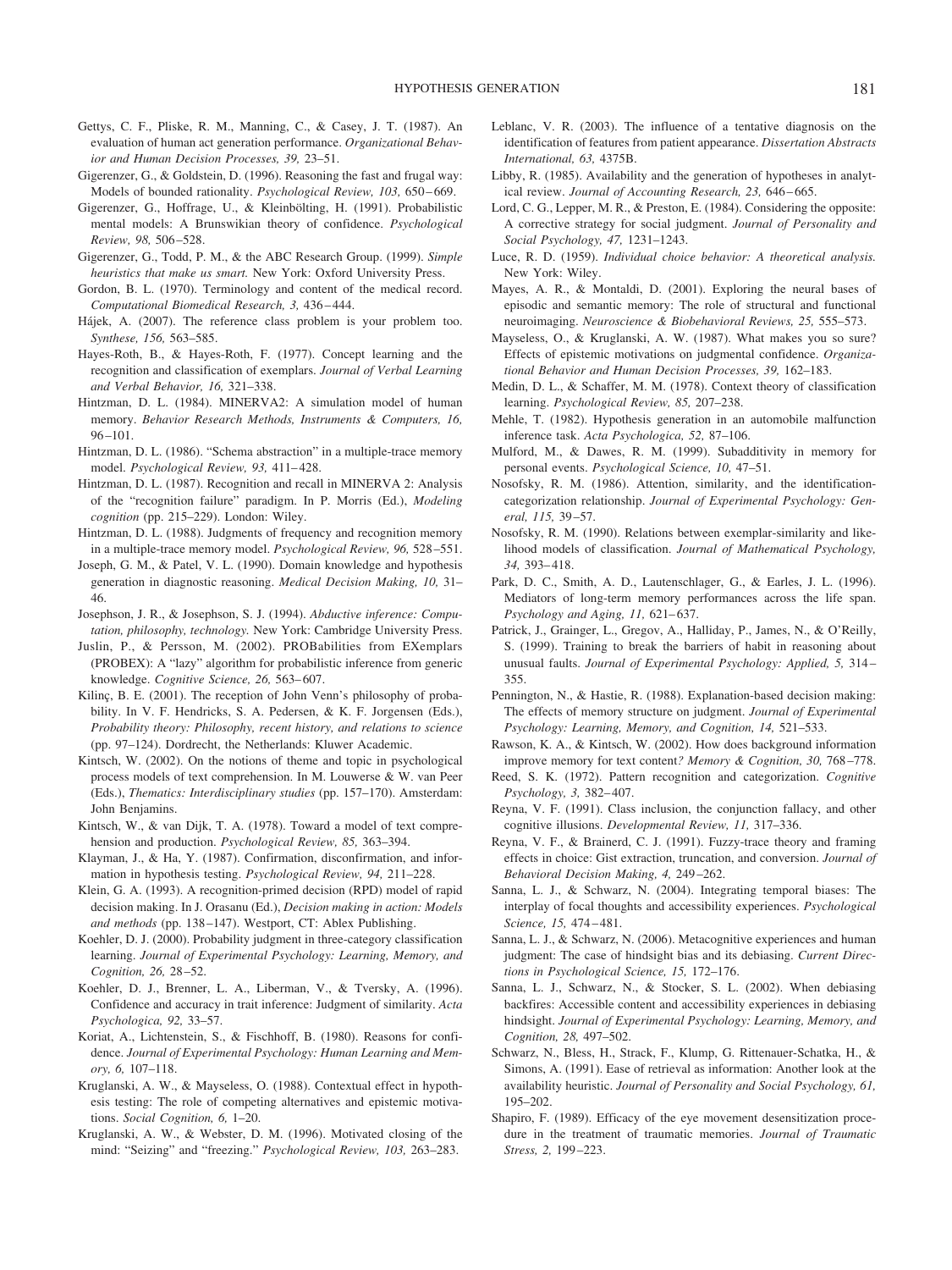Gettys, C. F., Pliske, R. M., Manning, C., & Casey, J. T. (1987). An evaluation of human act generation performance. *Organizational Behavior and Human Decision Processes, 39,* 23–51.

Gigerenzer, G., & Goldstein, D. (1996). Reasoning the fast and frugal way: Models of bounded rationality. *Psychological Review, 103,* 650–669.

Gigerenzer, G., Hoffrage, U., & Kleinbölting, H. (1991). Probabilistic mental models: A Brunswikian theory of confidence. *Psychological Review, 98,* 506–528.

Gigerenzer, G., Todd, P. M., & the ABC Research Group. (1999). *Simple heuristics that make us smart.* New York: Oxford University Press.

Gordon, B. L. (1970). Terminology and content of the medical record. *Computational Biomedical Research, 3,* 436–444.

Hájek, A. (2007). The reference class problem is your problem too. *Synthese, 156,* 563–585.

Hayes-Roth, B., & Hayes-Roth, F. (1977). Concept learning and the recognition and classification of exemplars. *Journal of Verbal Learning and Verbal Behavior, 16,* 321–338.

Hintzman, D. L. (1984). MINERVA2: A simulation model of human memory. *Behavior Research Methods, Instruments & Computers, 16,* 96–101.

Hintzman, D. L. (1986). "Schema abstraction" in a multiple-trace memory model. *Psychological Review, 93,* 411–428.

Hintzman, D. L. (1987). Recognition and recall in MINERVA 2: Analysis of the "recognition failure" paradigm. In P. Morris (Ed.), *Modeling cognition* (pp. 215–229). London: Wiley.

Hintzman, D. L. (1988). Judgments of frequency and recognition memory in a multiple-trace memory model. *Psychological Review, 96,* 528–551.

Joseph, G. M., & Patel, V. L. (1990). Domain knowledge and hypothesis generation in diagnostic reasoning. *Medical Decision Making, 10,* 31–46.

Josephson, J. R., & Josephson, S. J. (1994). *Abductive inference: Computation, philosophy, technology.* New York: Cambridge University Press.

Juslin, P., & Persson, M. (2002). PROBabilities from EXemplars (PROBEX): A "lazy" algorithm for probabilistic inference from generic knowledge. *Cognitive Science, 26,* 563–607.

Kilinç, B. E. (2001). The reception of John Venn's philosophy of probability. In V. F. Hendricks, S. A. Pedersen, & K. F. Jorgensen (Eds.), *Probability theory: Philosophy, recent history, and relations to science* (pp. 97–124). Dordrecht, the Netherlands: Kluwer Academic.

Kintsch, W. (2002). On the notions of theme and topic in psychological process models of text comprehension. In M. Louwerse & W. van Peer (Eds.), *Thematics: Interdisciplinary studies* (pp. 157–170). Amsterdam: John Benjamins.

Kintsch, W., & van Dijk, T. A. (1978). Toward a model of text comprehension and production. *Psychological Review, 85,* 363–394.

Klayman, J., & Ha, Y. (1987). Confirmation, disconfirmation, and information in hypothesis testing. *Psychological Review, 94,* 211–228.

Klein, G. A. (1993). A recognition-primed decision (RPD) model of rapid decision making. In J. Orasanu (Ed.), *Decision making in action: Models and methods* (pp. 138–147). Westport, CT: Ablex Publishing.

Koehler, D. J. (2000). Probability judgment in three-category classification learning. *Journal of Experimental Psychology: Learning, Memory, and Cognition, 26,* 28–52.

Koehler, D. J., Brenner, L. A., Liberman, V., & Tversky, A. (1996). Confidence and accuracy in trait inference: Judgment of similarity. *Acta Psychologica, 92,* 33–57.

Koriat, A., Lichtenstein, S., & Fischhoff, B. (1980). Reasons for confidence. *Journal of Experimental Psychology: Human Learning and Memory, 6,* 107–118.

Kruglanski, A. W., & Mayseless, O. (1988). Contextual effect in hypothesis testing: The role of competing alternatives and epistemic motivations. *Social Cognition, 6,* 1–20.

Kruglanski, A. W., & Webster, D. M. (1996). Motivated closing of the mind: "Seizing" and "freezing." *Psychological Review, 103,* 263–283.

Leblanc, V. R. (2003). The influence of a tentative diagnosis on the identification of features from patient appearance. *Dissertation Abstracts International, 63,* 4375B.

Libby, R. (1985). Availability and the generation of hypotheses in analytical review. *Journal of Accounting Research, 23,* 646–665.

Lord, C. G., Lepper, M. R., & Preston, E. (1984). Considering the opposite: A corrective strategy for social judgment. *Journal of Personality and Social Psychology, 47,* 1231–1243.

Luce, R. D. (1959). *Individual choice behavior: A theoretical analysis.* New York: Wiley.

Mayes, A. R., & Montaldi, D. (2001). Exploring the neural bases of episodic and semantic memory: The role of structural and functional neuroimaging. *Neuroscience & Biobehavioral Reviews, 25,* 555–573.

Mayseless, O., & Kruglanski, A. W. (1987). What makes you so sure? Effects of epistemic motivations on judgmental confidence. *Organizational Behavior and Human Decision Processes, 39,* 162–183.

Medin, D. L., & Schaffer, M. M. (1978). Context theory of classification learning. *Psychological Review, 85,* 207–238.

Mehle, T. (1982). Hypothesis generation in an automobile malfunction inference task. *Acta Psychologica, 52,* 87–106.

Mulford, M., & Dawes, R. M. (1999). Subadditivity in memory for personal events. *Psychological Science, 10,* 47–51.

Nosofsky, R. M. (1986). Attention, similarity, and the identification-categorization relationship. *Journal of Experimental Psychology: General, 115,* 39–57.

Nosofsky, R. M. (1990). Relations between exemplar-similarity and likelihood models of classification. *Journal of Mathematical Psychology, 34,* 393–418.

Park, D. C., Smith, A. D., Lautenschlager, G., & Earles, J. L. (1996). Mediators of long-term memory performances across the life span. *Psychology and Aging, 11,* 621–637.

Patrick, J., Grainger, L., Gregov, A., Halliday, P., James, N., & O'Reilly, S. (1999). Training to break the barriers of habit in reasoning about unusual faults. *Journal of Experimental Psychology: Applied, 5,* 314–355.

Pennington, N., & Hastie, R. (1988). Explanation-based decision making: The effects of memory structure on judgment. *Journal of Experimental Psychology: Learning, Memory, and Cognition, 14,* 521–533.

Rawson, K. A., & Kintsch, W. (2002). How does background information improve memory for text content? *Memory & Cognition, 30,* 768–778.

Reed, S. K. (1972). Pattern recognition and categorization. *Cognitive Psychology, 3,* 382–407.

Reyna, V. F. (1991). Class inclusion, the conjunction fallacy, and other cognitive illusions. *Developmental Review, 11,* 317–336.

Reyna, V. F., & Brainerd, C. J. (1991). Fuzzy-trace theory and framing effects in choice: Gist extraction, truncation, and conversion. *Journal of Behavioral Decision Making, 4,* 249–262.

Sanna, L. J., & Schwarz, N. (2004). Integrating temporal biases: The interplay of focal thoughts and accessibility experiences. *Psychological Science, 15,* 474–481.

Sanna, L. J., & Schwarz, N. (2006). Metacognitive experiences and human judgment: The case of hindsight bias and its debiasing. *Current Directions in Psychological Science, 15,* 172–176.

Sanna, L. J., Schwarz, N., & Stocker, S. L. (2002). When debiasing backfires: Accessible content and accessibility experiences in debiasing hindsight. *Journal of Experimental Psychology: Learning, Memory, and Cognition, 28,* 497–502.

Schwarz, N., Bless, H., Strack, F., Klump, G. Rittenauer-Schatka, H., & Simons, A. (1991). Ease of retrieval as information: Another look at the availability heuristic. *Journal of Personality and Social Psychology, 61,* 195–202.

Shapiro, F. (1989). Efficacy of the eye movement desensitization procedure in the treatment of traumatic memories. *Journal of Traumatic Stress, 2,* 199–223.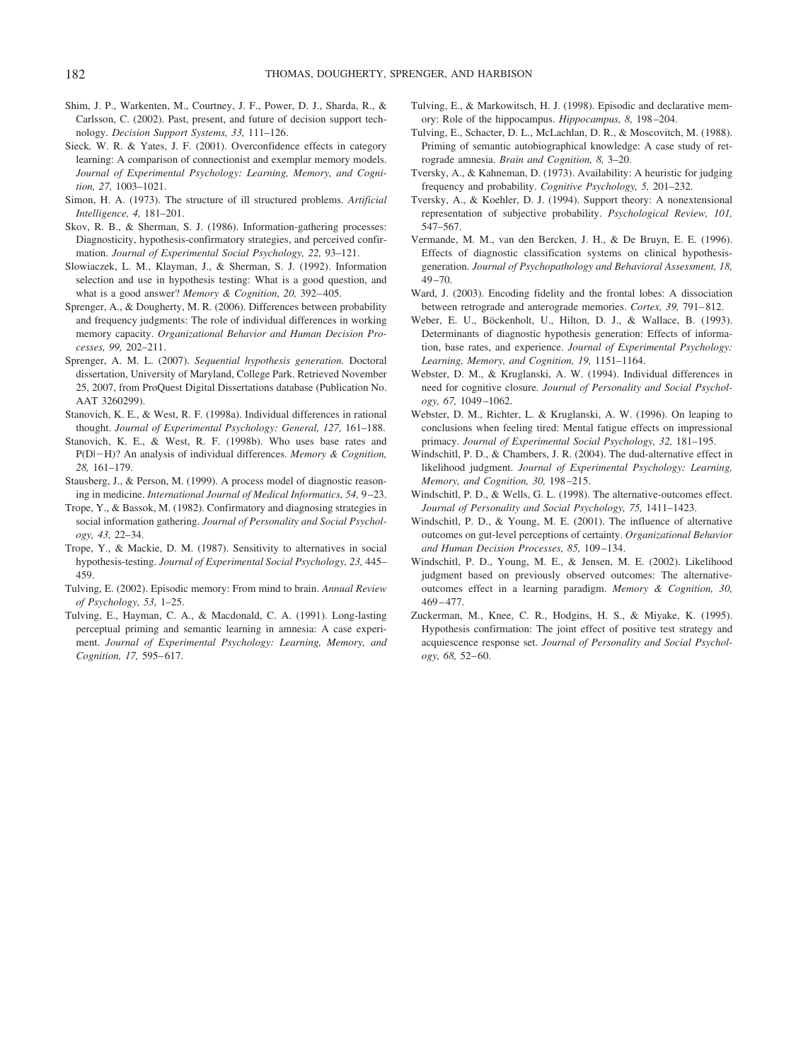Shim, J. P., Warkenten, M., Courtney, J. F., Power, D. J., Sharda, R., & Carlsson, C. (2002). Past, present, and future of decision support technology. *Decision Support Systems, 33,* 111–126.

Sieck, W. R. & Yates, J. F. (2001). Overconfidence effects in category learning: A comparison of connectionist and exemplar memory models. *Journal of Experimental Psychology: Learning, Memory, and Cognition, 27,* 1003–1021.

Simon, H. A. (1973). The structure of ill structured problems. *Artificial Intelligence, 4,* 181–201.

Skov, R. B., & Sherman, S. J. (1986). Information-gathering processes: Diagnosticity, hypothesis-confirmatory strategies, and perceived confirmation. *Journal of Experimental Social Psychology, 22,* 93–121.

Slowiaczek, L. M., Klayman, J., & Sherman, S. J. (1992). Information selection and use in hypothesis testing: What is a good question, and what is a good answer? *Memory & Cognition, 20,* 392–405.

Sprenger, A., & Dougherty, M. R. (2006). Differences between probability and frequency judgments: The role of individual differences in working memory capacity. *Organizational Behavior and Human Decision Processes, 99,* 202–211.

Sprenger, A. M. L. (2007). *Sequential hypothesis generation.* Doctoral dissertation, University of Maryland, College Park. Retrieved November 25, 2007, from ProQuest Digital Dissertations database (Publication No. AAT 3260299).

Stanovich, K. E., & West, R. F. (1998a). Individual differences in rational thought. *Journal of Experimental Psychology: General, 127,* 161–188.

Stanovich, K. E., & West, R. F. (1998b). Who uses base rates and P(D|−H)? An analysis of individual differences. *Memory & Cognition, 28,* 161–179.

Stausberg, J., & Person, M. (1999). A process model of diagnostic reasoning in medicine. *International Journal of Medical Informatics, 54,* 9–23.

Trope, Y., & Bassok, M. (1982). Confirmatory and diagnosing strategies in social information gathering. *Journal of Personality and Social Psychology, 43,* 22–34.

Trope, Y., & Mackie, D. M. (1987). Sensitivity to alternatives in social hypothesis-testing. *Journal of Experimental Social Psychology, 23,* 445–459.

Tulving, E. (2002). Episodic memory: From mind to brain. *Annual Review of Psychology, 53,* 1–25.

Tulving, E., Hayman, C. A., & Macdonald, C. A. (1991). Long-lasting perceptual priming and semantic learning in amnesia: A case experiment. *Journal of Experimental Psychology: Learning, Memory, and Cognition, 17,* 595–617.

Tulving, E., & Markowitsch, H. J. (1998). Episodic and declarative memory: Role of the hippocampus. *Hippocampus, 8,* 198–204.

Tulving, E., Schacter, D. L., McLachlan, D. R., & Moscovitch, M. (1988). Priming of semantic autobiographical knowledge: A case study of retrograde amnesia. *Brain and Cognition, 8,* 3–20.

Tversky, A., & Kahneman, D. (1973). Availability: A heuristic for judging frequency and probability. *Cognitive Psychology, 5,* 201–232.

Tversky, A., & Koehler, D. J. (1994). Support theory: A nonextensional representation of subjective probability. *Psychological Review, 101,* 547–567.

Vermande, M. M., van den Bercken, J. H., & De Bruyn, E. E. (1996). Effects of diagnostic classification systems on clinical hypothesis-generation. *Journal of Psychopathology and Behavioral Assessment, 18,* 49–70.

Ward, J. (2003). Encoding fidelity and the frontal lobes: A dissociation between retrograde and anterograde memories. *Cortex, 39,* 791–812.

Weber, E. U., Böckenholt, U., Hilton, D. J., & Wallace, B. (1993). Determinants of diagnostic hypothesis generation: Effects of information, base rates, and experience. *Journal of Experimental Psychology: Learning, Memory, and Cognition, 19,* 1151–1164.

Webster, D. M., & Kruglanski, A. W. (1994). Individual differences in need for cognitive closure. *Journal of Personality and Social Psychology, 67,* 1049–1062.

Webster, D. M., Richter, L. & Kruglanski, A. W. (1996). On leaping to conclusions when feeling tired: Mental fatigue effects on impressional primacy. *Journal of Experimental Social Psychology, 32,* 181–195.

Windschitl, P. D., & Chambers, J. R. (2004). The dud-alternative effect in likelihood judgment. *Journal of Experimental Psychology: Learning, Memory, and Cognition, 30,* 198–215.

Windschitl, P. D., & Wells, G. L. (1998). The alternative-outcomes effect. *Journal of Personality and Social Psychology, 75,* 1411–1423.

Windschitl, P. D., & Young, M. E. (2001). The influence of alternative outcomes on gut-level perceptions of certainty. *Organizational Behavior and Human Decision Processes, 85,* 109–134.

Windschitl, P. D., Young, M. E., & Jensen, M. E. (2002). Likelihood judgment based on previously observed outcomes: The alternative-outcomes effect in a learning paradigm. *Memory & Cognition, 30,* 469–477.

Zuckerman, M., Knee, C. R., Hodgins, H. S., & Miyake, K. (1995). Hypothesis confirmation: The joint effect of positive test strategy and acquiescence response set. *Journal of Personality and Social Psychology, 68,* 52–60.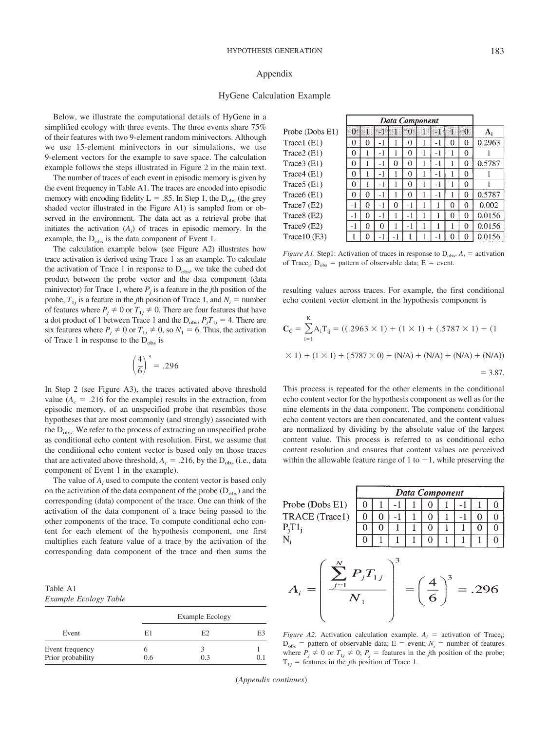## Appendix

### HyGene Calculation Example

Below, we illustrate the computational details of HyGene in a simplified ecology with three events. The three events share 75% of their features with two 9-element random minivectors. Although we use 15-element minivectors in our simulations, we use 9-element vectors for the example to save space. The calculation example follows the steps illustrated in Figure 2 in the main text.

The number of traces of each event in episodic memory is given by the event frequency in Table A1. The traces are encoded into episodic memory with encoding fidelity L = .85. In Step 1, the $D_{obs}$ (the grey shaded vector illustrated in the Figure A1) is sampled from or observed in the environment. The data act as a retrieval probe that initiates the activation ($A_i$) of traces in episodic memory. In the example, the $D_{obs}$ is the data component of Event 1.

The calculation example below (see Figure A2) illustrates how trace activation is derived using Trace 1 as an example. To calculate the activation of Trace 1 in response to $D_{obs}$, we take the cubed dot product between the probe vector and the data component (data minivector) for Trace 1, where $P_j$ is a feature in the *j*th position of the probe, $T_{1j}$ is a feature in the *j*th position of Trace 1, and $N_i$ = number of features where $P_j \neq 0$ or $T_{1j} \neq 0$. There are four features that have a dot product of 1 between Trace 1 and the $D_{obs}$, $P_jT_{1j} = 4$. There are six features where $P_j \neq 0$ or $T_{1j} \neq 0$, so $N_1 = 6$. Thus, the activation of Trace 1 in response to the $D_{obs}$ is

$$\left(\frac{4}{6}\right)^3 = .296$$

In Step 2 (see Figure A3), the traces activated above threshold value ($A_c$ = .216 for the example) results in the extraction, from episodic memory, of an unspecified probe that resembles those hypotheses that are most commonly (and strongly) associated with the $D_{obs}$. We refer to the process of extracting an unspecified probe as conditional echo content with resolution. First, we assume that the conditional echo content vector is based only on those traces that are activated above threshold, $A_c$ = .216, by the $D_{obs}$ (i.e., data component of Event 1 in the example).

The value of $A_i$ used to compute the content vector is based only on the activation of the data component of the probe ($D_{obs}$) and the corresponding (data) component of the trace. One can think of the activation of the data component of a trace being passed to the other components of the trace. To compute conditional echo content for each element of the hypothesis component, one first multiplies each feature value of a trace by the activation of the corresponding data component of the trace and then sums the resulting values across traces. For example, the first conditional echo content vector element in the hypothesis component is

$$\mathbf{C_C} = \sum_{i=1}^{K} A_i T_{ij} = ((.2963 \times 1) + (1 \times 1) + (.5787 \times 1) + (1 \times 1) + (1 \times 1) + (.5787 \times 0) + (\text{N/A}) + (\text{N/A}) + (\text{N/A}) + (\text{N/A})) = 3.87.$$

This process is repeated for the other elements in the conditional echo content vector for the hypothesis component as well as for the nine elements in the data component. The component conditional echo content vectors are then concatenated, and the content values are normalized by dividing by the absolute value of the largest content value. This process is referred to as conditional echo content resolution and ensures that content values are perceived within the allowable feature range of 1 to −1, while preserving the

| | Data Component | | | | | | | | | $A_i$ |
|---|---|---|---|---|---|---|---|---|---|---|
| Probe (Dobs E1) | 0 | 1 | -1 | 1 | 0 | 1 | -1 | 1 | 0 | |
| Trace1 (E1) | 0 | 0 | -1 | 1 | 0 | 1 | -1 | 0 | 0 | 0.2963 |
| Trace2 (E1) | 0 | 1 | -1 | 1 | 0 | 1 | -1 | 1 | 0 | 1 |
| Trace3 (E1) | 0 | 1 | -1 | 0 | 0 | 1 | -1 | 1 | 0 | 0.5787 |
| Trace4 (E1) | 0 | 1 | -1 | 1 | 0 | 1 | -1 | 1 | 0 | 1 |
| Trace5 (E1) | 0 | 1 | -1 | 1 | 0 | 1 | -1 | 1 | 0 | 1 |
| Trace6 (E1) | 0 | 0 | -1 | 1 | 0 | 1 | -1 | 1 | 0 | 0.5787 |
| Trace7 (E2) | -1 | 0 | -1 | 0 | -1 | 1 | 1 | 0 | 0 | 0.002 |
| Trace8 (E2) | -1 | 0 | -1 | 1 | -1 | 1 | 1 | 0 | 0 | 0.0156 |
| Trace9 (E2) | -1 | 0 | 0 | 1 | -1 | 1 | 1 | 1 | 0 | 0.0156 |
| Trace10 (E3) | 1 | 0 | -1 | -1 | 1 | 1 | -1 | 0 | 0 | 0.0156 |

*Figure A1.* Step1: Activation of traces in response to $D_{obs}$. $A_i$ = activation of $\text{Trace}_i$; $D_{obs}$ = pattern of observable data; E = event.

| | Data Component | | | | | | | | |
|---|---|---|---|---|---|---|---|---|---|
| Probe (Dobs E1) | 0 | 1 | -1 | 1 | 0 | 1 | -1 | 1 | 0 |
| TRACE (Trace1) | 0 | 0 | -1 | 1 | 0 | 1 | -1 | 0 | 0 |
| $P_jT1_j$ | 0 | 0 | 1 | 1 | 0 | 1 | 1 | 0 | 0 |
| $N_i$ | 0 | 1 | 1 | 1 | 0 | 1 | 1 | 1 | 0 |

$$A_i = \left(\frac{\sum_{j=1}^{N} P_j T_{1j}}{N_1}\right)^3 = \left(\frac{4}{6}\right)^3 = .296$$

*Figure A2.* Activation calculation example. $A_i$ = activation of $\text{Trace}_i$; $D_{obs}$ = pattern of observable data; E = event; $N_i$ = number of features where $P_j \neq 0$ or $T_{1j} \neq 0$; $P_j$ = features in the *j*th position of the probe; $T_{1j}$ = features in the *j*th position of Trace 1.

Table A1
*Example Ecology Table*

| Event | Example Ecology | | |
|---|---|---|---|
| | E1 | E2 | E3 |
| Event frequency | 6 | 3 | 1 |
| Prior probability | 0.6 | 0.3 | 0.1 |

(*Appendix continues*)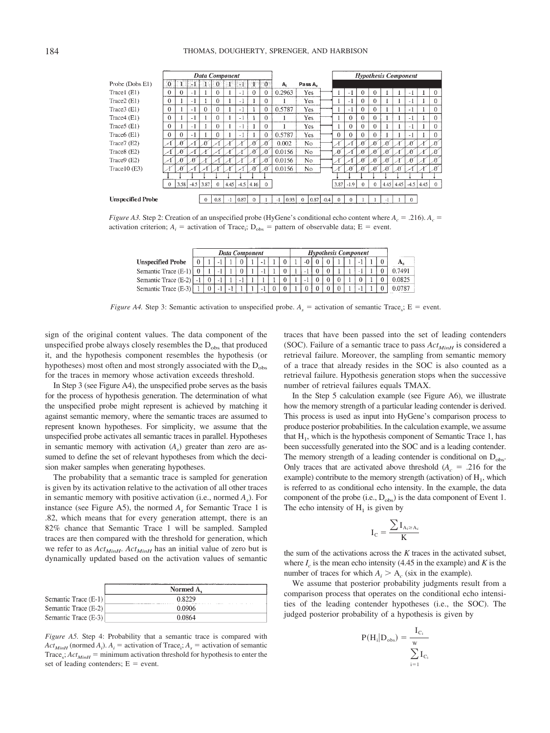| | Data Component | | | | | | | | | $A_i$ | Pass $A_c$ | Hypothesis Component | | | | | | | | |
|---|---|---|---|---|---|---|---|---|---|---|---|---|---|---|---|---|---|---|---|---|
| Probe (Dobs E1) | 0 | 1 | -1 | 1 | 0 | 1 | -1 | 1 | 0 | | | | | | | | | | | |
| Trace1 (E1) | 0 | 0 | -1 | 1 | 0 | 1 | -1 | 0 | 0 | 0.2963 | Yes | 1 | -1 | 0 | 0 | 1 | 1 | -1 | 1 | 0 |
| Trace2 (E1) | 0 | 1 | -1 | 1 | 0 | 1 | -1 | 1 | 0 | 1 | Yes | 1 | -1 | 0 | 0 | 1 | 1 | -1 | 1 | 0 |
| Trace3 (E1) | 0 | 1 | -1 | 0 | 0 | 1 | -1 | 1 | 0 | 0.5787 | Yes | 1 | -1 | 0 | 0 | 1 | 1 | -1 | 1 | 0 |
| Trace4 (E1) | 0 | 1 | -1 | 1 | 0 | 1 | -1 | 1 | 0 | 1 | Yes | 1 | 0 | 0 | 0 | 1 | 1 | -1 | 1 | 0 |
| Trace5 (E1) | 0 | 1 | -1 | 1 | 0 | 1 | -1 | 1 | 0 | 1 | Yes | 1 | 0 | 0 | 0 | 1 | 1 | -1 | 1 | 0 |
| Trace6 (E1) | 0 | 0 | -1 | 1 | 0 | 1 | -1 | 1 | 0 | 0.5787 | Yes | 0 | 0 | 0 | 0 | 1 | 1 | -1 | 1 | 0 |
| Trace7 (E2) | -1 | 0 | -1 | 0 | -1 | 1 | 1 | 0 | 0 | 0.002 | No | 1 | -1 | 0 | 0 | 0 | 1 | 0 | 1 | 0 |
| Trace8 (E2) | -1 | 0 | -1 | 1 | -1 | 1 | 1 | 0 | 0 | 0.0156 | No | 0 | -1 | 0 | 0 | 0 | 1 | 0 | 1 | 0 |
| Trace9 (E2) | -1 | 0 | 0 | 1 | -1 | 1 | 1 | 1 | 0 | 0.0156 | No | 1 | -1 | 0 | 0 | 0 | 1 | 0 | 1 | 0 |
| Trace10 (E3) | 1 | 0 | -1 | -1 | 1 | 1 | -1 | 0 | 0 | 0.0156 | No | 1 | 0 | 0 | 0 | 0 | 0 | -1 | 1 | 0 |
| | 0 | 3.58 | -4.5 | 3.87 | 0 | 4.45 | -4.5 | 4.16 | 0 | | | 3.87 | -1.9 | 0 | 0 | 4.45 | 4.45 | -4.5 | 4.45 | 0 |
| Unspecified Probe | 0 | 0.8 | -1 | 0.87 | 0 | 1 | -1 | 0.93 | 0 | | | 0.87 | -0.4 | 0 | 0 | 1 | 1 | -1 | 1 | 0 |

*Figure A3.* Step 2: Creation of an unspecified probe (HyGene's conditional echo content where $A_c$ = .216). $A_c$ = activation criterion; $A_i$ = activation of Trace$_i$; $D_{obs}$ = pattern of observable data; E = event.

| | Data Component | | | | | | | | | Hypothesis Component | | | | | | | | | $A_s$ |
|---|---|---|---|---|---|---|---|---|---|---|---|---|---|---|---|---|---|---|---|
| Unspecified Probe | 0 | 1 | -1 | 1 | 0 | 1 | -1 | 1 | 0 | 1 | -0 | 0 | 0 | 1 | 1 | -1 | 1 | 0 | |
| Semantic Trace (E-1) | 0 | 1 | -1 | 1 | 0 | 1 | -1 | 1 | 0 | 1 | -1 | 0 | 0 | 1 | 1 | -1 | 1 | 0 | 0.7491 |
| Semantic Trace (E-2) | -1 | 0 | -1 | 1 | -1 | 1 | 1 | 1 | 0 | 1 | -1 | 0 | 0 | 0 | 1 | 0 | 1 | 0 | 0.0825 |
| Semantic Trace (E-3) | 1 | 0 | -1 | -1 | 1 | 1 | -1 | 0 | 0 | 1 | 0 | 0 | 0 | 0 | 1 | -1 | 1 | 0 | 0.0787 |

*Figure A4.* Step 3: Semantic activation to unspecified probe. $A_s$ = activation of semantic Trace$_s$; E = event.

sign of the original content values. The data component of the unspecified probe always closely resembles the $D_{obs}$ that produced it, and the hypothesis component resembles the hypothesis (or hypotheses) most often and most strongly associated with the $D_{obs}$ for the traces in memory whose activation exceeds threshold.

In Step 3 (see Figure A4), the unspecified probe serves as the basis for the process of hypothesis generation. The determination of what the unspecified probe might represent is achieved by matching it against semantic memory, where the semantic traces are assumed to represent known hypotheses. For simplicity, we assume that the unspecified probe activates all semantic traces in parallel. Hypotheses in semantic memory with activation ($A_s$) greater than zero are assumed to define the set of relevant hypotheses from which the decision maker samples when generating hypotheses.

The probability that a semantic trace is sampled for generation is given by its activation relative to the activation of all other traces in semantic memory with positive activation (i.e., normed $A_s$). For instance (see Figure A5), the normed $A_s$ for Semantic Trace 1 is .82, which means that for every generation attempt, there is an 82% chance that Semantic Trace 1 will be sampled. Sampled traces are then compared with the threshold for generation, which we refer to as $Act_{MinH}$. $Act_{MinH}$ has an initial value of zero but is dynamically updated based on the activation values of semantic

| | Normed $A_s$ |
|---|---|
| Semantic Trace (E-1) | 0.8229 |
| Semantic Trace (E-2) | 0.0906 |
| Semantic Trace (E-3) | 0.0864 |

*Figure A5.* Step 4: Probability that a semantic trace is compared with $Act_{MinH}$ (normed $A_i$). $A_i$ = activation of Trace$_i$; $A_s$ = activation of semantic Trace$_s$; $Act_{MinH}$ = minimum activation threshold for hypothesis to enter the set of leading contenders; E = event.

traces that have been passed into the set of leading contenders (SOC). Failure of a semantic trace to pass $Act_{MinH}$ is considered a retrieval failure. Moreover, the sampling from semantic memory of a trace that already resides in the SOC is also counted as a retrieval failure. Hypothesis generation stops when the successive number of retrieval failures equals TMAX.

In the Step 5 calculation example (see Figure A6), we illustrate how the memory strength of a particular leading contender is derived. This process is used as input into HyGene's comparison process to produce posterior probabilities. In the calculation example, we assume that $H_1$, which is the hypothesis component of Semantic Trace 1, has been successfully generated into the SOC and is a leading contender. The memory strength of a leading contender is conditional on $D_{obs}$. Only traces that are activated above threshold ($A_c$ = .216 for the example) contribute to the memory strength (activation) of $H_1$, which is referred to as conditional echo intensity. In the example, the data component of the probe (i.e., $D_{obs}$) is the data component of Event 1. The echo intensity of $H_1$ is given by

$$I_C = \frac{\sum I_{A_i \geq A_c}}{K}$$

the sum of the activations across the $K$ traces in the activated subset, where $I_c$ is the mean echo intensity (4.45 in the example) and $K$ is the number of traces for which $A_i > A_c$ (six in the example).

We assume that posterior probability judgments result from a comparison process that operates on the conditional echo intensities of the leading contender hypotheses (i.e., the SOC). The judged posterior probability of a hypothesis is given by

$$P(H_i | D_{obs}) = \frac{I_{C_i}}{\sum_{i=1}^{w} I_{C_i}}$$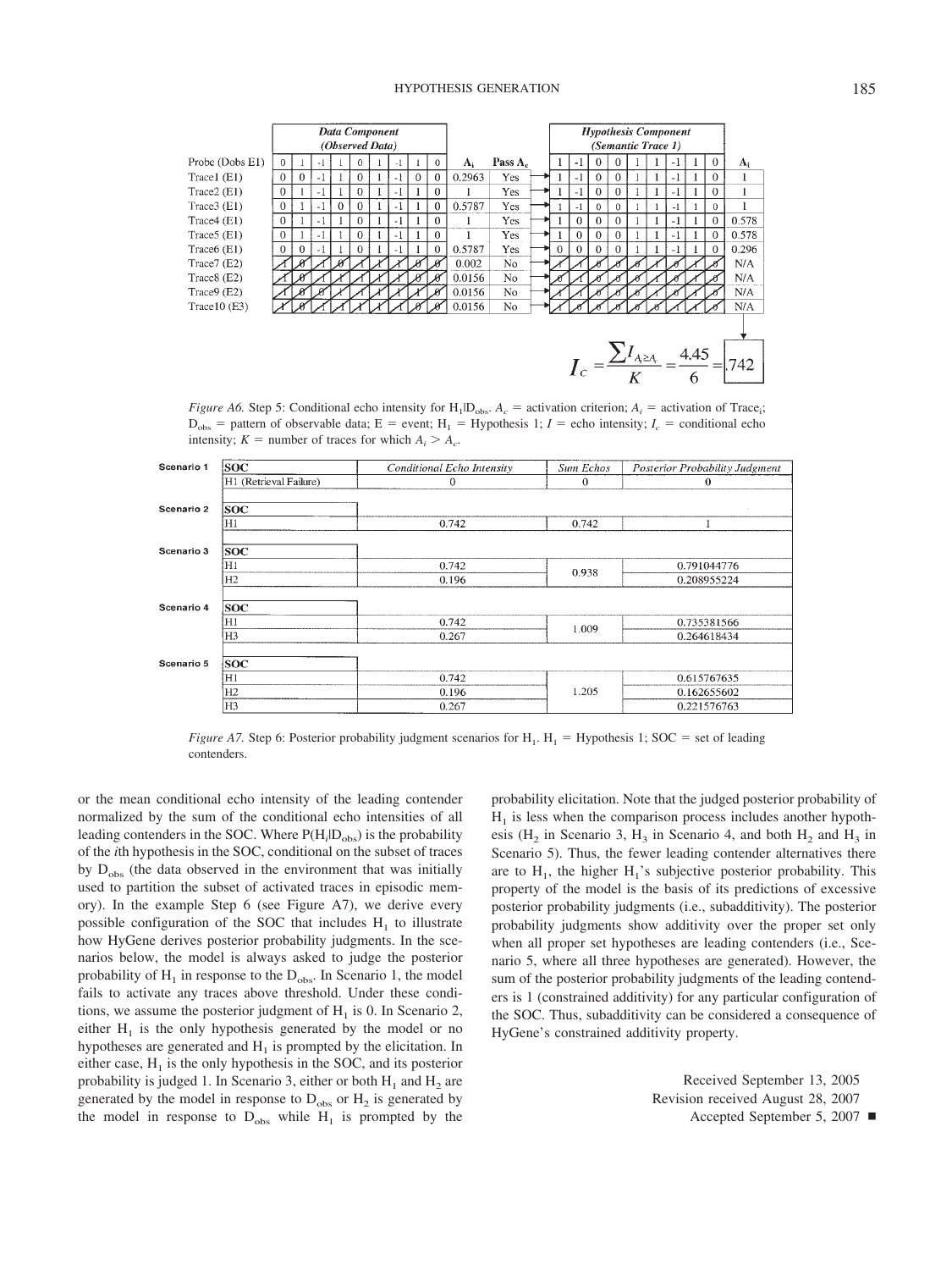| | Data Component (Observed Data) | | | | | | | | | $A_i$ | Pass $A_c$ | Hypothesis Component (Semantic Trace 1) | | | | | | | | | $A_i$ |
|---|---|---|---|---|---|---|---|---|---|---|---|---|---|---|---|---|---|---|---|---|---|
| Probe (Dobs E1) | 0 | 1 | -1 | 1 | 0 | 1 | -1 | 1 | 0 | | | 1 | -1 | 0 | 0 | 1 | 1 | -1 | 1 | 0 | |
| Trace1 (E1) | 0 | 0 | -1 | 1 | 0 | 1 | -1 | 0 | 0 | 0.2963 | Yes | 1 | -1 | 0 | 0 | 1 | 1 | -1 | 1 | 0 | 1 |
| Trace2 (E1) | 0 | 1 | -1 | 1 | 0 | 1 | -1 | 1 | 0 | 1 | Yes | 1 | -1 | 0 | 0 | 1 | 1 | -1 | 1 | 0 | 1 |
| Trace3 (E1) | 0 | 1 | -1 | 0 | 0 | 1 | -1 | 1 | 0 | 0.5787 | Yes | 1 | -1 | 0 | 0 | 1 | 1 | -1 | 1 | 0 | 1 |
| Trace4 (E1) | 0 | 1 | -1 | 1 | 0 | 1 | -1 | 1 | 0 | 1 | Yes | 1 | 0 | 0 | 0 | 1 | 1 | -1 | 1 | 0 | 0.578 |
| Trace5 (E1) | 0 | 1 | -1 | 1 | 0 | 1 | -1 | 1 | 0 | 1 | Yes | 1 | 0 | 0 | 0 | 1 | 1 | -1 | 1 | 0 | 0.578 |
| Trace6 (E1) | 0 | 0 | -1 | 1 | 0 | 1 | -1 | 1 | 0 | 0.5787 | Yes | 0 | 0 | 0 | 0 | 1 | 1 | -1 | 1 | 0 | 0.296 |
| Trace7 (E2) | 1 | 0 | 1 | 0 | 1 | 1 | 1 | 0 | 0 | 0.002 | No | 1 | 1 | 0 | 0 | 0 | 1 | 0 | 1 | 0 | N/A |
| Trace8 (E2) | 1 | 0 | 1 | 1 | 1 | 1 | 0 | 0 | 0 | 0.0156 | No | 0 | 1 | 0 | 0 | 1 | 1 | 0 | 1 | 0 | N/A |
| Trace9 (E2) | 1 | 0 | 0 | 1 | 1 | 1 | 1 | 1 | 0 | 0.0156 | No | 1 | 1 | 0 | 0 | 0 | 1 | 0 | 1 | 0 | N/A |
| Trace10 (E3) | 1 | 0 | 1 | 1 | 1 | 1 | 1 | 0 | 0 | 0.0156 | No | 1 | 0 | 0 | 0 | 0 | 1 | 1 | 1 | 0 | N/A |

$$I_c = \frac{\sum I_{A_i \geq A_c}}{K} = \frac{4.45}{6} = .742$$

*Figure A6.* Step 5: Conditional echo intensity for $H_1|D_{obs}$. $A_c$ = activation criterion; $A_i$ = activation of Trace$_i$; $D_{obs}$ = pattern of observable data; E = event; $H_1$ = Hypothesis 1; $I$ = echo intensity; $I_c$ = conditional echo intensity; $K$ = number of traces for which $A_i > A_c$.

| | SOC | Conditional Echo Intensity | Sum Echos | Posterior Probability Judgment |
|---|---|---|---|---|
| Scenario 1 | H1 (Retrieval Failure) | 0 | 0 | 0 |
| Scenario 2 | H1 | 0.742 | 0.742 | 1 |
| Scenario 3 | H1 | 0.742 | 0.938 | 0.791044776 |
| | H2 | 0.196 | | 0.208955224 |
| Scenario 4 | H1 | 0.742 | 1.009 | 0.735381566 |
| | H3 | 0.267 | | 0.264618434 |
| Scenario 5 | H1 | 0.742 | 1.205 | 0.615767635 |
| | H2 | 0.196 | | 0.162655602 |
| | H3 | 0.267 | | 0.221576763 |

*Figure A7.* Step 6: Posterior probability judgment scenarios for $H_1$. $H_1$ = Hypothesis 1; SOC = set of leading contenders.

or the mean conditional echo intensity of the leading contender normalized by the sum of the conditional echo intensities of all leading contenders in the SOC. Where $P(H_i|D_{obs})$ is the probability of the *i*th hypothesis in the SOC, conditional on the subset of traces by $D_{obs}$ (the data observed in the environment that was initially used to partition the subset of activated traces in episodic memory). In the example Step 6 (see Figure A7), we derive every possible configuration of the SOC that includes $H_1$ to illustrate how HyGene derives posterior probability judgments. In the scenarios below, the model is always asked to judge the posterior probability of $H_1$ in response to the $D_{obs}$. In Scenario 1, the model fails to activate any traces above threshold. Under these conditions, we assume the posterior judgment of $H_1$ is 0. In Scenario 2, either $H_1$ is the only hypothesis generated by the model or no hypotheses are generated and $H_1$ is prompted by the elicitation. In either case, $H_1$ is the only hypothesis in the SOC, and its posterior probability is judged 1. In Scenario 3, either or both $H_1$ and $H_2$ are generated by the model in response to $D_{obs}$ or $H_2$ is generated by the model in response to $D_{obs}$ while $H_1$ is prompted by the probability elicitation. Note that the judged posterior probability of $H_1$ is less when the comparison process includes another hypothesis ($H_2$ in Scenario 3, $H_3$ in Scenario 4, and both $H_2$ and $H_3$ in Scenario 5). Thus, the fewer leading contender alternatives there are to $H_1$, the higher $H_1$'s subjective posterior probability. This property of the model is the basis of its predictions of excessive posterior probability judgments (i.e., subadditivity). The posterior probability judgments show additivity over the proper set only when all proper set hypotheses are leading contenders (i.e., Scenario 5, where all three hypotheses are generated). However, the sum of the posterior probability judgments of the leading contenders is 1 (constrained additivity) for any particular configuration of the SOC. Thus, subadditivity can be considered a consequence of HyGene's constrained additivity property.

Received September 13, 2005
Revision received August 28, 2007
Accepted September 5, 2007 ■